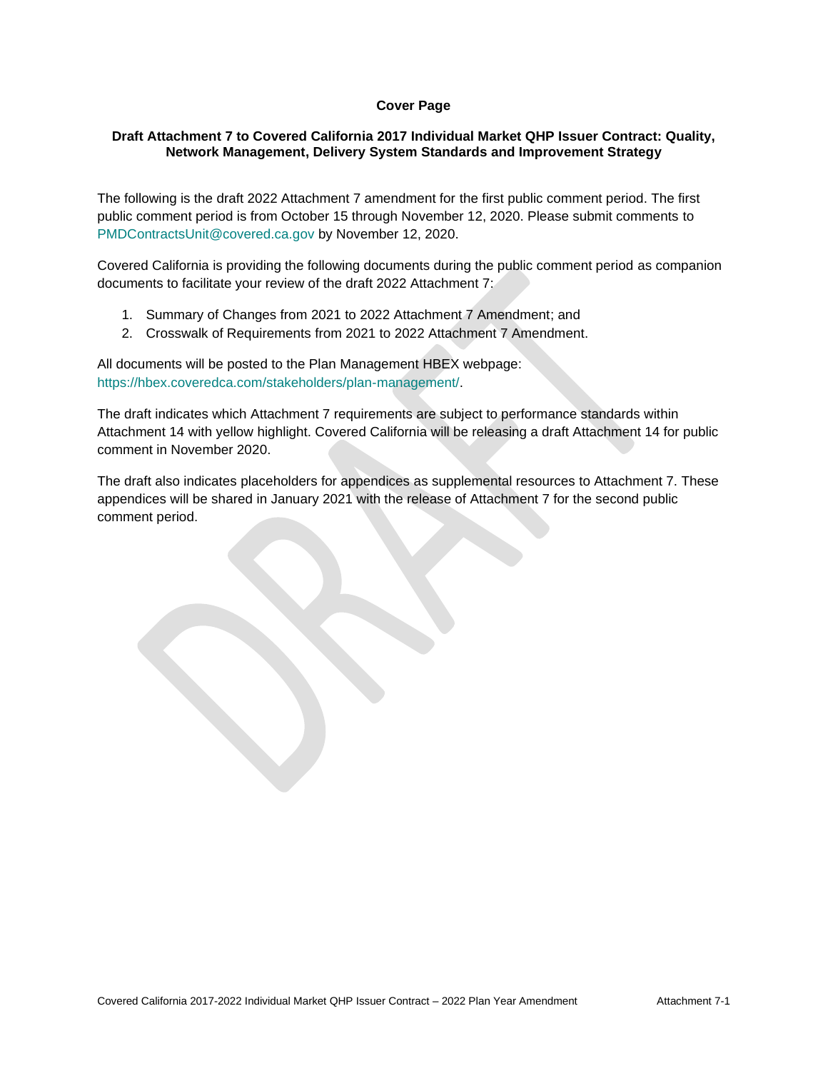**Cover Page**

**Draft Attachment 7 to Covered California 2017 Individual Market QHP Issuer Contract: Quality, Network Management, Delivery System Standards and Improvement Strategy**

The following is the draft 2022 Attachment 7 amendment for the first public comment period. The first public comment period is from October 15 through November 12, 2020. Please submit comments to PMDContractsUnit@covered.ca.gov by November 12, 2020.

Covered California is providing the following documents during the public comment period as companion documents to facilitate your review of the draft 2022 Attachment 7:

1. Summary of Changes from 2021 to 2022 Attachment 7 Amendment; and
2. Crosswalk of Requirements from 2021 to 2022 Attachment 7 Amendment.

All documents will be posted to the Plan Management HBEX webpage: https://hbex.coveredca.com/stakeholders/plan-management/.

The draft indicates which Attachment 7 requirements are subject to performance standards within Attachment 14 with yellow highlight. Covered California will be releasing a draft Attachment 14 for public comment in November 2020.

The draft also indicates placeholders for appendices as supplemental resources to Attachment 7. These appendices will be shared in January 2021 with the release of Attachment 7 for the second public comment period.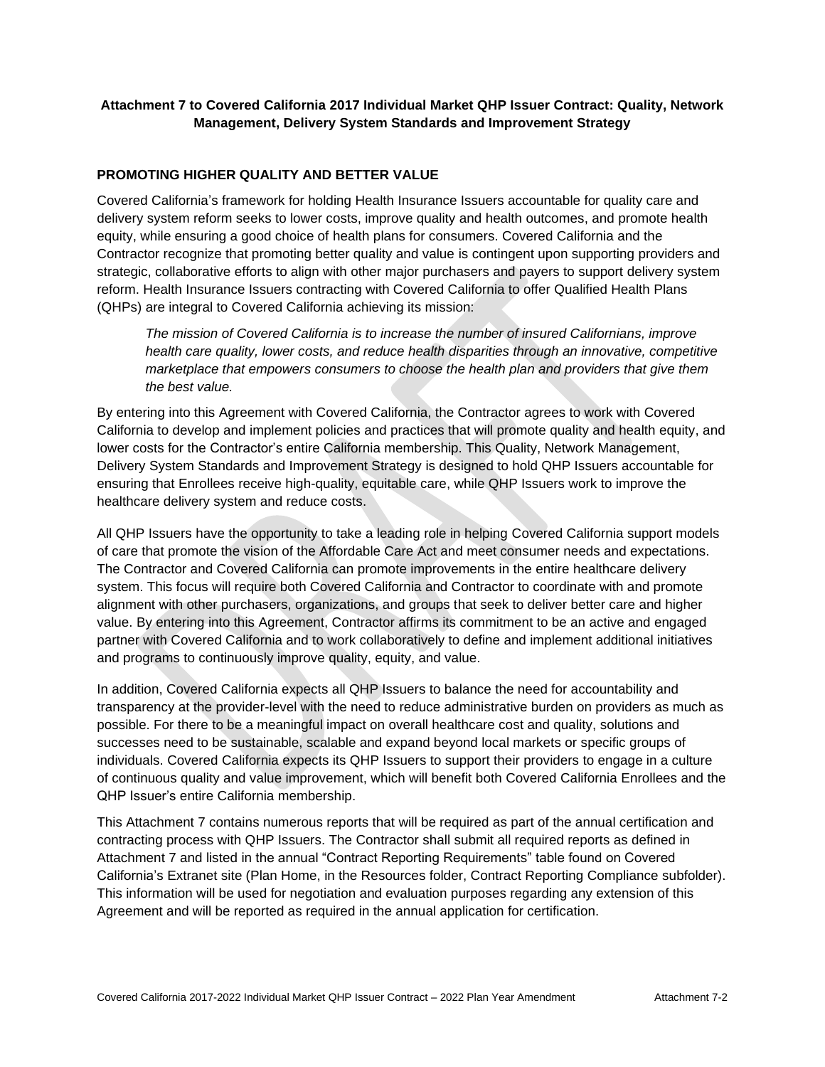**Attachment 7 to Covered California 2017 Individual Market QHP Issuer Contract: Quality, Network Management, Delivery System Standards and Improvement Strategy**

## PROMOTING HIGHER QUALITY AND BETTER VALUE

Covered California's framework for holding Health Insurance Issuers accountable for quality care and delivery system reform seeks to lower costs, improve quality and health outcomes, and promote health equity, while ensuring a good choice of health plans for consumers. Covered California and the Contractor recognize that promoting better quality and value is contingent upon supporting providers and strategic, collaborative efforts to align with other major purchasers and payers to support delivery system reform. Health Insurance Issuers contracting with Covered California to offer Qualified Health Plans (QHPs) are integral to Covered California achieving its mission:

> *The mission of Covered California is to increase the number of insured Californians, improve health care quality, lower costs, and reduce health disparities through an innovative, competitive marketplace that empowers consumers to choose the health plan and providers that give them the best value.*

By entering into this Agreement with Covered California, the Contractor agrees to work with Covered California to develop and implement policies and practices that will promote quality and health equity, and lower costs for the Contractor's entire California membership. This Quality, Network Management, Delivery System Standards and Improvement Strategy is designed to hold QHP Issuers accountable for ensuring that Enrollees receive high-quality, equitable care, while QHP Issuers work to improve the healthcare delivery system and reduce costs.

All QHP Issuers have the opportunity to take a leading role in helping Covered California support models of care that promote the vision of the Affordable Care Act and meet consumer needs and expectations. The Contractor and Covered California can promote improvements in the entire healthcare delivery system. This focus will require both Covered California and Contractor to coordinate with and promote alignment with other purchasers, organizations, and groups that seek to deliver better care and higher value. By entering into this Agreement, Contractor affirms its commitment to be an active and engaged partner with Covered California and to work collaboratively to define and implement additional initiatives and programs to continuously improve quality, equity, and value.

In addition, Covered California expects all QHP Issuers to balance the need for accountability and transparency at the provider-level with the need to reduce administrative burden on providers as much as possible. For there to be a meaningful impact on overall healthcare cost and quality, solutions and successes need to be sustainable, scalable and expand beyond local markets or specific groups of individuals. Covered California expects its QHP Issuers to support their providers to engage in a culture of continuous quality and value improvement, which will benefit both Covered California Enrollees and the QHP Issuer's entire California membership.

This Attachment 7 contains numerous reports that will be required as part of the annual certification and contracting process with QHP Issuers. The Contractor shall submit all required reports as defined in Attachment 7 and listed in the annual "Contract Reporting Requirements" table found on Covered California's Extranet site (Plan Home, in the Resources folder, Contract Reporting Compliance subfolder). This information will be used for negotiation and evaluation purposes regarding any extension of this Agreement and will be reported as required in the annual application for certification.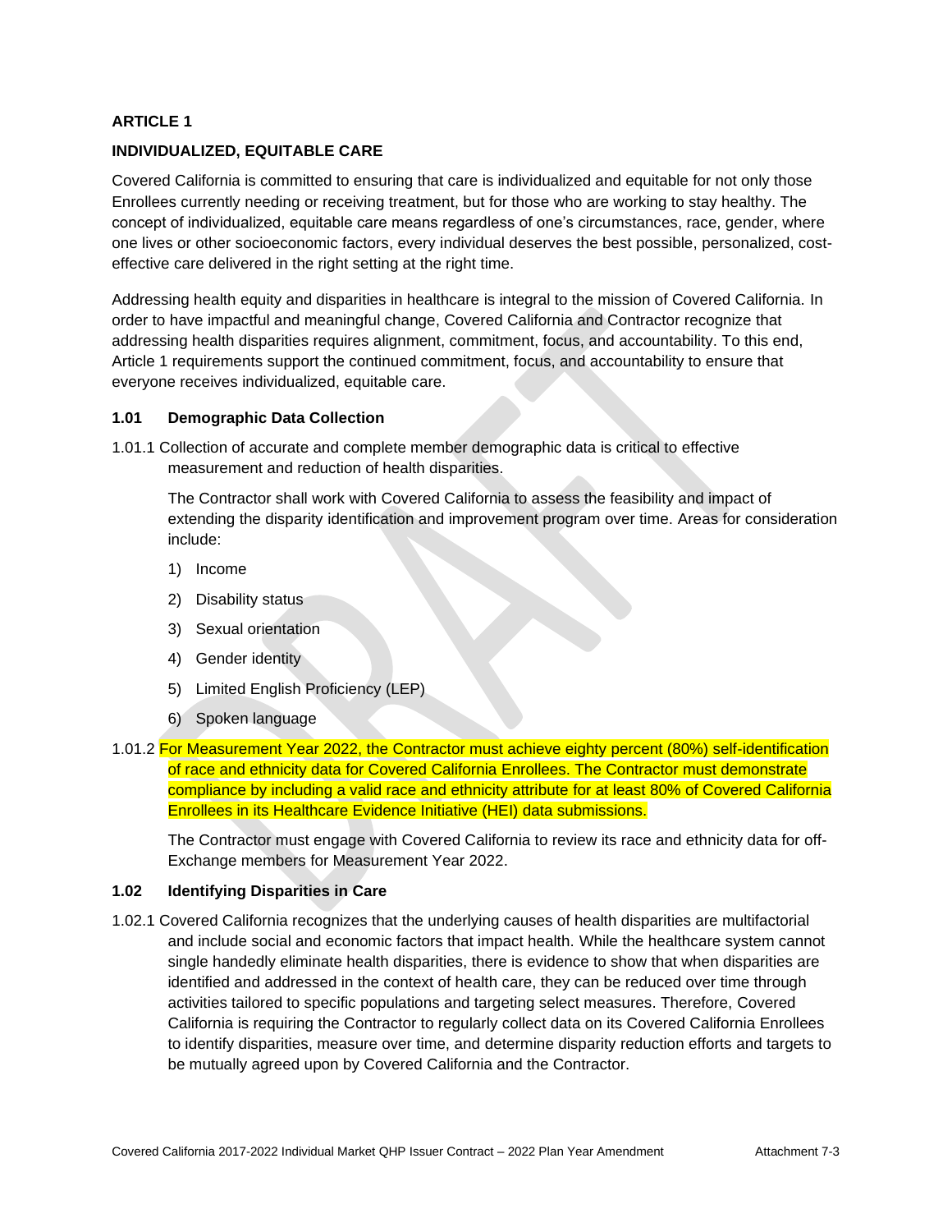## ARTICLE 1

## INDIVIDUALIZED, EQUITABLE CARE

Covered California is committed to ensuring that care is individualized and equitable for not only those Enrollees currently needing or receiving treatment, but for those who are working to stay healthy. The concept of individualized, equitable care means regardless of one's circumstances, race, gender, where one lives or other socioeconomic factors, every individual deserves the best possible, personalized, cost-effective care delivered in the right setting at the right time.

Addressing health equity and disparities in healthcare is integral to the mission of Covered California. In order to have impactful and meaningful change, Covered California and Contractor recognize that addressing health disparities requires alignment, commitment, focus, and accountability. To this end, Article 1 requirements support the continued commitment, focus, and accountability to ensure that everyone receives individualized, equitable care.

### 1.01 Demographic Data Collection

1.01.1 Collection of accurate and complete member demographic data is critical to effective measurement and reduction of health disparities.

The Contractor shall work with Covered California to assess the feasibility and impact of extending the disparity identification and improvement program over time. Areas for consideration include:

1) Income
2) Disability status
3) Sexual orientation
4) Gender identity
5) Limited English Proficiency (LEP)
6) Spoken language

1.01.2 For Measurement Year 2022, the Contractor must achieve eighty percent (80%) self-identification of race and ethnicity data for Covered California Enrollees. The Contractor must demonstrate compliance by including a valid race and ethnicity attribute for at least 80% of Covered California Enrollees in its Healthcare Evidence Initiative (HEI) data submissions.

The Contractor must engage with Covered California to review its race and ethnicity data for off-Exchange members for Measurement Year 2022.

### 1.02 Identifying Disparities in Care

1.02.1 Covered California recognizes that the underlying causes of health disparities are multifactorial and include social and economic factors that impact health. While the healthcare system cannot single handedly eliminate health disparities, there is evidence to show that when disparities are identified and addressed in the context of health care, they can be reduced over time through activities tailored to specific populations and targeting select measures. Therefore, Covered California is requiring the Contractor to regularly collect data on its Covered California Enrollees to identify disparities, measure over time, and determine disparity reduction efforts and targets to be mutually agreed upon by Covered California and the Contractor.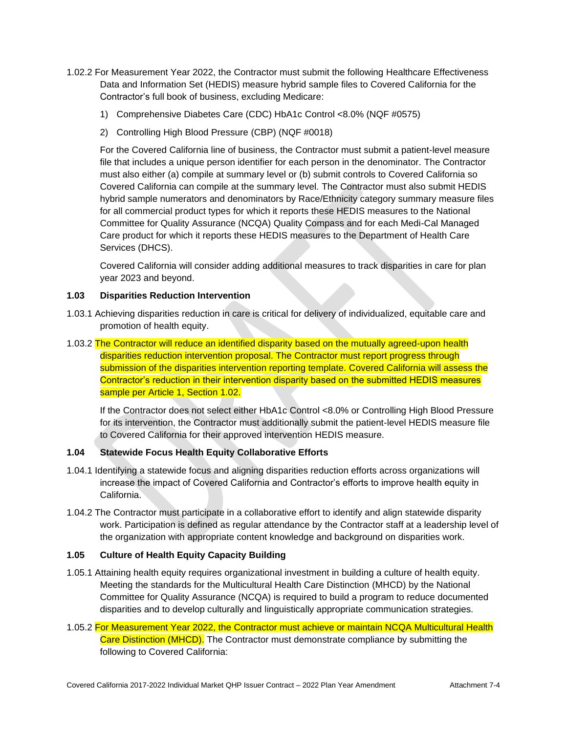1.02.2 For Measurement Year 2022, the Contractor must submit the following Healthcare Effectiveness Data and Information Set (HEDIS) measure hybrid sample files to Covered California for the Contractor's full book of business, excluding Medicare:

1) Comprehensive Diabetes Care (CDC) HbA1c Control <8.0% (NQF #0575)

2) Controlling High Blood Pressure (CBP) (NQF #0018)

For the Covered California line of business, the Contractor must submit a patient-level measure file that includes a unique person identifier for each person in the denominator. The Contractor must also either (a) compile at summary level or (b) submit controls to Covered California so Covered California can compile at the summary level. The Contractor must also submit HEDIS hybrid sample numerators and denominators by Race/Ethnicity category summary measure files for all commercial product types for which it reports these HEDIS measures to the National Committee for Quality Assurance (NCQA) Quality Compass and for each Medi-Cal Managed Care product for which it reports these HEDIS measures to the Department of Health Care Services (DHCS).

Covered California will consider adding additional measures to track disparities in care for plan year 2023 and beyond.

### 1.03 Disparities Reduction Intervention

1.03.1 Achieving disparities reduction in care is critical for delivery of individualized, equitable care and promotion of health equity.

1.03.2 The Contractor will reduce an identified disparity based on the mutually agreed-upon health disparities reduction intervention proposal. The Contractor must report progress through submission of the disparities intervention reporting template. Covered California will assess the Contractor's reduction in their intervention disparity based on the submitted HEDIS measures sample per Article 1, Section 1.02.

If the Contractor does not select either HbA1c Control <8.0% or Controlling High Blood Pressure for its intervention, the Contractor must additionally submit the patient-level HEDIS measure file to Covered California for their approved intervention HEDIS measure.

### 1.04 Statewide Focus Health Equity Collaborative Efforts

1.04.1 Identifying a statewide focus and aligning disparities reduction efforts across organizations will increase the impact of Covered California and Contractor's efforts to improve health equity in California.

1.04.2 The Contractor must participate in a collaborative effort to identify and align statewide disparity work. Participation is defined as regular attendance by the Contractor staff at a leadership level of the organization with appropriate content knowledge and background on disparities work.

### 1.05 Culture of Health Equity Capacity Building

1.05.1 Attaining health equity requires organizational investment in building a culture of health equity. Meeting the standards for the Multicultural Health Care Distinction (MHCD) by the National Committee for Quality Assurance (NCQA) is required to build a program to reduce documented disparities and to develop culturally and linguistically appropriate communication strategies.

1.05.2 For Measurement Year 2022, the Contractor must achieve or maintain NCQA Multicultural Health Care Distinction (MHCD). The Contractor must demonstrate compliance by submitting the following to Covered California: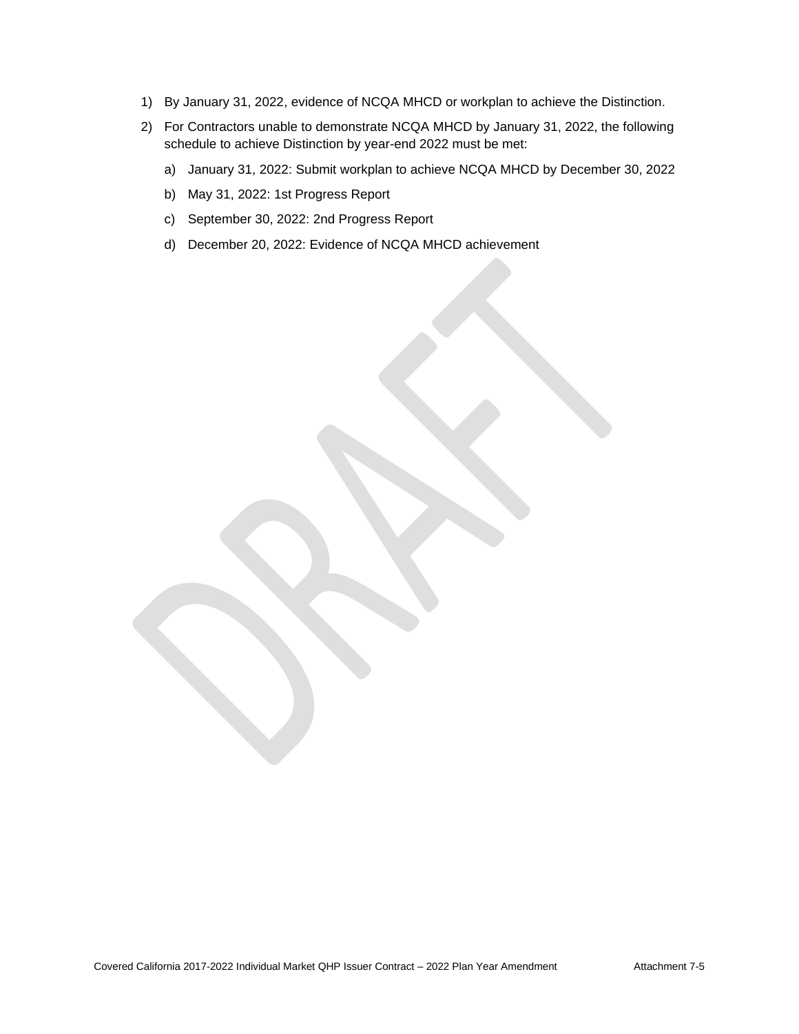1) By January 31, 2022, evidence of NCQA MHCD or workplan to achieve the Distinction.

2) For Contractors unable to demonstrate NCQA MHCD by January 31, 2022, the following schedule to achieve Distinction by year-end 2022 must be met:

    a) January 31, 2022: Submit workplan to achieve NCQA MHCD by December 30, 2022

    b) May 31, 2022: 1st Progress Report

    c) September 30, 2022: 2nd Progress Report

    d) December 20, 2022: Evidence of NCQA MHCD achievement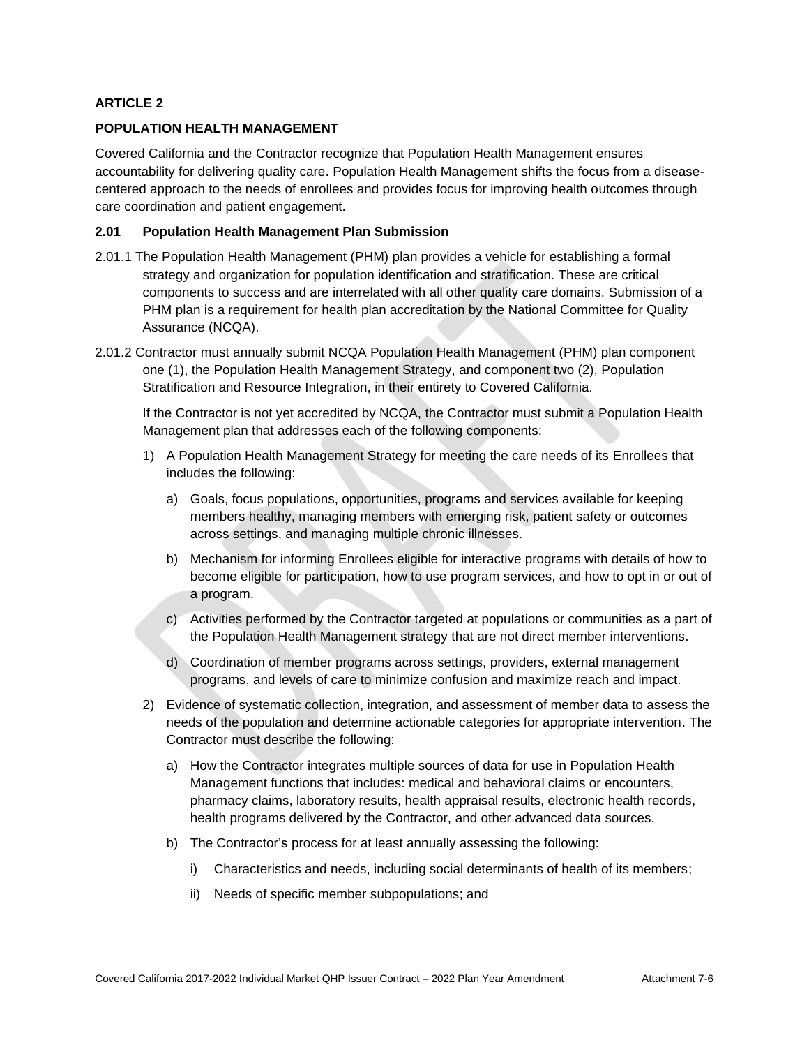## ARTICLE 2

## POPULATION HEALTH MANAGEMENT

Covered California and the Contractor recognize that Population Health Management ensures accountability for delivering quality care. Population Health Management shifts the focus from a disease-centered approach to the needs of enrollees and provides focus for improving health outcomes through care coordination and patient engagement.

### 2.01 Population Health Management Plan Submission

2.01.1 The Population Health Management (PHM) plan provides a vehicle for establishing a formal strategy and organization for population identification and stratification. These are critical components to success and are interrelated with all other quality care domains. Submission of a PHM plan is a requirement for health plan accreditation by the National Committee for Quality Assurance (NCQA).

2.01.2 Contractor must annually submit NCQA Population Health Management (PHM) plan component one (1), the Population Health Management Strategy, and component two (2), Population Stratification and Resource Integration, in their entirety to Covered California.

If the Contractor is not yet accredited by NCQA, the Contractor must submit a Population Health Management plan that addresses each of the following components:

1) A Population Health Management Strategy for meeting the care needs of its Enrollees that includes the following:
   a) Goals, focus populations, opportunities, programs and services available for keeping members healthy, managing members with emerging risk, patient safety or outcomes across settings, and managing multiple chronic illnesses.
   b) Mechanism for informing Enrollees eligible for interactive programs with details of how to become eligible for participation, how to use program services, and how to opt in or out of a program.
   c) Activities performed by the Contractor targeted at populations or communities as a part of the Population Health Management strategy that are not direct member interventions.
   d) Coordination of member programs across settings, providers, external management programs, and levels of care to minimize confusion and maximize reach and impact.
2) Evidence of systematic collection, integration, and assessment of member data to assess the needs of the population and determine actionable categories for appropriate intervention. The Contractor must describe the following:
   a) How the Contractor integrates multiple sources of data for use in Population Health Management functions that includes: medical and behavioral claims or encounters, pharmacy claims, laboratory results, health appraisal results, electronic health records, health programs delivered by the Contractor, and other advanced data sources.
   b) The Contractor's process for at least annually assessing the following:
      i) Characteristics and needs, including social determinants of health of its members;
      ii) Needs of specific member subpopulations; and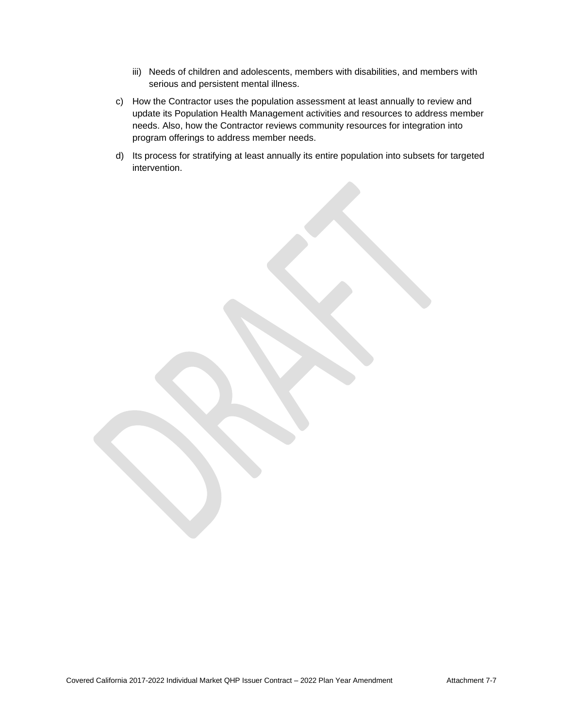iii) Needs of children and adolescents, members with disabilities, and members with serious and persistent mental illness.

c) How the Contractor uses the population assessment at least annually to review and update its Population Health Management activities and resources to address member needs. Also, how the Contractor reviews community resources for integration into program offerings to address member needs.

d) Its process for stratifying at least annually its entire population into subsets for targeted intervention.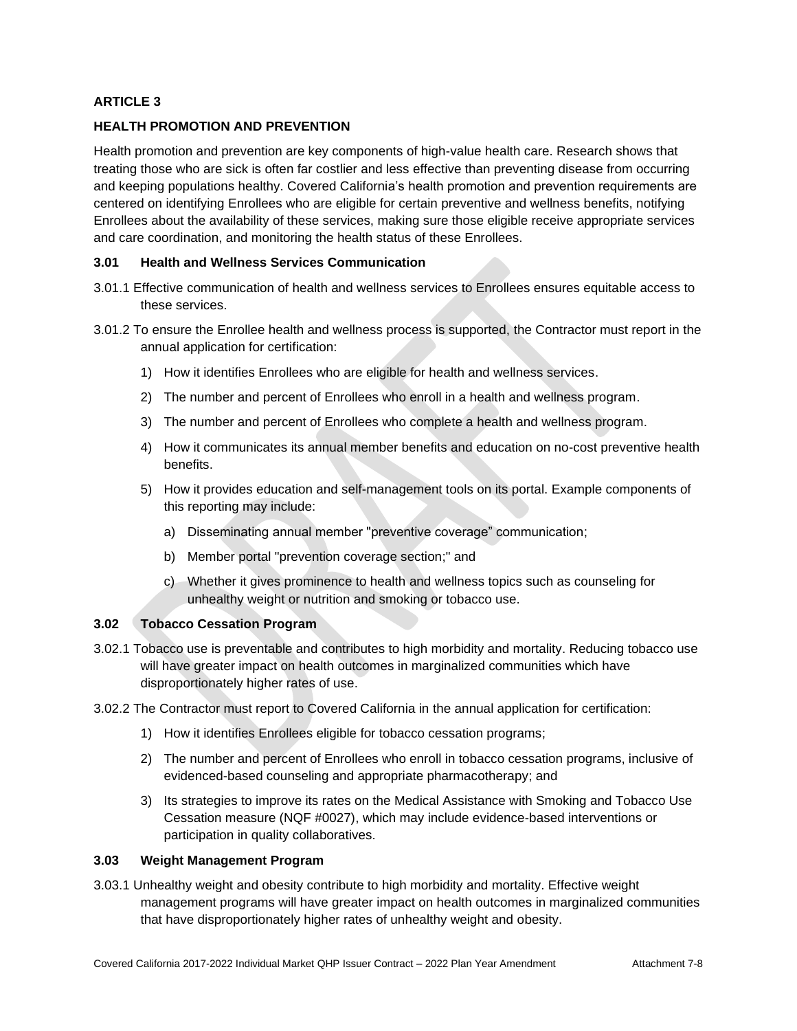## ARTICLE 3

## HEALTH PROMOTION AND PREVENTION

Health promotion and prevention are key components of high-value health care. Research shows that treating those who are sick is often far costlier and less effective than preventing disease from occurring and keeping populations healthy. Covered California's health promotion and prevention requirements are centered on identifying Enrollees who are eligible for certain preventive and wellness benefits, notifying Enrollees about the availability of these services, making sure those eligible receive appropriate services and care coordination, and monitoring the health status of these Enrollees.

### 3.01 Health and Wellness Services Communication

3.01.1 Effective communication of health and wellness services to Enrollees ensures equitable access to these services.

3.01.2 To ensure the Enrollee health and wellness process is supported, the Contractor must report in the annual application for certification:

1) How it identifies Enrollees who are eligible for health and wellness services.
2) The number and percent of Enrollees who enroll in a health and wellness program.
3) The number and percent of Enrollees who complete a health and wellness program.
4) How it communicates its annual member benefits and education on no-cost preventive health benefits.
5) How it provides education and self-management tools on its portal. Example components of this reporting may include:
   a) Disseminating annual member "preventive coverage" communication;
   b) Member portal "prevention coverage section;" and
   c) Whether it gives prominence to health and wellness topics such as counseling for unhealthy weight or nutrition and smoking or tobacco use.

### 3.02 Tobacco Cessation Program

3.02.1 Tobacco use is preventable and contributes to high morbidity and mortality. Reducing tobacco use will have greater impact on health outcomes in marginalized communities which have disproportionately higher rates of use.

3.02.2 The Contractor must report to Covered California in the annual application for certification:

1) How it identifies Enrollees eligible for tobacco cessation programs;
2) The number and percent of Enrollees who enroll in tobacco cessation programs, inclusive of evidenced-based counseling and appropriate pharmacotherapy; and
3) Its strategies to improve its rates on the Medical Assistance with Smoking and Tobacco Use Cessation measure (NQF #0027), which may include evidence-based interventions or participation in quality collaboratives.

### 3.03 Weight Management Program

3.03.1 Unhealthy weight and obesity contribute to high morbidity and mortality. Effective weight management programs will have greater impact on health outcomes in marginalized communities that have disproportionately higher rates of unhealthy weight and obesity.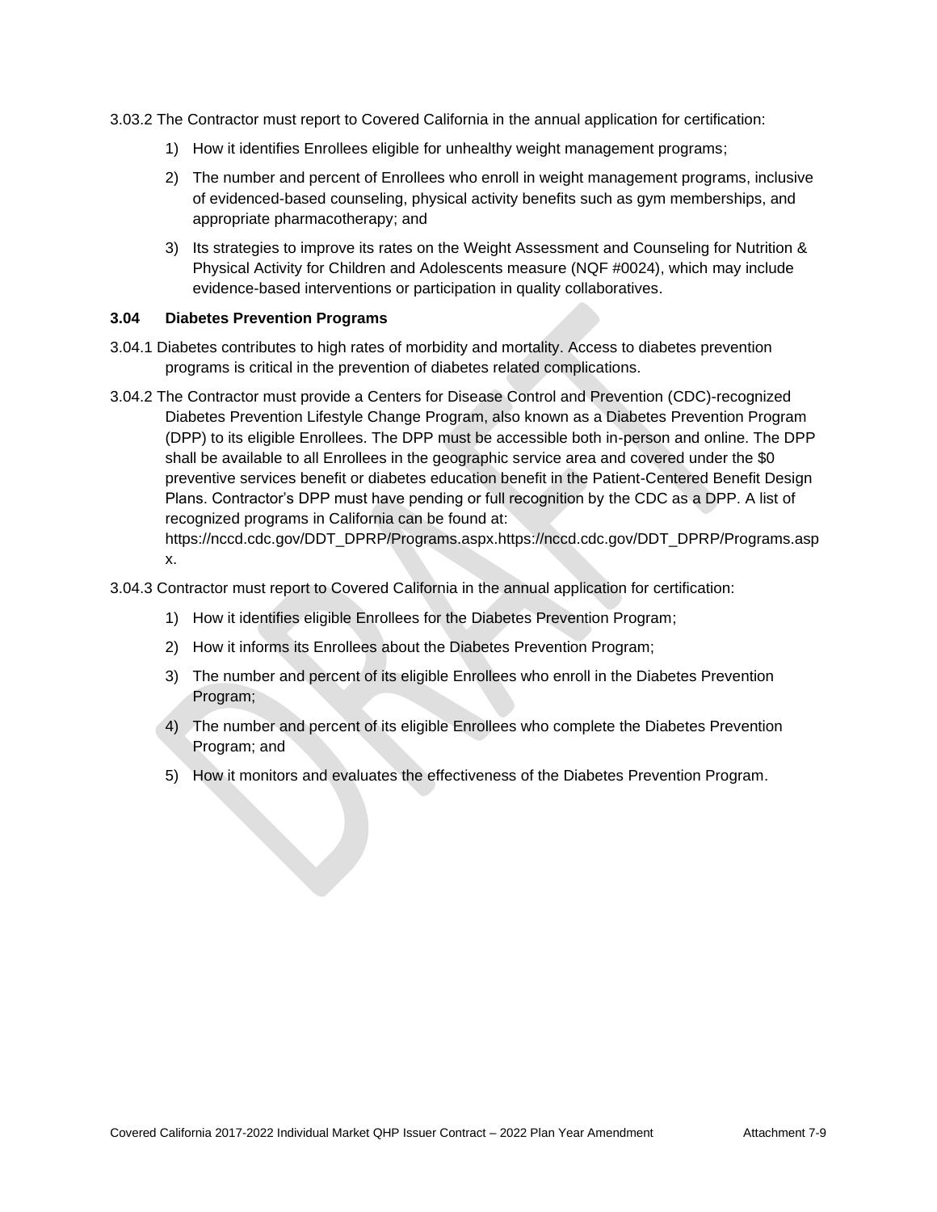3.03.2 The Contractor must report to Covered California in the annual application for certification:

1) How it identifies Enrollees eligible for unhealthy weight management programs;
2) The number and percent of Enrollees who enroll in weight management programs, inclusive of evidenced-based counseling, physical activity benefits such as gym memberships, and appropriate pharmacotherapy; and
3) Its strategies to improve its rates on the Weight Assessment and Counseling for Nutrition & Physical Activity for Children and Adolescents measure (NQF #0024), which may include evidence-based interventions or participation in quality collaboratives.

### 3.04 Diabetes Prevention Programs

3.04.1 Diabetes contributes to high rates of morbidity and mortality. Access to diabetes prevention programs is critical in the prevention of diabetes related complications.

3.04.2 The Contractor must provide a Centers for Disease Control and Prevention (CDC)-recognized Diabetes Prevention Lifestyle Change Program, also known as a Diabetes Prevention Program (DPP) to its eligible Enrollees. The DPP must be accessible both in-person and online. The DPP shall be available to all Enrollees in the geographic service area and covered under the $0 preventive services benefit or diabetes education benefit in the Patient-Centered Benefit Design Plans. Contractor's DPP must have pending or full recognition by the CDC as a DPP. A list of recognized programs in California can be found at: https://nccd.cdc.gov/DDT_DPRP/Programs.aspx.https://nccd.cdc.gov/DDT_DPRP/Programs.aspx.

3.04.3 Contractor must report to Covered California in the annual application for certification:

1) How it identifies eligible Enrollees for the Diabetes Prevention Program;
2) How it informs its Enrollees about the Diabetes Prevention Program;
3) The number and percent of its eligible Enrollees who enroll in the Diabetes Prevention Program;
4) The number and percent of its eligible Enrollees who complete the Diabetes Prevention Program; and
5) How it monitors and evaluates the effectiveness of the Diabetes Prevention Program.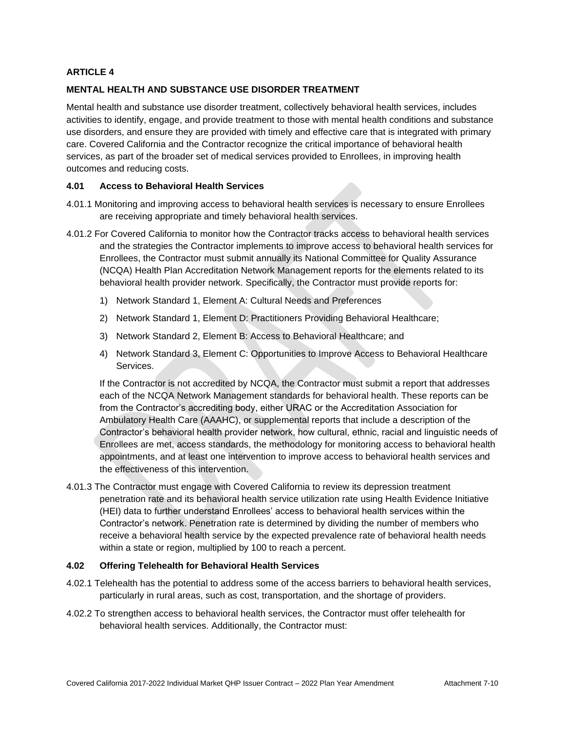## ARTICLE 4

## MENTAL HEALTH AND SUBSTANCE USE DISORDER TREATMENT

Mental health and substance use disorder treatment, collectively behavioral health services, includes activities to identify, engage, and provide treatment to those with mental health conditions and substance use disorders, and ensure they are provided with timely and effective care that is integrated with primary care. Covered California and the Contractor recognize the critical importance of behavioral health services, as part of the broader set of medical services provided to Enrollees, in improving health outcomes and reducing costs.

### 4.01 Access to Behavioral Health Services

4.01.1 Monitoring and improving access to behavioral health services is necessary to ensure Enrollees are receiving appropriate and timely behavioral health services.

4.01.2 For Covered California to monitor how the Contractor tracks access to behavioral health services and the strategies the Contractor implements to improve access to behavioral health services for Enrollees, the Contractor must submit annually its National Committee for Quality Assurance (NCQA) Health Plan Accreditation Network Management reports for the elements related to its behavioral health provider network. Specifically, the Contractor must provide reports for:

1) Network Standard 1, Element A: Cultural Needs and Preferences
2) Network Standard 1, Element D: Practitioners Providing Behavioral Healthcare;
3) Network Standard 2, Element B: Access to Behavioral Healthcare; and
4) Network Standard 3, Element C: Opportunities to Improve Access to Behavioral Healthcare Services.

If the Contractor is not accredited by NCQA, the Contractor must submit a report that addresses each of the NCQA Network Management standards for behavioral health. These reports can be from the Contractor's accrediting body, either URAC or the Accreditation Association for Ambulatory Health Care (AAAHC), or supplemental reports that include a description of the Contractor's behavioral health provider network, how cultural, ethnic, racial and linguistic needs of Enrollees are met, access standards, the methodology for monitoring access to behavioral health appointments, and at least one intervention to improve access to behavioral health services and the effectiveness of this intervention.

4.01.3 The Contractor must engage with Covered California to review its depression treatment penetration rate and its behavioral health service utilization rate using Health Evidence Initiative (HEI) data to further understand Enrollees' access to behavioral health services within the Contractor's network. Penetration rate is determined by dividing the number of members who receive a behavioral health service by the expected prevalence rate of behavioral health needs within a state or region, multiplied by 100 to reach a percent.

### 4.02 Offering Telehealth for Behavioral Health Services

4.02.1 Telehealth has the potential to address some of the access barriers to behavioral health services, particularly in rural areas, such as cost, transportation, and the shortage of providers.

4.02.2 To strengthen access to behavioral health services, the Contractor must offer telehealth for behavioral health services. Additionally, the Contractor must: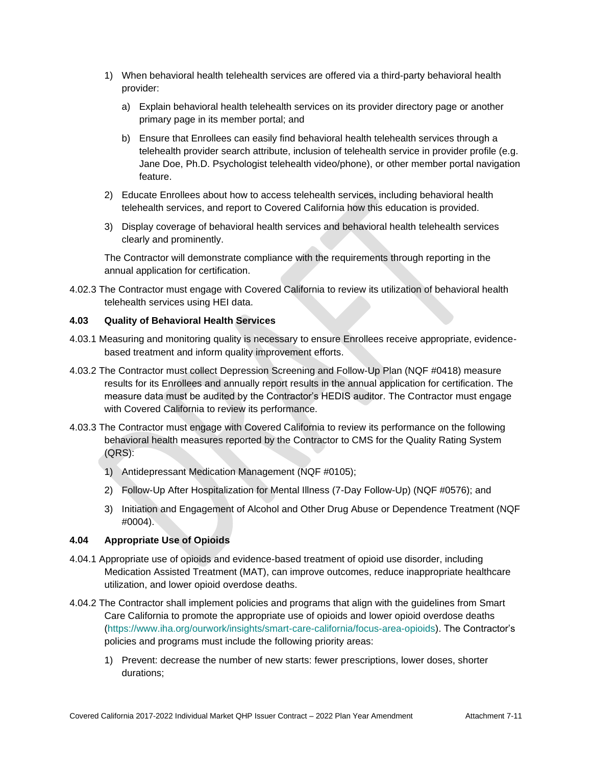1) When behavioral health telehealth services are offered via a third-party behavioral health provider:

   a) Explain behavioral health telehealth services on its provider directory page or another primary page in its member portal; and

   b) Ensure that Enrollees can easily find behavioral health telehealth services through a telehealth provider search attribute, inclusion of telehealth service in provider profile (e.g. Jane Doe, Ph.D. Psychologist telehealth video/phone), or other member portal navigation feature.

2) Educate Enrollees about how to access telehealth services, including behavioral health telehealth services, and report to Covered California how this education is provided.

3) Display coverage of behavioral health services and behavioral health telehealth services clearly and prominently.

The Contractor will demonstrate compliance with the requirements through reporting in the annual application for certification.

4.02.3 The Contractor must engage with Covered California to review its utilization of behavioral health telehealth services using HEI data.

### 4.03 Quality of Behavioral Health Services

4.03.1 Measuring and monitoring quality is necessary to ensure Enrollees receive appropriate, evidence-based treatment and inform quality improvement efforts.

4.03.2 The Contractor must collect Depression Screening and Follow-Up Plan (NQF #0418) measure results for its Enrollees and annually report results in the annual application for certification. The measure data must be audited by the Contractor's HEDIS auditor. The Contractor must engage with Covered California to review its performance.

4.03.3 The Contractor must engage with Covered California to review its performance on the following behavioral health measures reported by the Contractor to CMS for the Quality Rating System (QRS):

1) Antidepressant Medication Management (NQF #0105);

2) Follow-Up After Hospitalization for Mental Illness (7-Day Follow-Up) (NQF #0576); and

3) Initiation and Engagement of Alcohol and Other Drug Abuse or Dependence Treatment (NQF #0004).

### 4.04 Appropriate Use of Opioids

4.04.1 Appropriate use of opioids and evidence-based treatment of opioid use disorder, including Medication Assisted Treatment (MAT), can improve outcomes, reduce inappropriate healthcare utilization, and lower opioid overdose deaths.

4.04.2 The Contractor shall implement policies and programs that align with the guidelines from Smart Care California to promote the appropriate use of opioids and lower opioid overdose deaths (https://www.iha.org/ourwork/insights/smart-care-california/focus-area-opioids). The Contractor's policies and programs must include the following priority areas:

1) Prevent: decrease the number of new starts: fewer prescriptions, lower doses, shorter durations;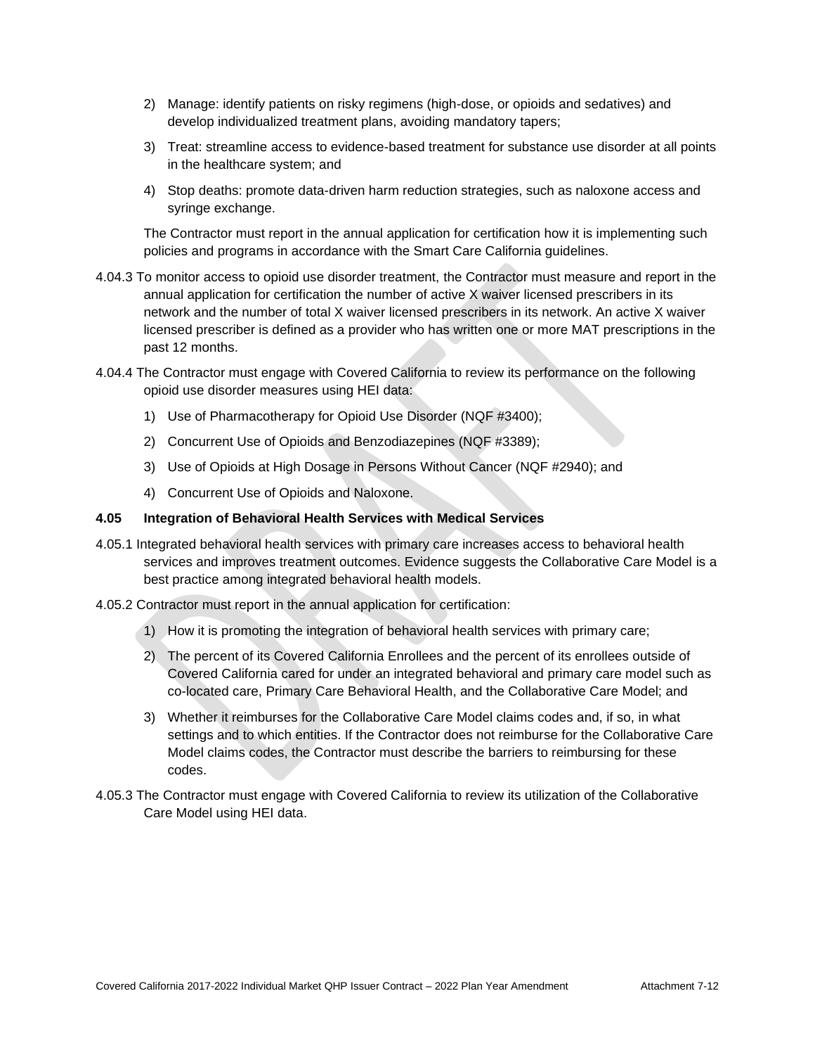2) Manage: identify patients on risky regimens (high-dose, or opioids and sedatives) and develop individualized treatment plans, avoiding mandatory tapers;

3) Treat: streamline access to evidence-based treatment for substance use disorder at all points in the healthcare system; and

4) Stop deaths: promote data-driven harm reduction strategies, such as naloxone access and syringe exchange.

The Contractor must report in the annual application for certification how it is implementing such policies and programs in accordance with the Smart Care California guidelines.

4.04.3 To monitor access to opioid use disorder treatment, the Contractor must measure and report in the annual application for certification the number of active X waiver licensed prescribers in its network and the number of total X waiver licensed prescribers in its network. An active X waiver licensed prescriber is defined as a provider who has written one or more MAT prescriptions in the past 12 months.

4.04.4 The Contractor must engage with Covered California to review its performance on the following opioid use disorder measures using HEI data:

1) Use of Pharmacotherapy for Opioid Use Disorder (NQF #3400);

2) Concurrent Use of Opioids and Benzodiazepines (NQF #3389);

3) Use of Opioids at High Dosage in Persons Without Cancer (NQF #2940); and

4) Concurrent Use of Opioids and Naloxone.

**4.05 Integration of Behavioral Health Services with Medical Services**

4.05.1 Integrated behavioral health services with primary care increases access to behavioral health services and improves treatment outcomes. Evidence suggests the Collaborative Care Model is a best practice among integrated behavioral health models.

4.05.2 Contractor must report in the annual application for certification:

1) How it is promoting the integration of behavioral health services with primary care;

2) The percent of its Covered California Enrollees and the percent of its enrollees outside of Covered California cared for under an integrated behavioral and primary care model such as co-located care, Primary Care Behavioral Health, and the Collaborative Care Model; and

3) Whether it reimburses for the Collaborative Care Model claims codes and, if so, in what settings and to which entities. If the Contractor does not reimburse for the Collaborative Care Model claims codes, the Contractor must describe the barriers to reimbursing for these codes.

4.05.3 The Contractor must engage with Covered California to review its utilization of the Collaborative Care Model using HEI data.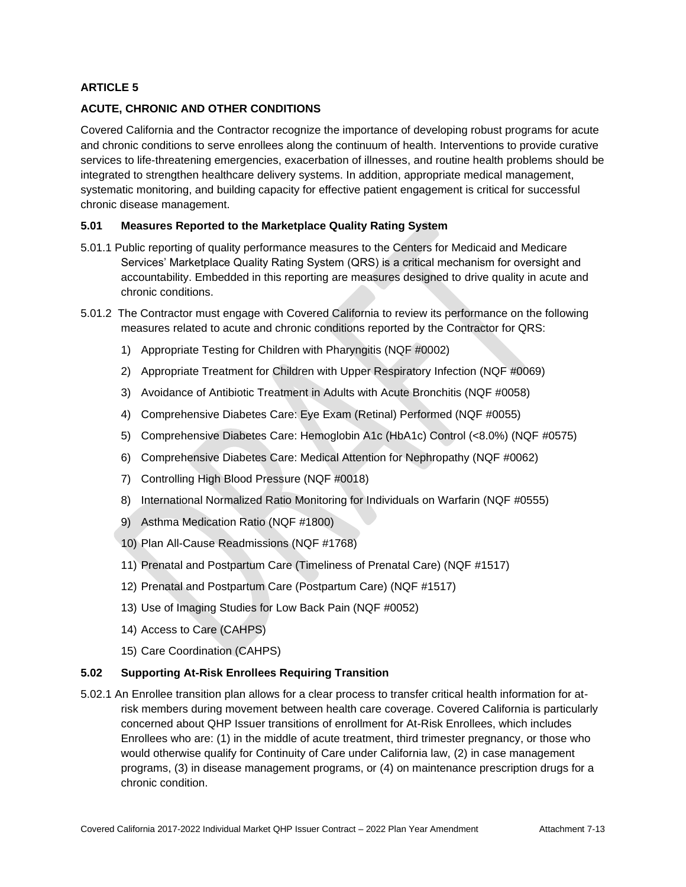## ARTICLE 5

## ACUTE, CHRONIC AND OTHER CONDITIONS

Covered California and the Contractor recognize the importance of developing robust programs for acute and chronic conditions to serve enrollees along the continuum of health. Interventions to provide curative services to life-threatening emergencies, exacerbation of illnesses, and routine health problems should be integrated to strengthen healthcare delivery systems. In addition, appropriate medical management, systematic monitoring, and building capacity for effective patient engagement is critical for successful chronic disease management.

### 5.01 Measures Reported to the Marketplace Quality Rating System

5.01.1 Public reporting of quality performance measures to the Centers for Medicaid and Medicare Services' Marketplace Quality Rating System (QRS) is a critical mechanism for oversight and accountability. Embedded in this reporting are measures designed to drive quality in acute and chronic conditions.

5.01.2 The Contractor must engage with Covered California to review its performance on the following measures related to acute and chronic conditions reported by the Contractor for QRS:

1) Appropriate Testing for Children with Pharyngitis (NQF #0002)
2) Appropriate Treatment for Children with Upper Respiratory Infection (NQF #0069)
3) Avoidance of Antibiotic Treatment in Adults with Acute Bronchitis (NQF #0058)
4) Comprehensive Diabetes Care: Eye Exam (Retinal) Performed (NQF #0055)
5) Comprehensive Diabetes Care: Hemoglobin A1c (HbA1c) Control (<8.0%) (NQF #0575)
6) Comprehensive Diabetes Care: Medical Attention for Nephropathy (NQF #0062)
7) Controlling High Blood Pressure (NQF #0018)
8) International Normalized Ratio Monitoring for Individuals on Warfarin (NQF #0555)
9) Asthma Medication Ratio (NQF #1800)
10) Plan All-Cause Readmissions (NQF #1768)
11) Prenatal and Postpartum Care (Timeliness of Prenatal Care) (NQF #1517)
12) Prenatal and Postpartum Care (Postpartum Care) (NQF #1517)
13) Use of Imaging Studies for Low Back Pain (NQF #0052)
14) Access to Care (CAHPS)
15) Care Coordination (CAHPS)

### 5.02 Supporting At-Risk Enrollees Requiring Transition

5.02.1 An Enrollee transition plan allows for a clear process to transfer critical health information for at-risk members during movement between health care coverage. Covered California is particularly concerned about QHP Issuer transitions of enrollment for At-Risk Enrollees, which includes Enrollees who are: (1) in the middle of acute treatment, third trimester pregnancy, or those who would otherwise qualify for Continuity of Care under California law, (2) in case management programs, (3) in disease management programs, or (4) on maintenance prescription drugs for a chronic condition.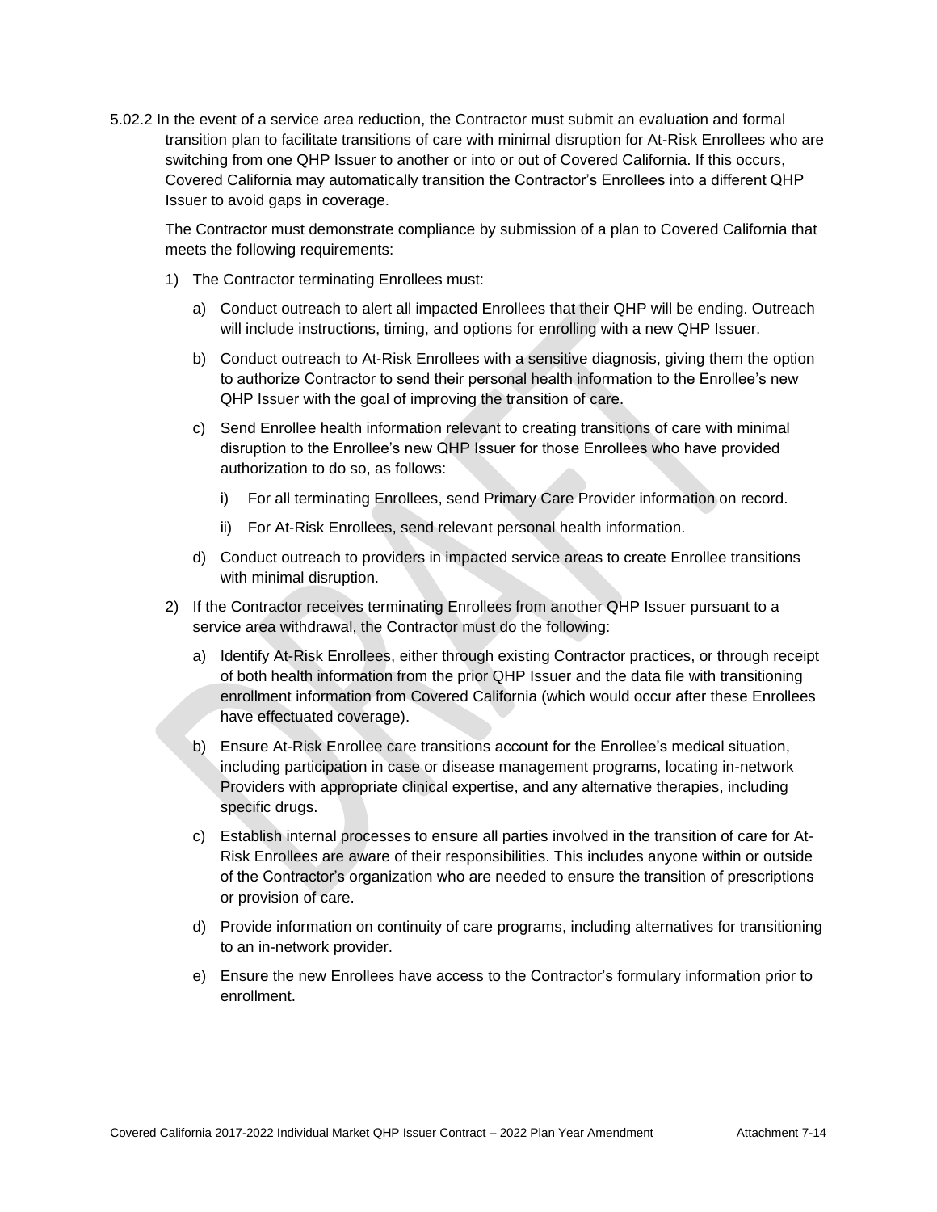5.02.2 In the event of a service area reduction, the Contractor must submit an evaluation and formal transition plan to facilitate transitions of care with minimal disruption for At-Risk Enrollees who are switching from one QHP Issuer to another or into or out of Covered California. If this occurs, Covered California may automatically transition the Contractor's Enrollees into a different QHP Issuer to avoid gaps in coverage.

The Contractor must demonstrate compliance by submission of a plan to Covered California that meets the following requirements:

1) The Contractor terminating Enrollees must:

   a) Conduct outreach to alert all impacted Enrollees that their QHP will be ending. Outreach will include instructions, timing, and options for enrolling with a new QHP Issuer.

   b) Conduct outreach to At-Risk Enrollees with a sensitive diagnosis, giving them the option to authorize Contractor to send their personal health information to the Enrollee's new QHP Issuer with the goal of improving the transition of care.

   c) Send Enrollee health information relevant to creating transitions of care with minimal disruption to the Enrollee's new QHP Issuer for those Enrollees who have provided authorization to do so, as follows:

      i) For all terminating Enrollees, send Primary Care Provider information on record.

      ii) For At-Risk Enrollees, send relevant personal health information.

   d) Conduct outreach to providers in impacted service areas to create Enrollee transitions with minimal disruption.

2) If the Contractor receives terminating Enrollees from another QHP Issuer pursuant to a service area withdrawal, the Contractor must do the following:

   a) Identify At-Risk Enrollees, either through existing Contractor practices, or through receipt of both health information from the prior QHP Issuer and the data file with transitioning enrollment information from Covered California (which would occur after these Enrollees have effectuated coverage).

   b) Ensure At-Risk Enrollee care transitions account for the Enrollee's medical situation, including participation in case or disease management programs, locating in-network Providers with appropriate clinical expertise, and any alternative therapies, including specific drugs.

   c) Establish internal processes to ensure all parties involved in the transition of care for At-Risk Enrollees are aware of their responsibilities. This includes anyone within or outside of the Contractor's organization who are needed to ensure the transition of prescriptions or provision of care.

   d) Provide information on continuity of care programs, including alternatives for transitioning to an in-network provider.

   e) Ensure the new Enrollees have access to the Contractor's formulary information prior to enrollment.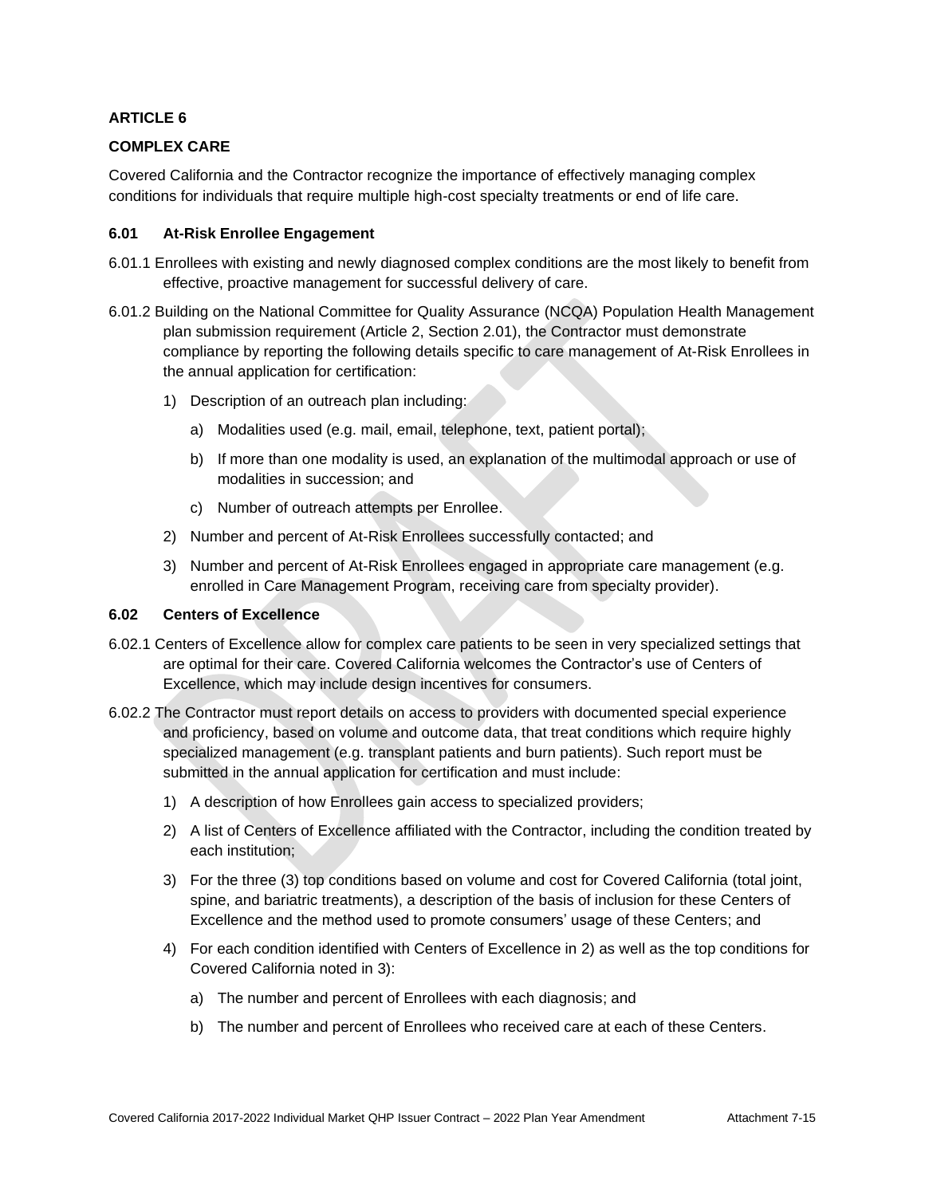**ARTICLE 6**

**COMPLEX CARE**

Covered California and the Contractor recognize the importance of effectively managing complex conditions for individuals that require multiple high-cost specialty treatments or end of life care.

### 6.01 At-Risk Enrollee Engagement

6.01.1 Enrollees with existing and newly diagnosed complex conditions are the most likely to benefit from effective, proactive management for successful delivery of care.

6.01.2 Building on the National Committee for Quality Assurance (NCQA) Population Health Management plan submission requirement (Article 2, Section 2.01), the Contractor must demonstrate compliance by reporting the following details specific to care management of At-Risk Enrollees in the annual application for certification:

1) Description of an outreach plan including:
   a) Modalities used (e.g. mail, email, telephone, text, patient portal);
   b) If more than one modality is used, an explanation of the multimodal approach or use of modalities in succession; and
   c) Number of outreach attempts per Enrollee.
2) Number and percent of At-Risk Enrollees successfully contacted; and
3) Number and percent of At-Risk Enrollees engaged in appropriate care management (e.g. enrolled in Care Management Program, receiving care from specialty provider).

### 6.02 Centers of Excellence

6.02.1 Centers of Excellence allow for complex care patients to be seen in very specialized settings that are optimal for their care. Covered California welcomes the Contractor's use of Centers of Excellence, which may include design incentives for consumers.

6.02.2 The Contractor must report details on access to providers with documented special experience and proficiency, based on volume and outcome data, that treat conditions which require highly specialized management (e.g. transplant patients and burn patients). Such report must be submitted in the annual application for certification and must include:

1) A description of how Enrollees gain access to specialized providers;
2) A list of Centers of Excellence affiliated with the Contractor, including the condition treated by each institution;
3) For the three (3) top conditions based on volume and cost for Covered California (total joint, spine, and bariatric treatments), a description of the basis of inclusion for these Centers of Excellence and the method used to promote consumers' usage of these Centers; and
4) For each condition identified with Centers of Excellence in 2) as well as the top conditions for Covered California noted in 3):
   a) The number and percent of Enrollees with each diagnosis; and
   b) The number and percent of Enrollees who received care at each of these Centers.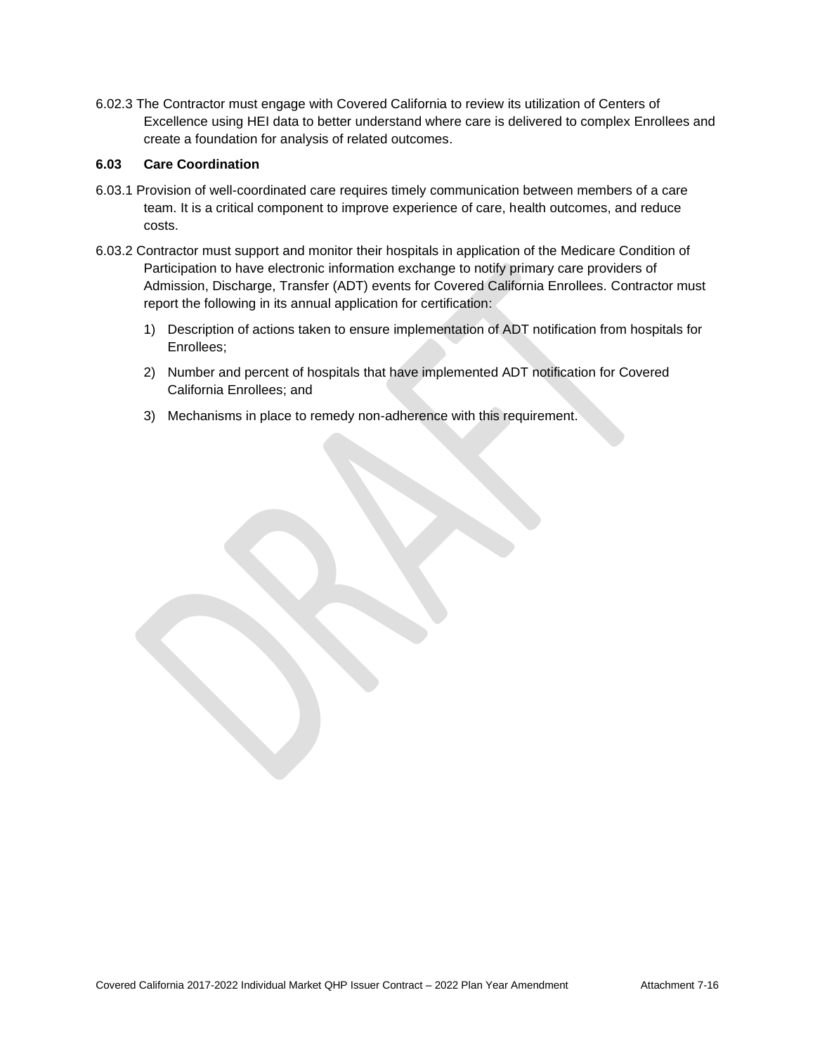6.02.3 The Contractor must engage with Covered California to review its utilization of Centers of Excellence using HEI data to better understand where care is delivered to complex Enrollees and create a foundation for analysis of related outcomes.

### 6.03 Care Coordination

6.03.1 Provision of well-coordinated care requires timely communication between members of a care team. It is a critical component to improve experience of care, health outcomes, and reduce costs.

6.03.2 Contractor must support and monitor their hospitals in application of the Medicare Condition of Participation to have electronic information exchange to notify primary care providers of Admission, Discharge, Transfer (ADT) events for Covered California Enrollees. Contractor must report the following in its annual application for certification:

1) Description of actions taken to ensure implementation of ADT notification from hospitals for Enrollees;
2) Number and percent of hospitals that have implemented ADT notification for Covered California Enrollees; and
3) Mechanisms in place to remedy non-adherence with this requirement.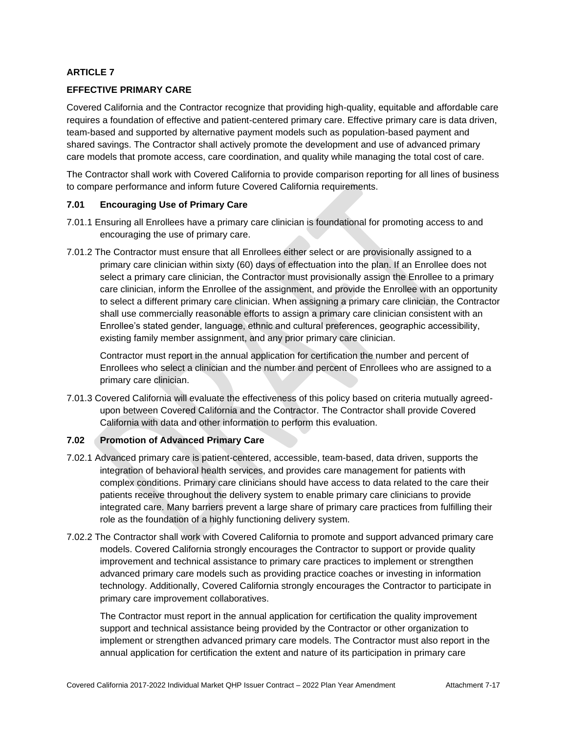## ARTICLE 7

## EFFECTIVE PRIMARY CARE

Covered California and the Contractor recognize that providing high-quality, equitable and affordable care requires a foundation of effective and patient-centered primary care. Effective primary care is data driven, team-based and supported by alternative payment models such as population-based payment and shared savings. The Contractor shall actively promote the development and use of advanced primary care models that promote access, care coordination, and quality while managing the total cost of care.

The Contractor shall work with Covered California to provide comparison reporting for all lines of business to compare performance and inform future Covered California requirements.

### 7.01 Encouraging Use of Primary Care

7.01.1 Ensuring all Enrollees have a primary care clinician is foundational for promoting access to and encouraging the use of primary care.

7.01.2 The Contractor must ensure that all Enrollees either select or are provisionally assigned to a primary care clinician within sixty (60) days of effectuation into the plan. If an Enrollee does not select a primary care clinician, the Contractor must provisionally assign the Enrollee to a primary care clinician, inform the Enrollee of the assignment, and provide the Enrollee with an opportunity to select a different primary care clinician. When assigning a primary care clinician, the Contractor shall use commercially reasonable efforts to assign a primary care clinician consistent with an Enrollee's stated gender, language, ethnic and cultural preferences, geographic accessibility, existing family member assignment, and any prior primary care clinician.

Contractor must report in the annual application for certification the number and percent of Enrollees who select a clinician and the number and percent of Enrollees who are assigned to a primary care clinician.

7.01.3 Covered California will evaluate the effectiveness of this policy based on criteria mutually agreed-upon between Covered California and the Contractor. The Contractor shall provide Covered California with data and other information to perform this evaluation.

### 7.02 Promotion of Advanced Primary Care

7.02.1 Advanced primary care is patient-centered, accessible, team-based, data driven, supports the integration of behavioral health services, and provides care management for patients with complex conditions. Primary care clinicians should have access to data related to the care their patients receive throughout the delivery system to enable primary care clinicians to provide integrated care. Many barriers prevent a large share of primary care practices from fulfilling their role as the foundation of a highly functioning delivery system.

7.02.2 The Contractor shall work with Covered California to promote and support advanced primary care models. Covered California strongly encourages the Contractor to support or provide quality improvement and technical assistance to primary care practices to implement or strengthen advanced primary care models such as providing practice coaches or investing in information technology. Additionally, Covered California strongly encourages the Contractor to participate in primary care improvement collaboratives.

The Contractor must report in the annual application for certification the quality improvement support and technical assistance being provided by the Contractor or other organization to implement or strengthen advanced primary care models. The Contractor must also report in the annual application for certification the extent and nature of its participation in primary care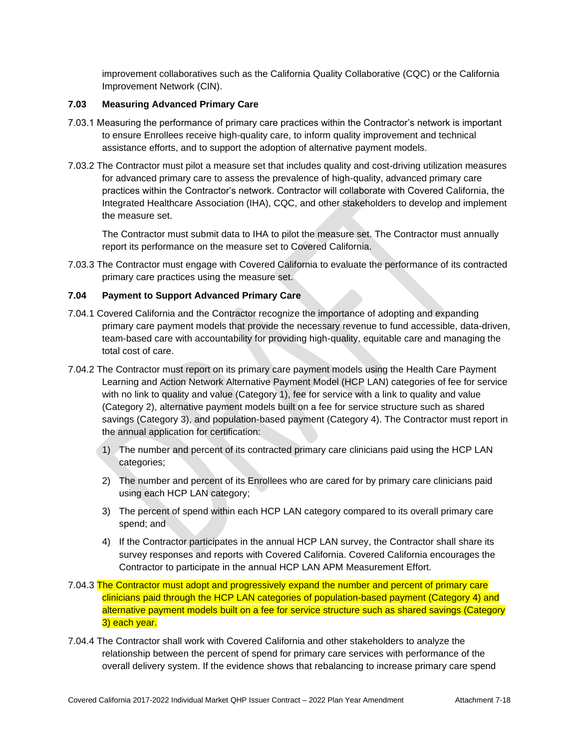improvement collaboratives such as the California Quality Collaborative (CQC) or the California Improvement Network (CIN).

### 7.03 Measuring Advanced Primary Care

7.03.1 Measuring the performance of primary care practices within the Contractor's network is important to ensure Enrollees receive high-quality care, to inform quality improvement and technical assistance efforts, and to support the adoption of alternative payment models.

7.03.2 The Contractor must pilot a measure set that includes quality and cost-driving utilization measures for advanced primary care to assess the prevalence of high-quality, advanced primary care practices within the Contractor's network. Contractor will collaborate with Covered California, the Integrated Healthcare Association (IHA), CQC, and other stakeholders to develop and implement the measure set.

The Contractor must submit data to IHA to pilot the measure set. The Contractor must annually report its performance on the measure set to Covered California.

7.03.3 The Contractor must engage with Covered California to evaluate the performance of its contracted primary care practices using the measure set.

### 7.04 Payment to Support Advanced Primary Care

7.04.1 Covered California and the Contractor recognize the importance of adopting and expanding primary care payment models that provide the necessary revenue to fund accessible, data-driven, team-based care with accountability for providing high-quality, equitable care and managing the total cost of care.

7.04.2 The Contractor must report on its primary care payment models using the Health Care Payment Learning and Action Network Alternative Payment Model (HCP LAN) categories of fee for service with no link to quality and value (Category 1), fee for service with a link to quality and value (Category 2), alternative payment models built on a fee for service structure such as shared savings (Category 3), and population-based payment (Category 4). The Contractor must report in the annual application for certification:

1) The number and percent of its contracted primary care clinicians paid using the HCP LAN categories;
2) The number and percent of its Enrollees who are cared for by primary care clinicians paid using each HCP LAN category;
3) The percent of spend within each HCP LAN category compared to its overall primary care spend; and
4) If the Contractor participates in the annual HCP LAN survey, the Contractor shall share its survey responses and reports with Covered California. Covered California encourages the Contractor to participate in the annual HCP LAN APM Measurement Effort.

7.04.3 The Contractor must adopt and progressively expand the number and percent of primary care clinicians paid through the HCP LAN categories of population-based payment (Category 4) and alternative payment models built on a fee for service structure such as shared savings (Category 3) each year.

7.04.4 The Contractor shall work with Covered California and other stakeholders to analyze the relationship between the percent of spend for primary care services with performance of the overall delivery system. If the evidence shows that rebalancing to increase primary care spend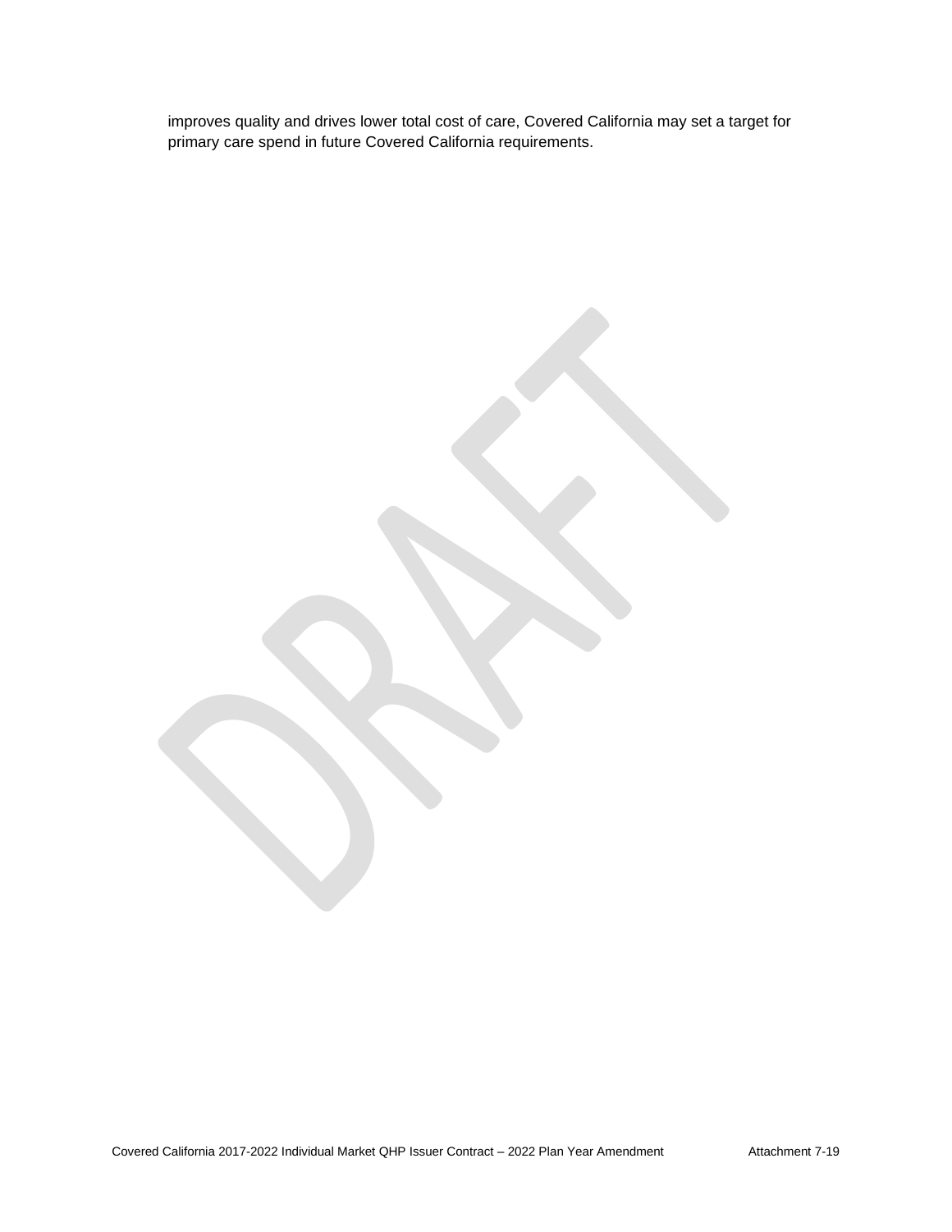improves quality and drives lower total cost of care, Covered California may set a target for primary care spend in future Covered California requirements.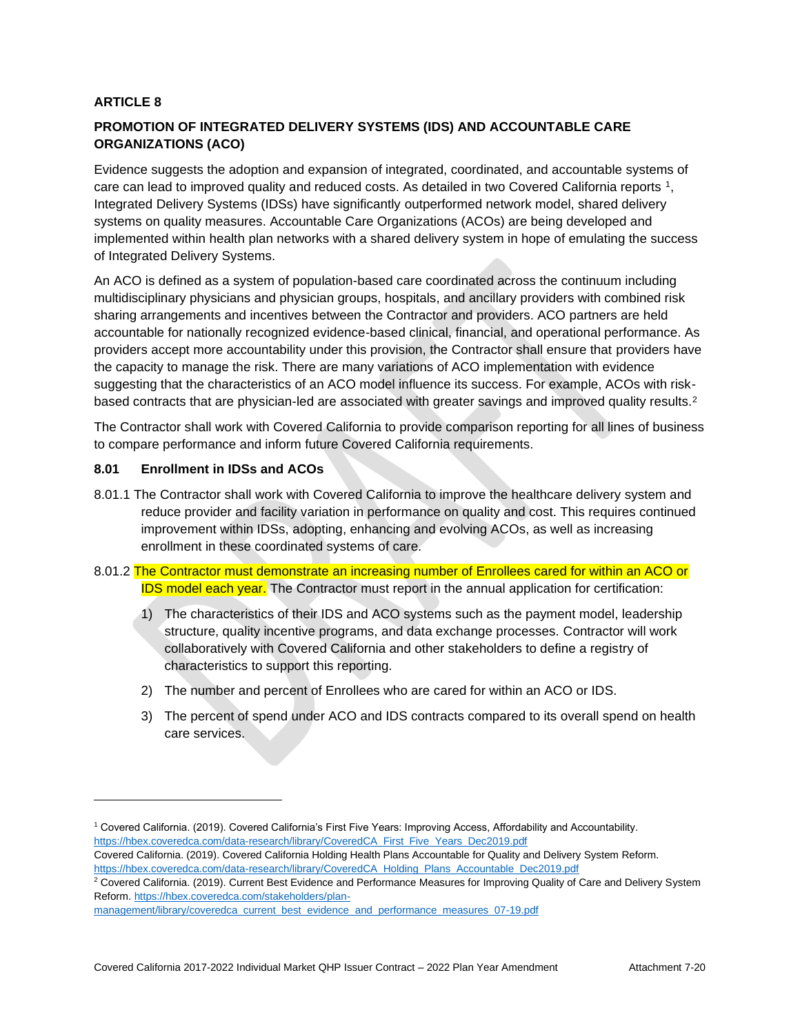**ARTICLE 8**

**PROMOTION OF INTEGRATED DELIVERY SYSTEMS (IDS) AND ACCOUNTABLE CARE ORGANIZATIONS (ACO)**

Evidence suggests the adoption and expansion of integrated, coordinated, and accountable systems of care can lead to improved quality and reduced costs. As detailed in two Covered California reports [1], Integrated Delivery Systems (IDSs) have significantly outperformed network model, shared delivery systems on quality measures. Accountable Care Organizations (ACOs) are being developed and implemented within health plan networks with a shared delivery system in hope of emulating the success of Integrated Delivery Systems.

An ACO is defined as a system of population-based care coordinated across the continuum including multidisciplinary physicians and physician groups, hospitals, and ancillary providers with combined risk sharing arrangements and incentives between the Contractor and providers. ACO partners are held accountable for nationally recognized evidence-based clinical, financial, and operational performance. As providers accept more accountability under this provision, the Contractor shall ensure that providers have the capacity to manage the risk. There are many variations of ACO implementation with evidence suggesting that the characteristics of an ACO model influence its success. For example, ACOs with risk-based contracts that are physician-led are associated with greater savings and improved quality results.[2]

The Contractor shall work with Covered California to provide comparison reporting for all lines of business to compare performance and inform future Covered California requirements.

**8.01 Enrollment in IDSs and ACOs**

8.01.1 The Contractor shall work with Covered California to improve the healthcare delivery system and reduce provider and facility variation in performance on quality and cost. This requires continued improvement within IDSs, adopting, enhancing and evolving ACOs, as well as increasing enrollment in these coordinated systems of care.

8.01.2 The Contractor must demonstrate an increasing number of Enrollees cared for within an ACO or IDS model each year. The Contractor must report in the annual application for certification:

1) The characteristics of their IDS and ACO systems such as the payment model, leadership structure, quality incentive programs, and data exchange processes. Contractor will work collaboratively with Covered California and other stakeholders to define a registry of characteristics to support this reporting.

2) The number and percent of Enrollees who are cared for within an ACO or IDS.

3) The percent of spend under ACO and IDS contracts compared to its overall spend on health care services.

---

[1] Covered California. (2019). Covered California's First Five Years: Improving Access, Affordability and Accountability. https://hbex.coveredca.com/data-research/library/CoveredCA_First_Five_Years_Dec2019.pdf
Covered California. (2019). Covered California Holding Health Plans Accountable for Quality and Delivery System Reform. https://hbex.coveredca.com/data-research/library/CoveredCA_Holding_Plans_Accountable_Dec2019.pdf

[2] Covered California. (2019). Current Best Evidence and Performance Measures for Improving Quality of Care and Delivery System Reform. https://hbex.coveredca.com/stakeholders/plan-management/library/coveredca_current_best_evidence_and_performance_measures_07-19.pdf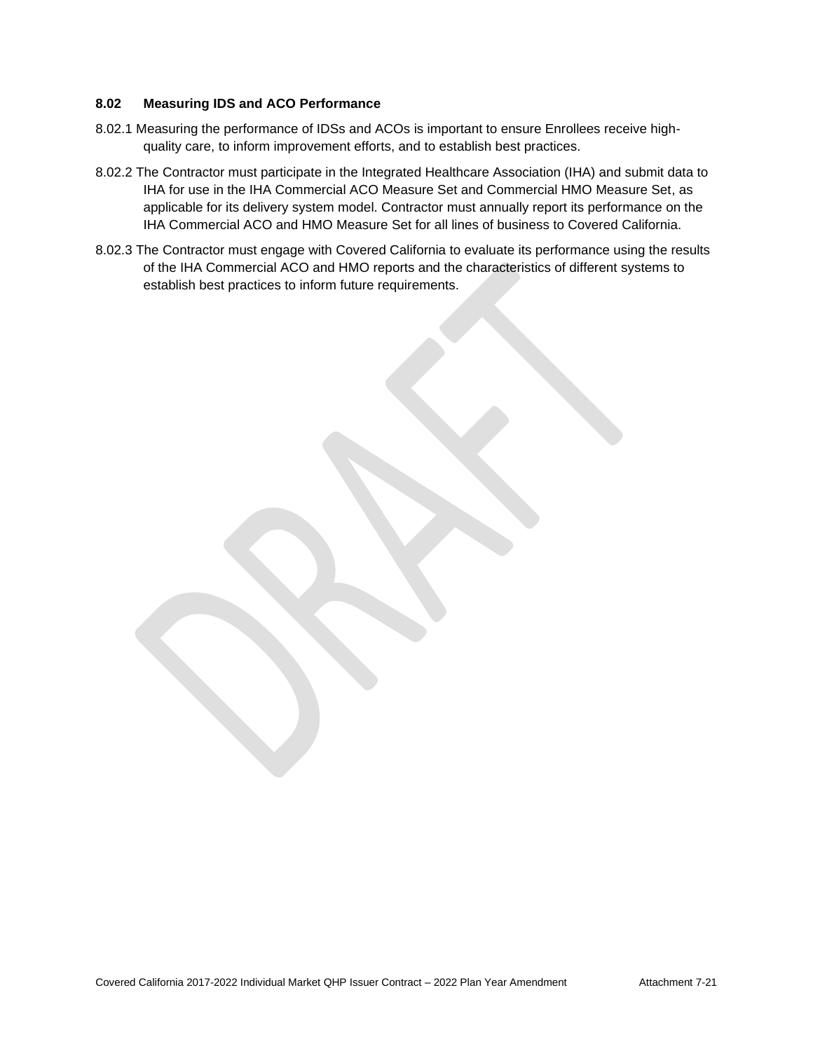### 8.02 Measuring IDS and ACO Performance

8.02.1 Measuring the performance of IDSs and ACOs is important to ensure Enrollees receive high-quality care, to inform improvement efforts, and to establish best practices.

8.02.2 The Contractor must participate in the Integrated Healthcare Association (IHA) and submit data to IHA for use in the IHA Commercial ACO Measure Set and Commercial HMO Measure Set, as applicable for its delivery system model. Contractor must annually report its performance on the IHA Commercial ACO and HMO Measure Set for all lines of business to Covered California.

8.02.3 The Contractor must engage with Covered California to evaluate its performance using the results of the IHA Commercial ACO and HMO reports and the characteristics of different systems to establish best practices to inform future requirements.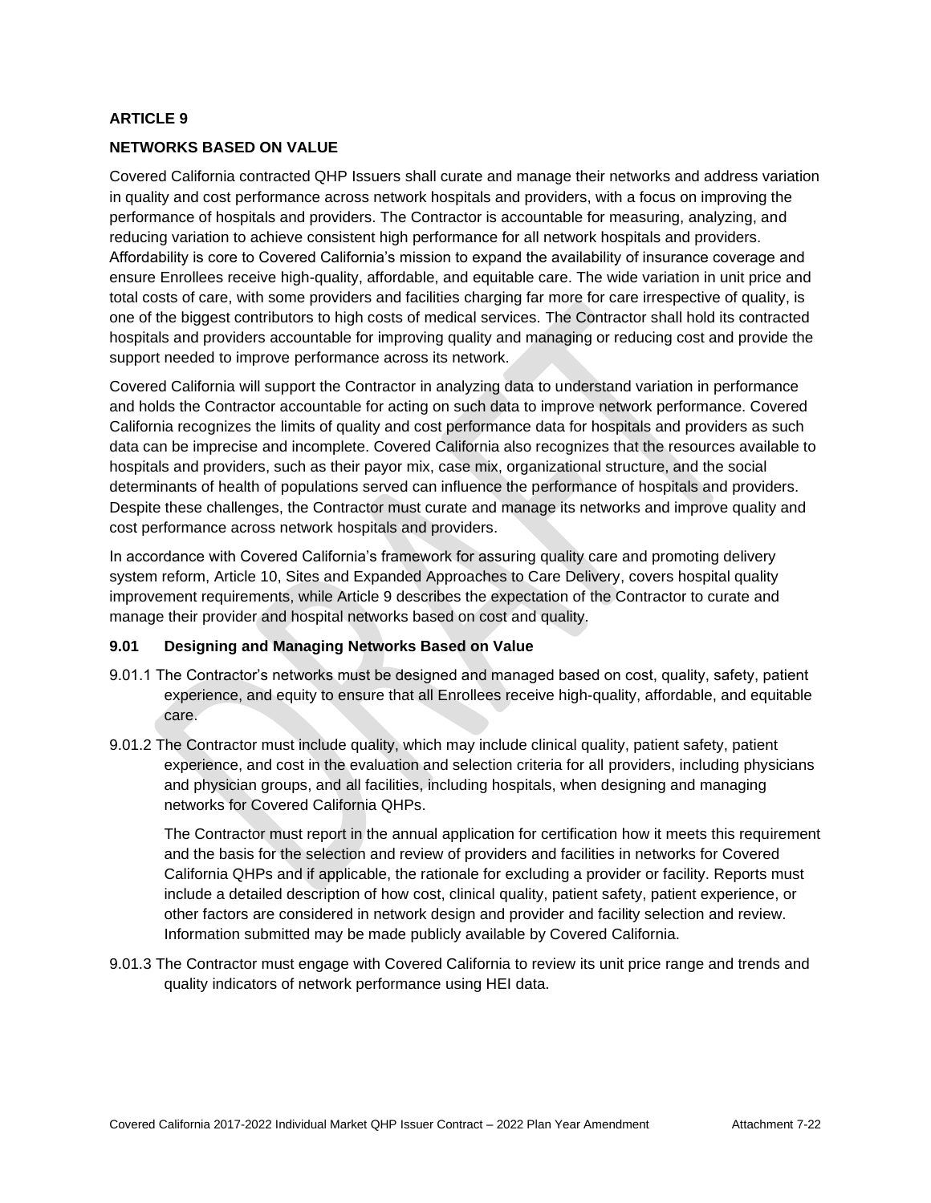## ARTICLE 9

## NETWORKS BASED ON VALUE

Covered California contracted QHP Issuers shall curate and manage their networks and address variation in quality and cost performance across network hospitals and providers, with a focus on improving the performance of hospitals and providers. The Contractor is accountable for measuring, analyzing, and reducing variation to achieve consistent high performance for all network hospitals and providers. Affordability is core to Covered California's mission to expand the availability of insurance coverage and ensure Enrollees receive high-quality, affordable, and equitable care. The wide variation in unit price and total costs of care, with some providers and facilities charging far more for care irrespective of quality, is one of the biggest contributors to high costs of medical services. The Contractor shall hold its contracted hospitals and providers accountable for improving quality and managing or reducing cost and provide the support needed to improve performance across its network.

Covered California will support the Contractor in analyzing data to understand variation in performance and holds the Contractor accountable for acting on such data to improve network performance. Covered California recognizes the limits of quality and cost performance data for hospitals and providers as such data can be imprecise and incomplete. Covered California also recognizes that the resources available to hospitals and providers, such as their payor mix, case mix, organizational structure, and the social determinants of health of populations served can influence the performance of hospitals and providers. Despite these challenges, the Contractor must curate and manage its networks and improve quality and cost performance across network hospitals and providers.

In accordance with Covered California's framework for assuring quality care and promoting delivery system reform, Article 10, Sites and Expanded Approaches to Care Delivery, covers hospital quality improvement requirements, while Article 9 describes the expectation of the Contractor to curate and manage their provider and hospital networks based on cost and quality.

### 9.01 Designing and Managing Networks Based on Value

9.01.1 The Contractor's networks must be designed and managed based on cost, quality, safety, patient experience, and equity to ensure that all Enrollees receive high-quality, affordable, and equitable care.

9.01.2 The Contractor must include quality, which may include clinical quality, patient safety, patient experience, and cost in the evaluation and selection criteria for all providers, including physicians and physician groups, and all facilities, including hospitals, when designing and managing networks for Covered California QHPs.

The Contractor must report in the annual application for certification how it meets this requirement and the basis for the selection and review of providers and facilities in networks for Covered California QHPs and if applicable, the rationale for excluding a provider or facility. Reports must include a detailed description of how cost, clinical quality, patient safety, patient experience, or other factors are considered in network design and provider and facility selection and review. Information submitted may be made publicly available by Covered California.

9.01.3 The Contractor must engage with Covered California to review its unit price range and trends and quality indicators of network performance using HEI data.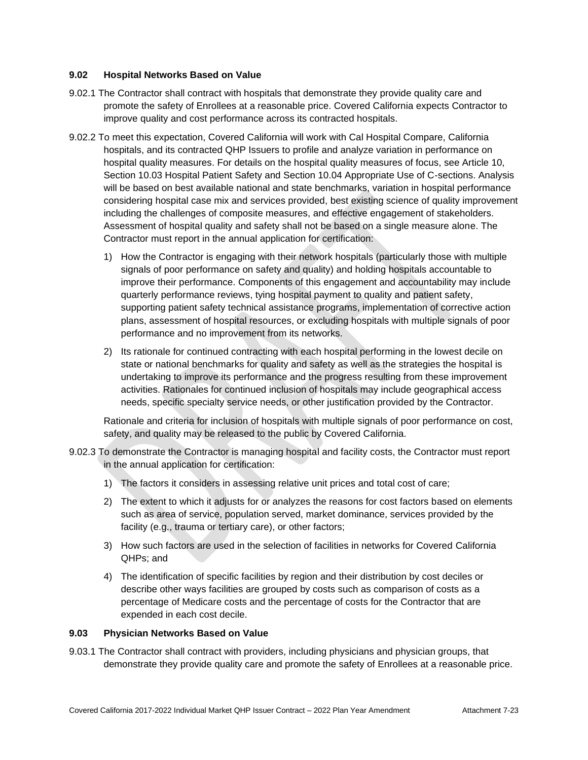### 9.02 Hospital Networks Based on Value

9.02.1 The Contractor shall contract with hospitals that demonstrate they provide quality care and promote the safety of Enrollees at a reasonable price. Covered California expects Contractor to improve quality and cost performance across its contracted hospitals.

9.02.2 To meet this expectation, Covered California will work with Cal Hospital Compare, California hospitals, and its contracted QHP Issuers to profile and analyze variation in performance on hospital quality measures. For details on the hospital quality measures of focus, see Article 10, Section 10.03 Hospital Patient Safety and Section 10.04 Appropriate Use of C-sections. Analysis will be based on best available national and state benchmarks, variation in hospital performance considering hospital case mix and services provided, best existing science of quality improvement including the challenges of composite measures, and effective engagement of stakeholders. Assessment of hospital quality and safety shall not be based on a single measure alone. The Contractor must report in the annual application for certification:

1) How the Contractor is engaging with their network hospitals (particularly those with multiple signals of poor performance on safety and quality) and holding hospitals accountable to improve their performance. Components of this engagement and accountability may include quarterly performance reviews, tying hospital payment to quality and patient safety, supporting patient safety technical assistance programs, implementation of corrective action plans, assessment of hospital resources, or excluding hospitals with multiple signals of poor performance and no improvement from its networks.
2) Its rationale for continued contracting with each hospital performing in the lowest decile on state or national benchmarks for quality and safety as well as the strategies the hospital is undertaking to improve its performance and the progress resulting from these improvement activities. Rationales for continued inclusion of hospitals may include geographical access needs, specific specialty service needs, or other justification provided by the Contractor.

Rationale and criteria for inclusion of hospitals with multiple signals of poor performance on cost, safety, and quality may be released to the public by Covered California.

9.02.3 To demonstrate the Contractor is managing hospital and facility costs, the Contractor must report in the annual application for certification:

1) The factors it considers in assessing relative unit prices and total cost of care;
2) The extent to which it adjusts for or analyzes the reasons for cost factors based on elements such as area of service, population served, market dominance, services provided by the facility (e.g., trauma or tertiary care), or other factors;
3) How such factors are used in the selection of facilities in networks for Covered California QHPs; and
4) The identification of specific facilities by region and their distribution by cost deciles or describe other ways facilities are grouped by costs such as comparison of costs as a percentage of Medicare costs and the percentage of costs for the Contractor that are expended in each cost decile.

### 9.03 Physician Networks Based on Value

9.03.1 The Contractor shall contract with providers, including physicians and physician groups, that demonstrate they provide quality care and promote the safety of Enrollees at a reasonable price.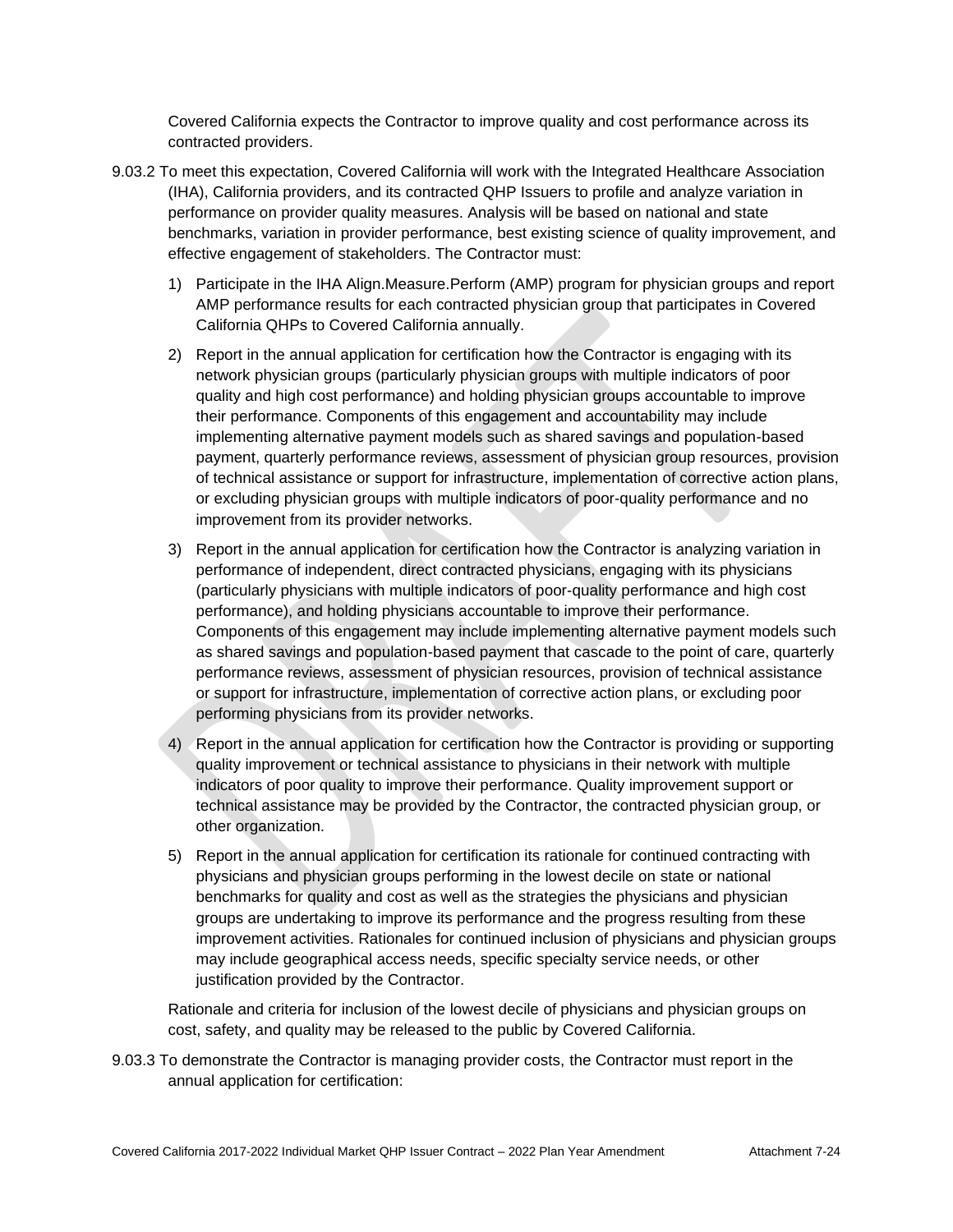Covered California expects the Contractor to improve quality and cost performance across its contracted providers.

9.03.2 To meet this expectation, Covered California will work with the Integrated Healthcare Association (IHA), California providers, and its contracted QHP Issuers to profile and analyze variation in performance on provider quality measures. Analysis will be based on national and state benchmarks, variation in provider performance, best existing science of quality improvement, and effective engagement of stakeholders. The Contractor must:

1) Participate in the IHA Align.Measure.Perform (AMP) program for physician groups and report AMP performance results for each contracted physician group that participates in Covered California QHPs to Covered California annually.

2) Report in the annual application for certification how the Contractor is engaging with its network physician groups (particularly physician groups with multiple indicators of poor quality and high cost performance) and holding physician groups accountable to improve their performance. Components of this engagement and accountability may include implementing alternative payment models such as shared savings and population-based payment, quarterly performance reviews, assessment of physician group resources, provision of technical assistance or support for infrastructure, implementation of corrective action plans, or excluding physician groups with multiple indicators of poor-quality performance and no improvement from its provider networks.

3) Report in the annual application for certification how the Contractor is analyzing variation in performance of independent, direct contracted physicians, engaging with its physicians (particularly physicians with multiple indicators of poor-quality performance and high cost performance), and holding physicians accountable to improve their performance. Components of this engagement may include implementing alternative payment models such as shared savings and population-based payment that cascade to the point of care, quarterly performance reviews, assessment of physician resources, provision of technical assistance or support for infrastructure, implementation of corrective action plans, or excluding poor performing physicians from its provider networks.

4) Report in the annual application for certification how the Contractor is providing or supporting quality improvement or technical assistance to physicians in their network with multiple indicators of poor quality to improve their performance. Quality improvement support or technical assistance may be provided by the Contractor, the contracted physician group, or other organization.

5) Report in the annual application for certification its rationale for continued contracting with physicians and physician groups performing in the lowest decile on state or national benchmarks for quality and cost as well as the strategies the physicians and physician groups are undertaking to improve its performance and the progress resulting from these improvement activities. Rationales for continued inclusion of physicians and physician groups may include geographical access needs, specific specialty service needs, or other justification provided by the Contractor.

Rationale and criteria for inclusion of the lowest decile of physicians and physician groups on cost, safety, and quality may be released to the public by Covered California.

9.03.3 To demonstrate the Contractor is managing provider costs, the Contractor must report in the annual application for certification: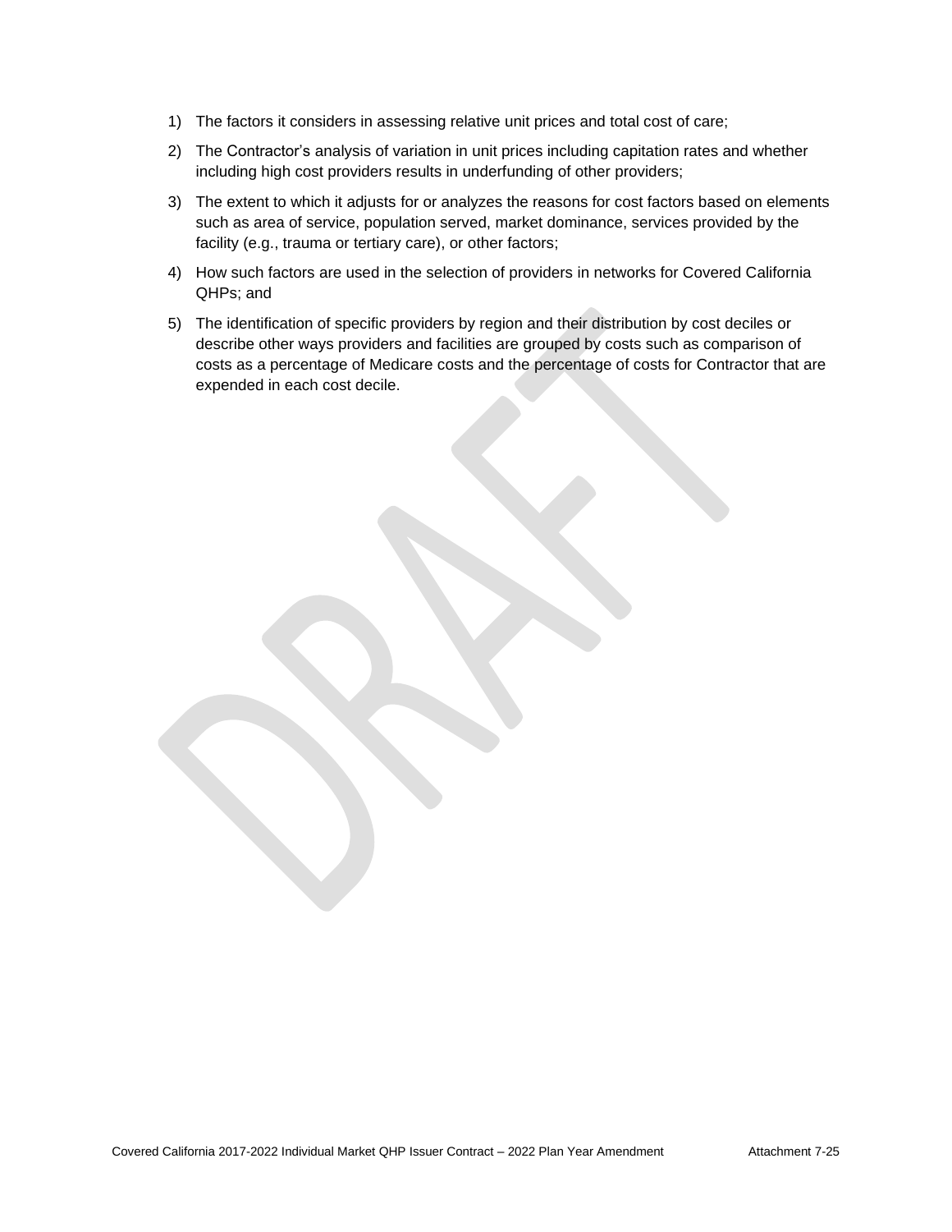1) The factors it considers in assessing relative unit prices and total cost of care;
2) The Contractor's analysis of variation in unit prices including capitation rates and whether including high cost providers results in underfunding of other providers;
3) The extent to which it adjusts for or analyzes the reasons for cost factors based on elements such as area of service, population served, market dominance, services provided by the facility (e.g., trauma or tertiary care), or other factors;
4) How such factors are used in the selection of providers in networks for Covered California QHPs; and
5) The identification of specific providers by region and their distribution by cost deciles or describe other ways providers and facilities are grouped by costs such as comparison of costs as a percentage of Medicare costs and the percentage of costs for Contractor that are expended in each cost decile.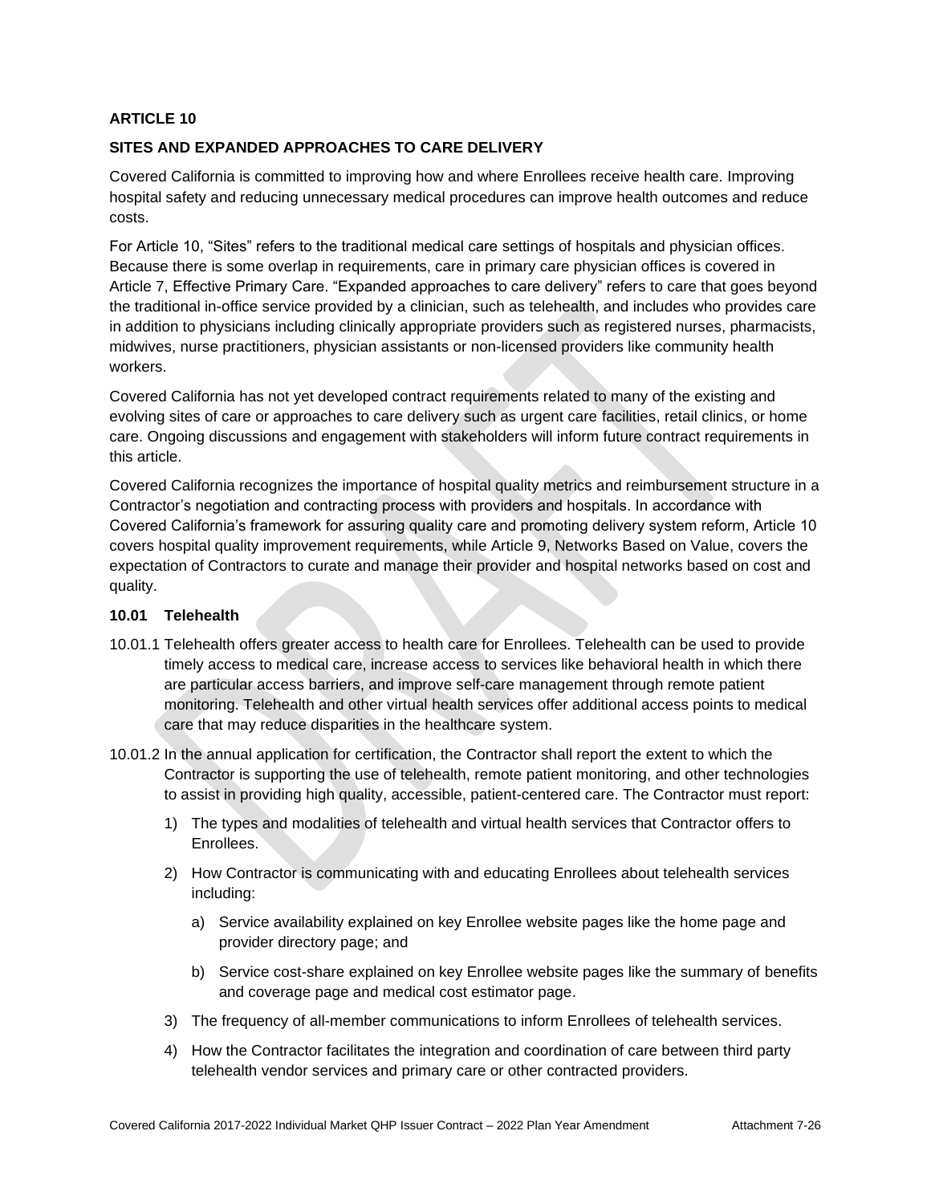## ARTICLE 10

## SITES AND EXPANDED APPROACHES TO CARE DELIVERY

Covered California is committed to improving how and where Enrollees receive health care. Improving hospital safety and reducing unnecessary medical procedures can improve health outcomes and reduce costs.

For Article 10, "Sites" refers to the traditional medical care settings of hospitals and physician offices. Because there is some overlap in requirements, care in primary care physician offices is covered in Article 7, Effective Primary Care. "Expanded approaches to care delivery" refers to care that goes beyond the traditional in-office service provided by a clinician, such as telehealth, and includes who provides care in addition to physicians including clinically appropriate providers such as registered nurses, pharmacists, midwives, nurse practitioners, physician assistants or non-licensed providers like community health workers.

Covered California has not yet developed contract requirements related to many of the existing and evolving sites of care or approaches to care delivery such as urgent care facilities, retail clinics, or home care. Ongoing discussions and engagement with stakeholders will inform future contract requirements in this article.

Covered California recognizes the importance of hospital quality metrics and reimbursement structure in a Contractor's negotiation and contracting process with providers and hospitals. In accordance with Covered California's framework for assuring quality care and promoting delivery system reform, Article 10 covers hospital quality improvement requirements, while Article 9, Networks Based on Value, covers the expectation of Contractors to curate and manage their provider and hospital networks based on cost and quality.

### 10.01 Telehealth

10.01.1 Telehealth offers greater access to health care for Enrollees. Telehealth can be used to provide timely access to medical care, increase access to services like behavioral health in which there are particular access barriers, and improve self-care management through remote patient monitoring. Telehealth and other virtual health services offer additional access points to medical care that may reduce disparities in the healthcare system.

10.01.2 In the annual application for certification, the Contractor shall report the extent to which the Contractor is supporting the use of telehealth, remote patient monitoring, and other technologies to assist in providing high quality, accessible, patient-centered care. The Contractor must report:

1) The types and modalities of telehealth and virtual health services that Contractor offers to Enrollees.
2) How Contractor is communicating with and educating Enrollees about telehealth services including:
   a) Service availability explained on key Enrollee website pages like the home page and provider directory page; and
   b) Service cost-share explained on key Enrollee website pages like the summary of benefits and coverage page and medical cost estimator page.
3) The frequency of all-member communications to inform Enrollees of telehealth services.
4) How the Contractor facilitates the integration and coordination of care between third party telehealth vendor services and primary care or other contracted providers.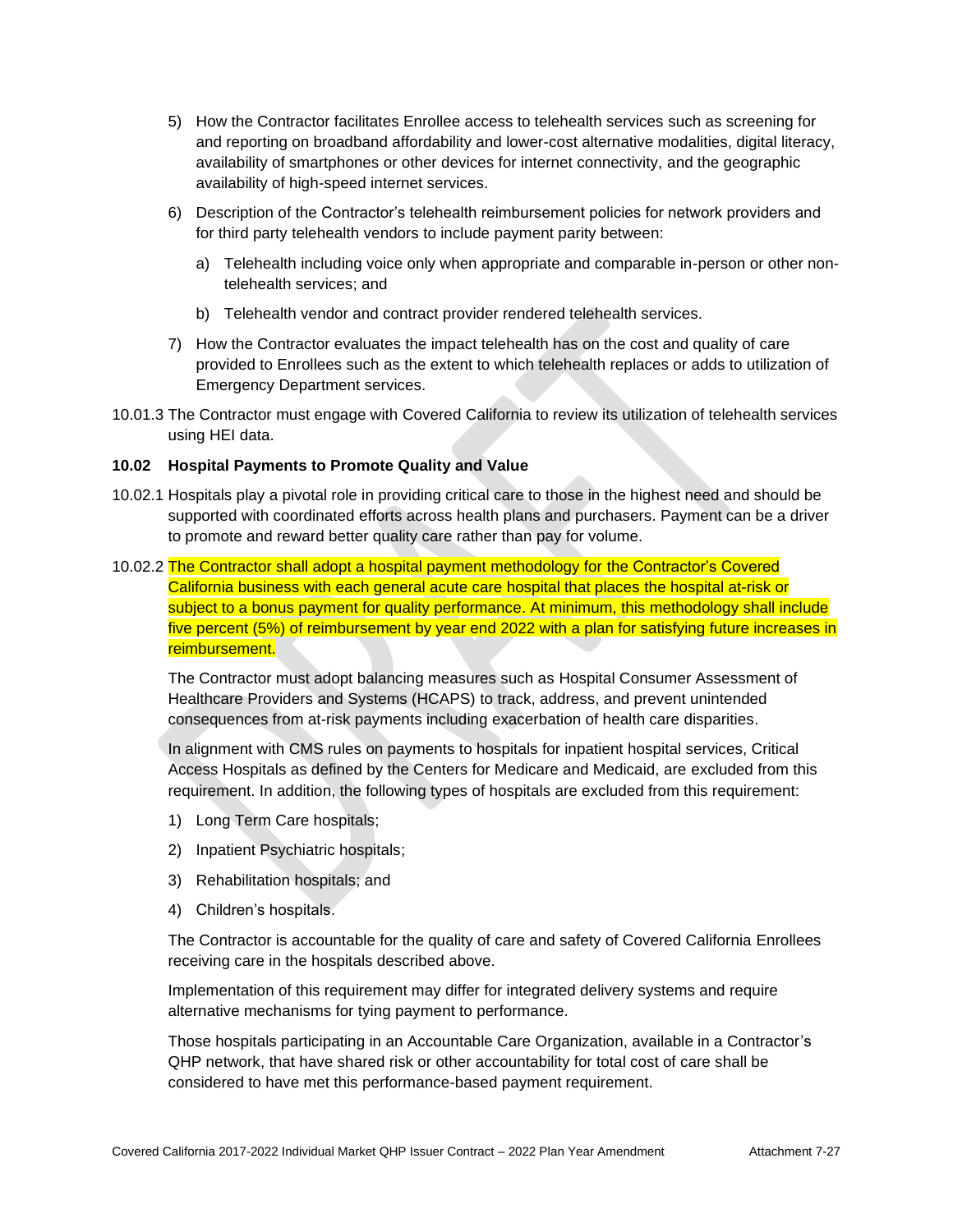5) How the Contractor facilitates Enrollee access to telehealth services such as screening for and reporting on broadband affordability and lower-cost alternative modalities, digital literacy, availability of smartphones or other devices for internet connectivity, and the geographic availability of high-speed internet services.

6) Description of the Contractor's telehealth reimbursement policies for network providers and for third party telehealth vendors to include payment parity between:

   a) Telehealth including voice only when appropriate and comparable in-person or other non-telehealth services; and

   b) Telehealth vendor and contract provider rendered telehealth services.

7) How the Contractor evaluates the impact telehealth has on the cost and quality of care provided to Enrollees such as the extent to which telehealth replaces or adds to utilization of Emergency Department services.

10.01.3 The Contractor must engage with Covered California to review its utilization of telehealth services using HEI data.

**10.02 Hospital Payments to Promote Quality and Value**

10.02.1 Hospitals play a pivotal role in providing critical care to those in the highest need and should be supported with coordinated efforts across health plans and purchasers. Payment can be a driver to promote and reward better quality care rather than pay for volume.

10.02.2 The Contractor shall adopt a hospital payment methodology for the Contractor's Covered California business with each general acute care hospital that places the hospital at-risk or subject to a bonus payment for quality performance. At minimum, this methodology shall include five percent (5%) of reimbursement by year end 2022 with a plan for satisfying future increases in reimbursement.

The Contractor must adopt balancing measures such as Hospital Consumer Assessment of Healthcare Providers and Systems (HCAPS) to track, address, and prevent unintended consequences from at-risk payments including exacerbation of health care disparities.

In alignment with CMS rules on payments to hospitals for inpatient hospital services, Critical Access Hospitals as defined by the Centers for Medicare and Medicaid, are excluded from this requirement. In addition, the following types of hospitals are excluded from this requirement:

1) Long Term Care hospitals;

2) Inpatient Psychiatric hospitals;

3) Rehabilitation hospitals; and

4) Children's hospitals.

The Contractor is accountable for the quality of care and safety of Covered California Enrollees receiving care in the hospitals described above.

Implementation of this requirement may differ for integrated delivery systems and require alternative mechanisms for tying payment to performance.

Those hospitals participating in an Accountable Care Organization, available in a Contractor's QHP network, that have shared risk or other accountability for total cost of care shall be considered to have met this performance-based payment requirement.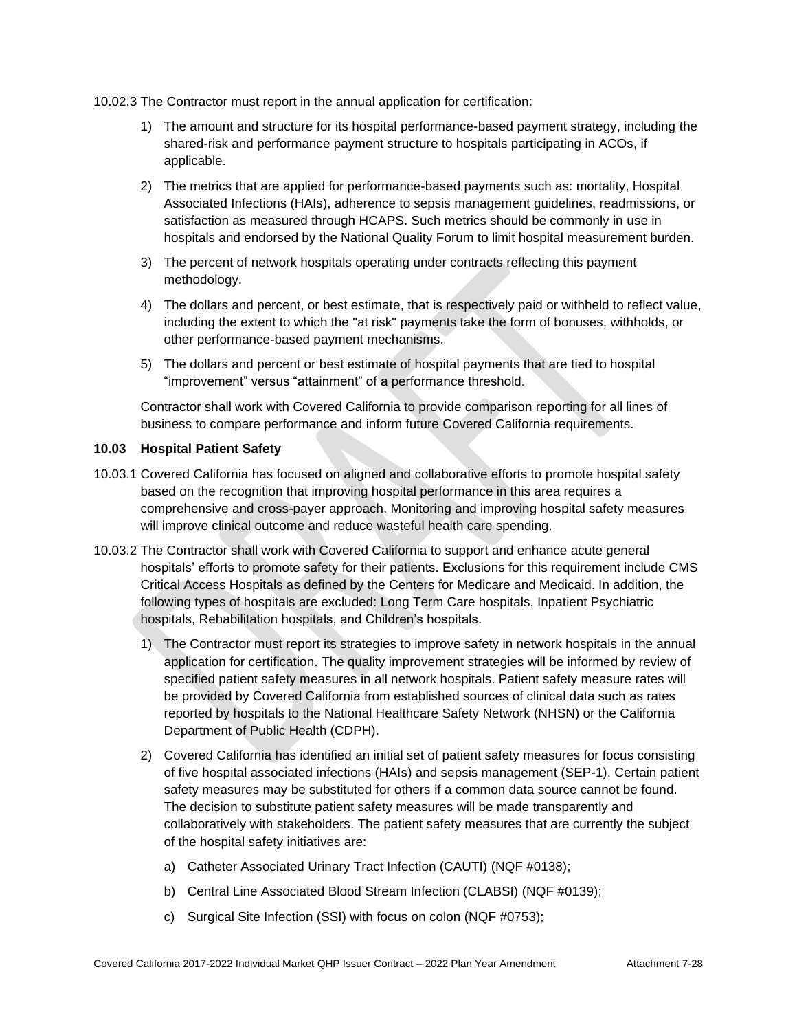10.02.3 The Contractor must report in the annual application for certification:

1) The amount and structure for its hospital performance-based payment strategy, including the shared-risk and performance payment structure to hospitals participating in ACOs, if applicable.
2) The metrics that are applied for performance-based payments such as: mortality, Hospital Associated Infections (HAIs), adherence to sepsis management guidelines, readmissions, or satisfaction as measured through HCAPS. Such metrics should be commonly in use in hospitals and endorsed by the National Quality Forum to limit hospital measurement burden.
3) The percent of network hospitals operating under contracts reflecting this payment methodology.
4) The dollars and percent, or best estimate, that is respectively paid or withheld to reflect value, including the extent to which the "at risk" payments take the form of bonuses, withholds, or other performance-based payment mechanisms.
5) The dollars and percent or best estimate of hospital payments that are tied to hospital "improvement" versus "attainment" of a performance threshold.

Contractor shall work with Covered California to provide comparison reporting for all lines of business to compare performance and inform future Covered California requirements.

**10.03 Hospital Patient Safety**

10.03.1 Covered California has focused on aligned and collaborative efforts to promote hospital safety based on the recognition that improving hospital performance in this area requires a comprehensive and cross-payer approach. Monitoring and improving hospital safety measures will improve clinical outcome and reduce wasteful health care spending.

10.03.2 The Contractor shall work with Covered California to support and enhance acute general hospitals' efforts to promote safety for their patients. Exclusions for this requirement include CMS Critical Access Hospitals as defined by the Centers for Medicare and Medicaid. In addition, the following types of hospitals are excluded: Long Term Care hospitals, Inpatient Psychiatric hospitals, Rehabilitation hospitals, and Children's hospitals.

1) The Contractor must report its strategies to improve safety in network hospitals in the annual application for certification. The quality improvement strategies will be informed by review of specified patient safety measures in all network hospitals. Patient safety measure rates will be provided by Covered California from established sources of clinical data such as rates reported by hospitals to the National Healthcare Safety Network (NHSN) or the California Department of Public Health (CDPH).
2) Covered California has identified an initial set of patient safety measures for focus consisting of five hospital associated infections (HAIs) and sepsis management (SEP-1). Certain patient safety measures may be substituted for others if a common data source cannot be found. The decision to substitute patient safety measures will be made transparently and collaboratively with stakeholders. The patient safety measures that are currently the subject of the hospital safety initiatives are:
   a) Catheter Associated Urinary Tract Infection (CAUTI) (NQF #0138);
   b) Central Line Associated Blood Stream Infection (CLABSI) (NQF #0139);
   c) Surgical Site Infection (SSI) with focus on colon (NQF #0753);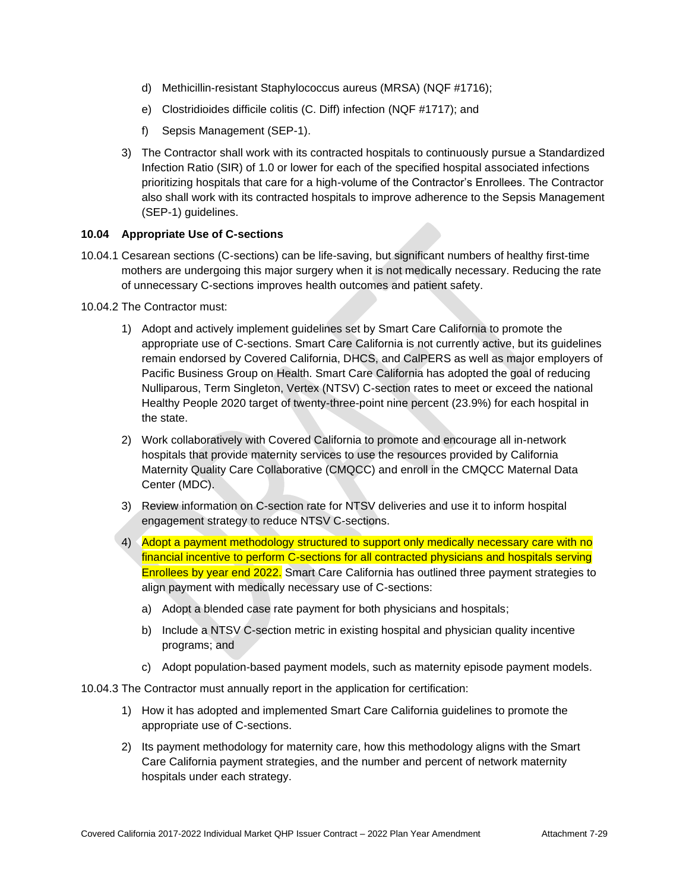d) Methicillin-resistant Staphylococcus aureus (MRSA) (NQF #1716);

e) Clostridioides difficile colitis (C. Diff) infection (NQF #1717); and

f) Sepsis Management (SEP-1).

3) The Contractor shall work with its contracted hospitals to continuously pursue a Standardized Infection Ratio (SIR) of 1.0 or lower for each of the specified hospital associated infections prioritizing hospitals that care for a high-volume of the Contractor's Enrollees. The Contractor also shall work with its contracted hospitals to improve adherence to the Sepsis Management (SEP-1) guidelines.

**10.04 Appropriate Use of C-sections**

10.04.1 Cesarean sections (C-sections) can be life-saving, but significant numbers of healthy first-time mothers are undergoing this major surgery when it is not medically necessary. Reducing the rate of unnecessary C-sections improves health outcomes and patient safety.

10.04.2 The Contractor must:

1) Adopt and actively implement guidelines set by Smart Care California to promote the appropriate use of C-sections. Smart Care California is not currently active, but its guidelines remain endorsed by Covered California, DHCS, and CalPERS as well as major employers of Pacific Business Group on Health. Smart Care California has adopted the goal of reducing Nulliparous, Term Singleton, Vertex (NTSV) C-section rates to meet or exceed the national Healthy People 2020 target of twenty-three-point nine percent (23.9%) for each hospital in the state.

2) Work collaboratively with Covered California to promote and encourage all in-network hospitals that provide maternity services to use the resources provided by California Maternity Quality Care Collaborative (CMQCC) and enroll in the CMQCC Maternal Data Center (MDC).

3) Review information on C-section rate for NTSV deliveries and use it to inform hospital engagement strategy to reduce NTSV C-sections.

4) Adopt a payment methodology structured to support only medically necessary care with no financial incentive to perform C-sections for all contracted physicians and hospitals serving Enrollees by year end 2022. Smart Care California has outlined three payment strategies to align payment with medically necessary use of C-sections:

   a) Adopt a blended case rate payment for both physicians and hospitals;

   b) Include a NTSV C-section metric in existing hospital and physician quality incentive programs; and

   c) Adopt population-based payment models, such as maternity episode payment models.

10.04.3 The Contractor must annually report in the application for certification:

1) How it has adopted and implemented Smart Care California guidelines to promote the appropriate use of C-sections.

2) Its payment methodology for maternity care, how this methodology aligns with the Smart Care California payment strategies, and the number and percent of network maternity hospitals under each strategy.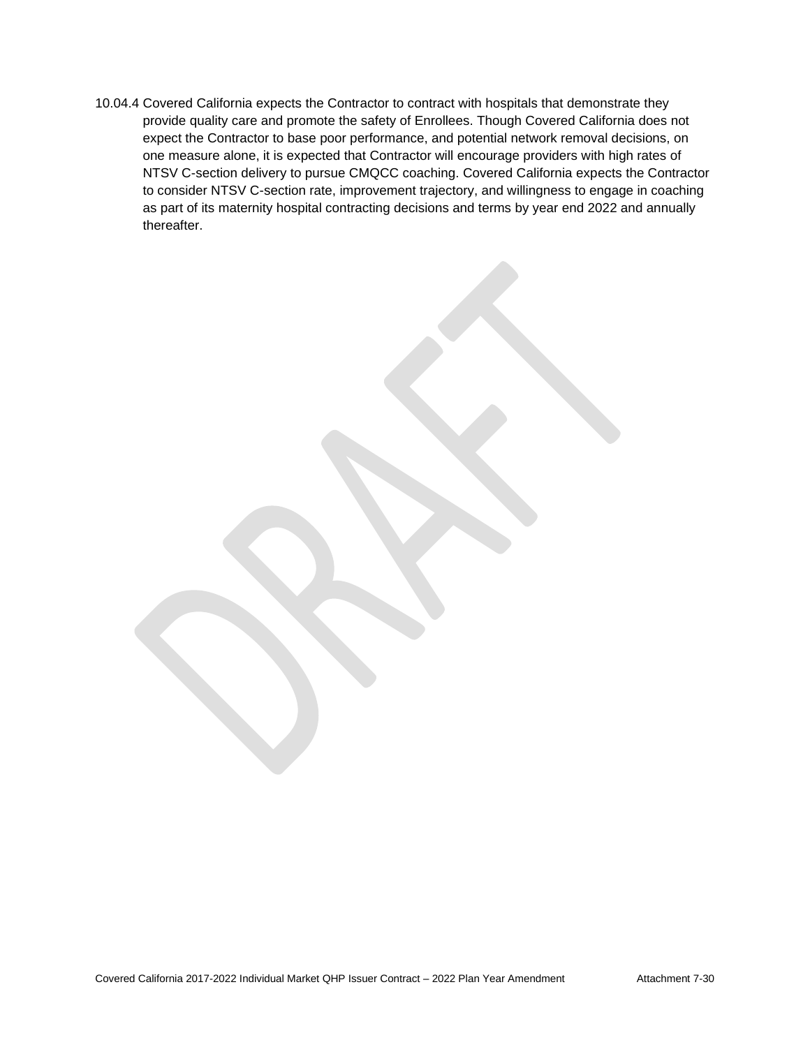10.04.4 Covered California expects the Contractor to contract with hospitals that demonstrate they provide quality care and promote the safety of Enrollees. Though Covered California does not expect the Contractor to base poor performance, and potential network removal decisions, on one measure alone, it is expected that Contractor will encourage providers with high rates of NTSV C-section delivery to pursue CMQCC coaching. Covered California expects the Contractor to consider NTSV C-section rate, improvement trajectory, and willingness to engage in coaching as part of its maternity hospital contracting decisions and terms by year end 2022 and annually thereafter.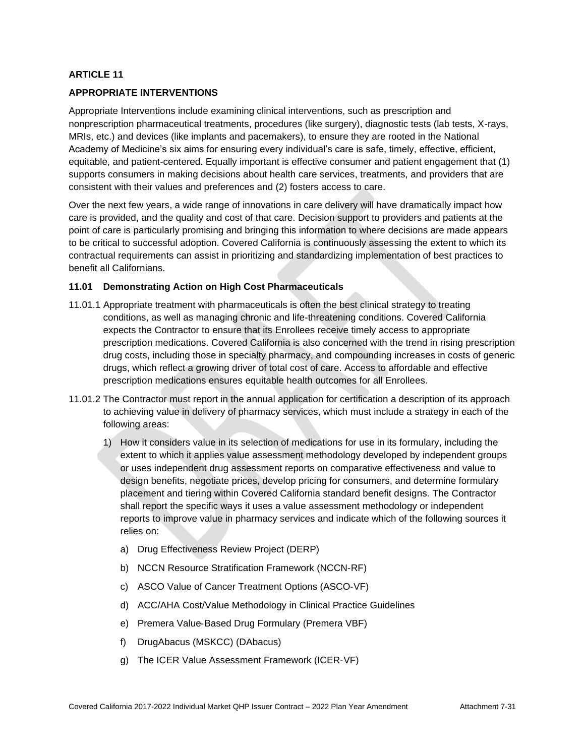**ARTICLE 11**

**APPROPRIATE INTERVENTIONS**

Appropriate Interventions include examining clinical interventions, such as prescription and nonprescription pharmaceutical treatments, procedures (like surgery), diagnostic tests (lab tests, X-rays, MRIs, etc.) and devices (like implants and pacemakers), to ensure they are rooted in the National Academy of Medicine's six aims for ensuring every individual's care is safe, timely, effective, efficient, equitable, and patient-centered. Equally important is effective consumer and patient engagement that (1) supports consumers in making decisions about health care services, treatments, and providers that are consistent with their values and preferences and (2) fosters access to care.

Over the next few years, a wide range of innovations in care delivery will have dramatically impact how care is provided, and the quality and cost of that care. Decision support to providers and patients at the point of care is particularly promising and bringing this information to where decisions are made appears to be critical to successful adoption. Covered California is continuously assessing the extent to which its contractual requirements can assist in prioritizing and standardizing implementation of best practices to benefit all Californians.

**11.01 Demonstrating Action on High Cost Pharmaceuticals**

11.01.1 Appropriate treatment with pharmaceuticals is often the best clinical strategy to treating conditions, as well as managing chronic and life-threatening conditions. Covered California expects the Contractor to ensure that its Enrollees receive timely access to appropriate prescription medications. Covered California is also concerned with the trend in rising prescription drug costs, including those in specialty pharmacy, and compounding increases in costs of generic drugs, which reflect a growing driver of total cost of care. Access to affordable and effective prescription medications ensures equitable health outcomes for all Enrollees.

11.01.2 The Contractor must report in the annual application for certification a description of its approach to achieving value in delivery of pharmacy services, which must include a strategy in each of the following areas:

1) How it considers value in its selection of medications for use in its formulary, including the extent to which it applies value assessment methodology developed by independent groups or uses independent drug assessment reports on comparative effectiveness and value to design benefits, negotiate prices, develop pricing for consumers, and determine formulary placement and tiering within Covered California standard benefit designs. The Contractor shall report the specific ways it uses a value assessment methodology or independent reports to improve value in pharmacy services and indicate which of the following sources it relies on:

   a) Drug Effectiveness Review Project (DERP)

   b) NCCN Resource Stratification Framework (NCCN-RF)

   c) ASCO Value of Cancer Treatment Options (ASCO-VF)

   d) ACC/AHA Cost/Value Methodology in Clinical Practice Guidelines

   e) Premera Value-Based Drug Formulary (Premera VBF)

   f) DrugAbacus (MSKCC) (DAbacus)

   g) The ICER Value Assessment Framework (ICER-VF)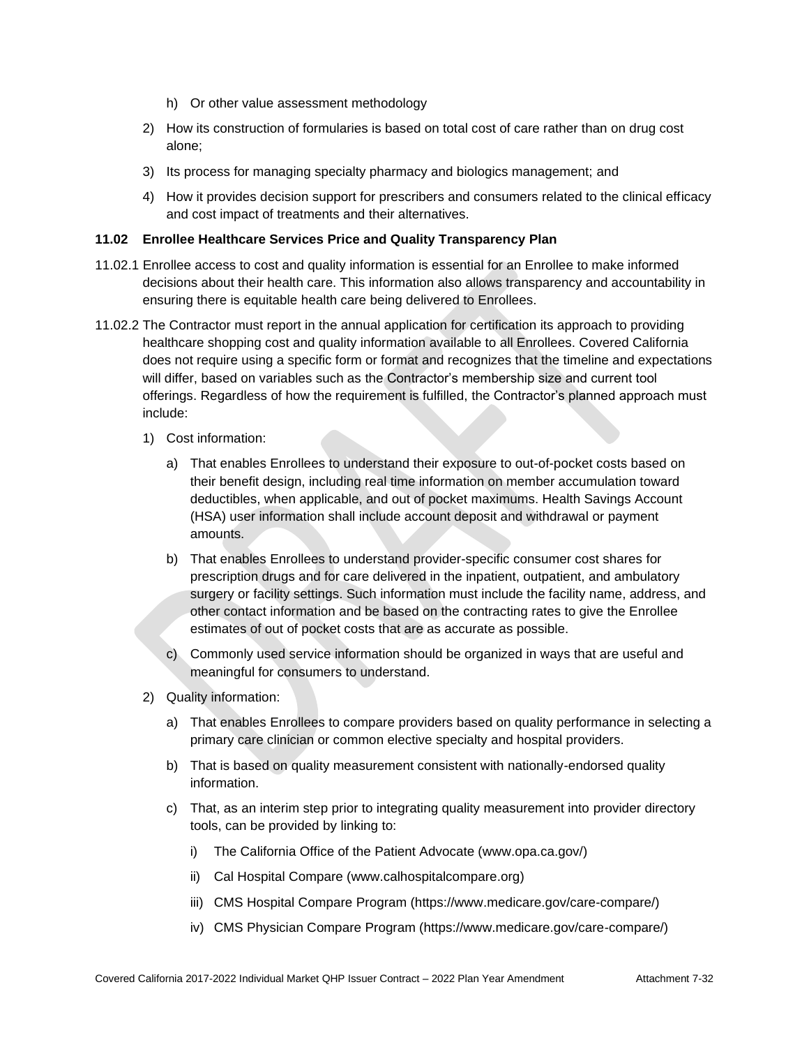h) Or other value assessment methodology

2) How its construction of formularies is based on total cost of care rather than on drug cost alone;

3) Its process for managing specialty pharmacy and biologics management; and

4) How it provides decision support for prescribers and consumers related to the clinical efficacy and cost impact of treatments and their alternatives.

**11.02 Enrollee Healthcare Services Price and Quality Transparency Plan**

11.02.1 Enrollee access to cost and quality information is essential for an Enrollee to make informed decisions about their health care. This information also allows transparency and accountability in ensuring there is equitable health care being delivered to Enrollees.

11.02.2 The Contractor must report in the annual application for certification its approach to providing healthcare shopping cost and quality information available to all Enrollees. Covered California does not require using a specific form or format and recognizes that the timeline and expectations will differ, based on variables such as the Contractor's membership size and current tool offerings. Regardless of how the requirement is fulfilled, the Contractor's planned approach must include:

1) Cost information:

   a) That enables Enrollees to understand their exposure to out-of-pocket costs based on their benefit design, including real time information on member accumulation toward deductibles, when applicable, and out of pocket maximums. Health Savings Account (HSA) user information shall include account deposit and withdrawal or payment amounts.

   b) That enables Enrollees to understand provider-specific consumer cost shares for prescription drugs and for care delivered in the inpatient, outpatient, and ambulatory surgery or facility settings. Such information must include the facility name, address, and other contact information and be based on the contracting rates to give the Enrollee estimates of out of pocket costs that are as accurate as possible.

   c) Commonly used service information should be organized in ways that are useful and meaningful for consumers to understand.

2) Quality information:

   a) That enables Enrollees to compare providers based on quality performance in selecting a primary care clinician or common elective specialty and hospital providers.

   b) That is based on quality measurement consistent with nationally-endorsed quality information.

   c) That, as an interim step prior to integrating quality measurement into provider directory tools, can be provided by linking to:

      i) The California Office of the Patient Advocate (www.opa.ca.gov/)

      ii) Cal Hospital Compare (www.calhospitalcompare.org)

      iii) CMS Hospital Compare Program (https://www.medicare.gov/care-compare/)

      iv) CMS Physician Compare Program (https://www.medicare.gov/care-compare/)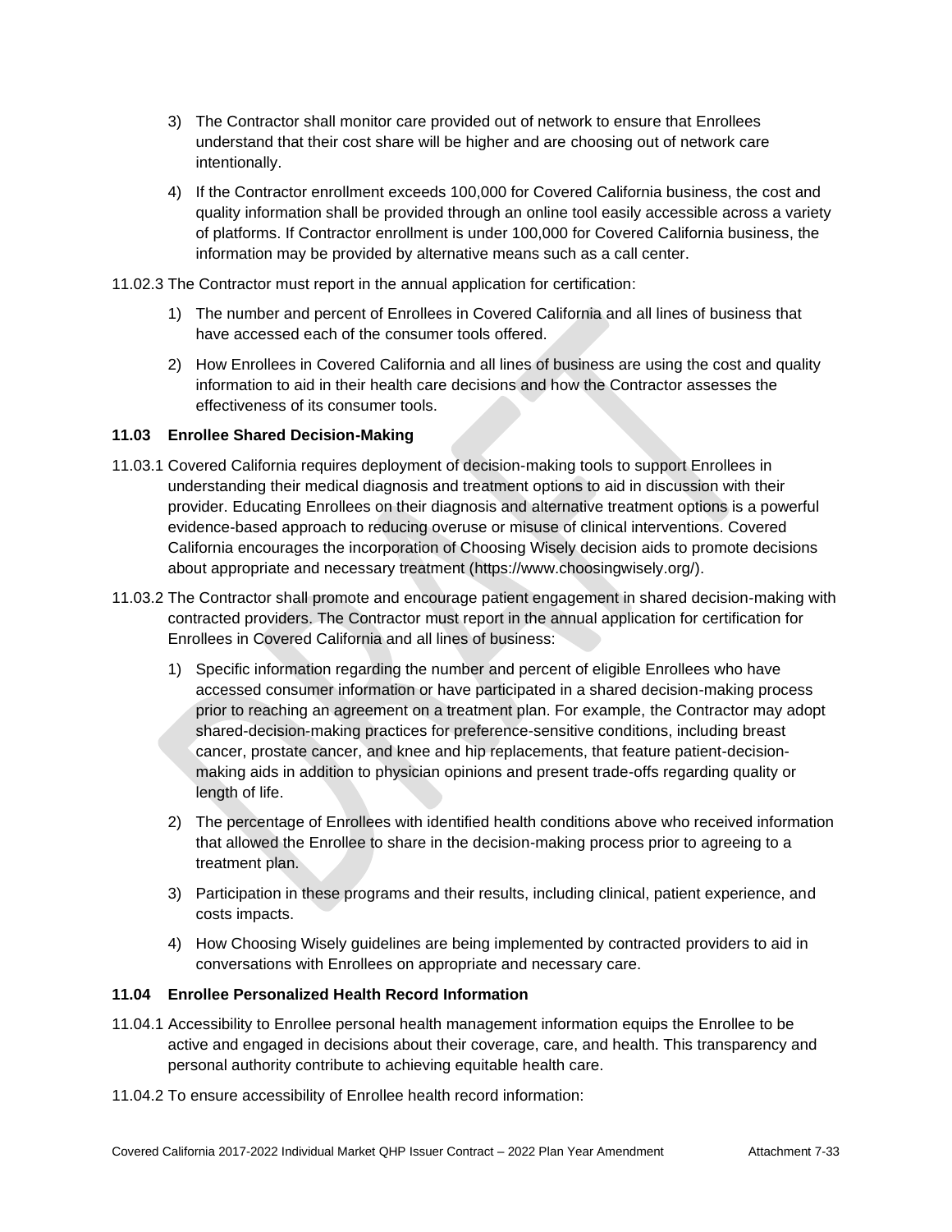3) The Contractor shall monitor care provided out of network to ensure that Enrollees understand that their cost share will be higher and are choosing out of network care intentionally.

4) If the Contractor enrollment exceeds 100,000 for Covered California business, the cost and quality information shall be provided through an online tool easily accessible across a variety of platforms. If Contractor enrollment is under 100,000 for Covered California business, the information may be provided by alternative means such as a call center.

11.02.3 The Contractor must report in the annual application for certification:

1) The number and percent of Enrollees in Covered California and all lines of business that have accessed each of the consumer tools offered.

2) How Enrollees in Covered California and all lines of business are using the cost and quality information to aid in their health care decisions and how the Contractor assesses the effectiveness of its consumer tools.

**11.03 Enrollee Shared Decision-Making**

11.03.1 Covered California requires deployment of decision-making tools to support Enrollees in understanding their medical diagnosis and treatment options to aid in discussion with their provider. Educating Enrollees on their diagnosis and alternative treatment options is a powerful evidence-based approach to reducing overuse or misuse of clinical interventions. Covered California encourages the incorporation of Choosing Wisely decision aids to promote decisions about appropriate and necessary treatment (https://www.choosingwisely.org/).

11.03.2 The Contractor shall promote and encourage patient engagement in shared decision-making with contracted providers. The Contractor must report in the annual application for certification for Enrollees in Covered California and all lines of business:

1) Specific information regarding the number and percent of eligible Enrollees who have accessed consumer information or have participated in a shared decision-making process prior to reaching an agreement on a treatment plan. For example, the Contractor may adopt shared-decision-making practices for preference-sensitive conditions, including breast cancer, prostate cancer, and knee and hip replacements, that feature patient-decision-making aids in addition to physician opinions and present trade-offs regarding quality or length of life.

2) The percentage of Enrollees with identified health conditions above who received information that allowed the Enrollee to share in the decision-making process prior to agreeing to a treatment plan.

3) Participation in these programs and their results, including clinical, patient experience, and costs impacts.

4) How Choosing Wisely guidelines are being implemented by contracted providers to aid in conversations with Enrollees on appropriate and necessary care.

**11.04 Enrollee Personalized Health Record Information**

11.04.1 Accessibility to Enrollee personal health management information equips the Enrollee to be active and engaged in decisions about their coverage, care, and health. This transparency and personal authority contribute to achieving equitable health care.

11.04.2 To ensure accessibility of Enrollee health record information: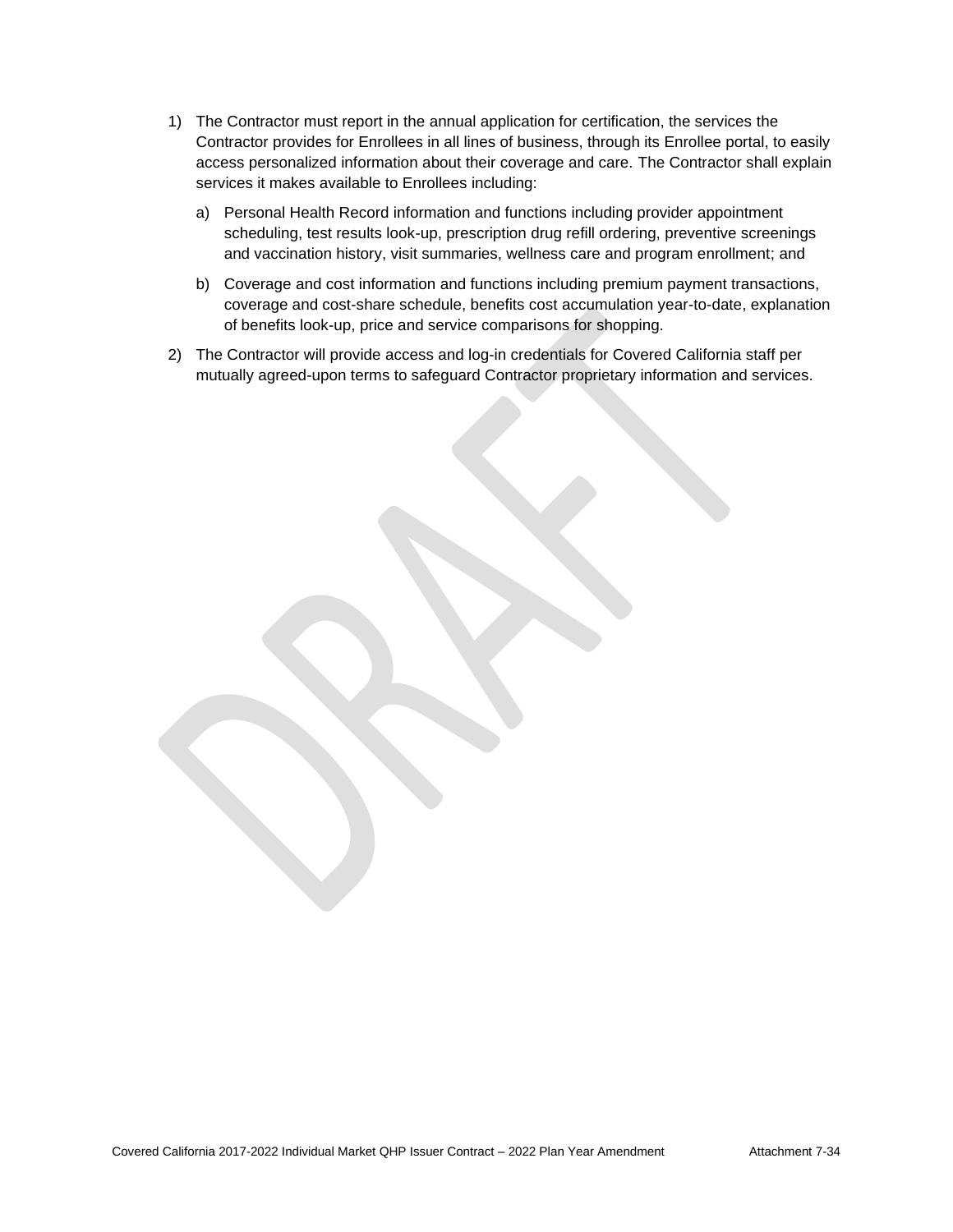1) The Contractor must report in the annual application for certification, the services the Contractor provides for Enrollees in all lines of business, through its Enrollee portal, to easily access personalized information about their coverage and care. The Contractor shall explain services it makes available to Enrollees including:

   a) Personal Health Record information and functions including provider appointment scheduling, test results look-up, prescription drug refill ordering, preventive screenings and vaccination history, visit summaries, wellness care and program enrollment; and

   b) Coverage and cost information and functions including premium payment transactions, coverage and cost-share schedule, benefits cost accumulation year-to-date, explanation of benefits look-up, price and service comparisons for shopping.

2) The Contractor will provide access and log-in credentials for Covered California staff per mutually agreed-upon terms to safeguard Contractor proprietary information and services.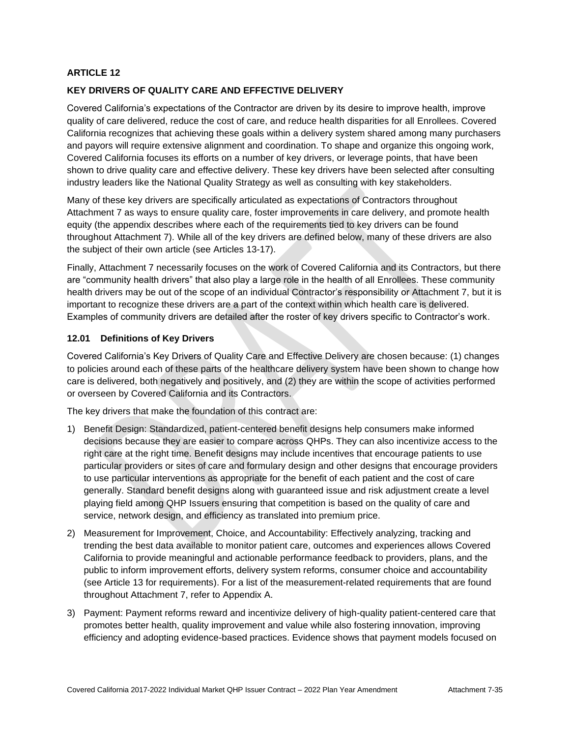## ARTICLE 12

### KEY DRIVERS OF QUALITY CARE AND EFFECTIVE DELIVERY

Covered California's expectations of the Contractor are driven by its desire to improve health, improve quality of care delivered, reduce the cost of care, and reduce health disparities for all Enrollees. Covered California recognizes that achieving these goals within a delivery system shared among many purchasers and payors will require extensive alignment and coordination. To shape and organize this ongoing work, Covered California focuses its efforts on a number of key drivers, or leverage points, that have been shown to drive quality care and effective delivery. These key drivers have been selected after consulting industry leaders like the National Quality Strategy as well as consulting with key stakeholders.

Many of these key drivers are specifically articulated as expectations of Contractors throughout Attachment 7 as ways to ensure quality care, foster improvements in care delivery, and promote health equity (the appendix describes where each of the requirements tied to key drivers can be found throughout Attachment 7). While all of the key drivers are defined below, many of these drivers are also the subject of their own article (see Articles 13-17).

Finally, Attachment 7 necessarily focuses on the work of Covered California and its Contractors, but there are "community health drivers" that also play a large role in the health of all Enrollees. These community health drivers may be out of the scope of an individual Contractor's responsibility or Attachment 7, but it is important to recognize these drivers are a part of the context within which health care is delivered. Examples of community drivers are detailed after the roster of key drivers specific to Contractor's work.

### 12.01 Definitions of Key Drivers

Covered California's Key Drivers of Quality Care and Effective Delivery are chosen because: (1) changes to policies around each of these parts of the healthcare delivery system have been shown to change how care is delivered, both negatively and positively, and (2) they are within the scope of activities performed or overseen by Covered California and its Contractors.

The key drivers that make the foundation of this contract are:

1) Benefit Design: Standardized, patient-centered benefit designs help consumers make informed decisions because they are easier to compare across QHPs. They can also incentivize access to the right care at the right time. Benefit designs may include incentives that encourage patients to use particular providers or sites of care and formulary design and other designs that encourage providers to use particular interventions as appropriate for the benefit of each patient and the cost of care generally. Standard benefit designs along with guaranteed issue and risk adjustment create a level playing field among QHP Issuers ensuring that competition is based on the quality of care and service, network design, and efficiency as translated into premium price.

2) Measurement for Improvement, Choice, and Accountability: Effectively analyzing, tracking and trending the best data available to monitor patient care, outcomes and experiences allows Covered California to provide meaningful and actionable performance feedback to providers, plans, and the public to inform improvement efforts, delivery system reforms, consumer choice and accountability (see Article 13 for requirements). For a list of the measurement-related requirements that are found throughout Attachment 7, refer to Appendix A.

3) Payment: Payment reforms reward and incentivize delivery of high-quality patient-centered care that promotes better health, quality improvement and value while also fostering innovation, improving efficiency and adopting evidence-based practices. Evidence shows that payment models focused on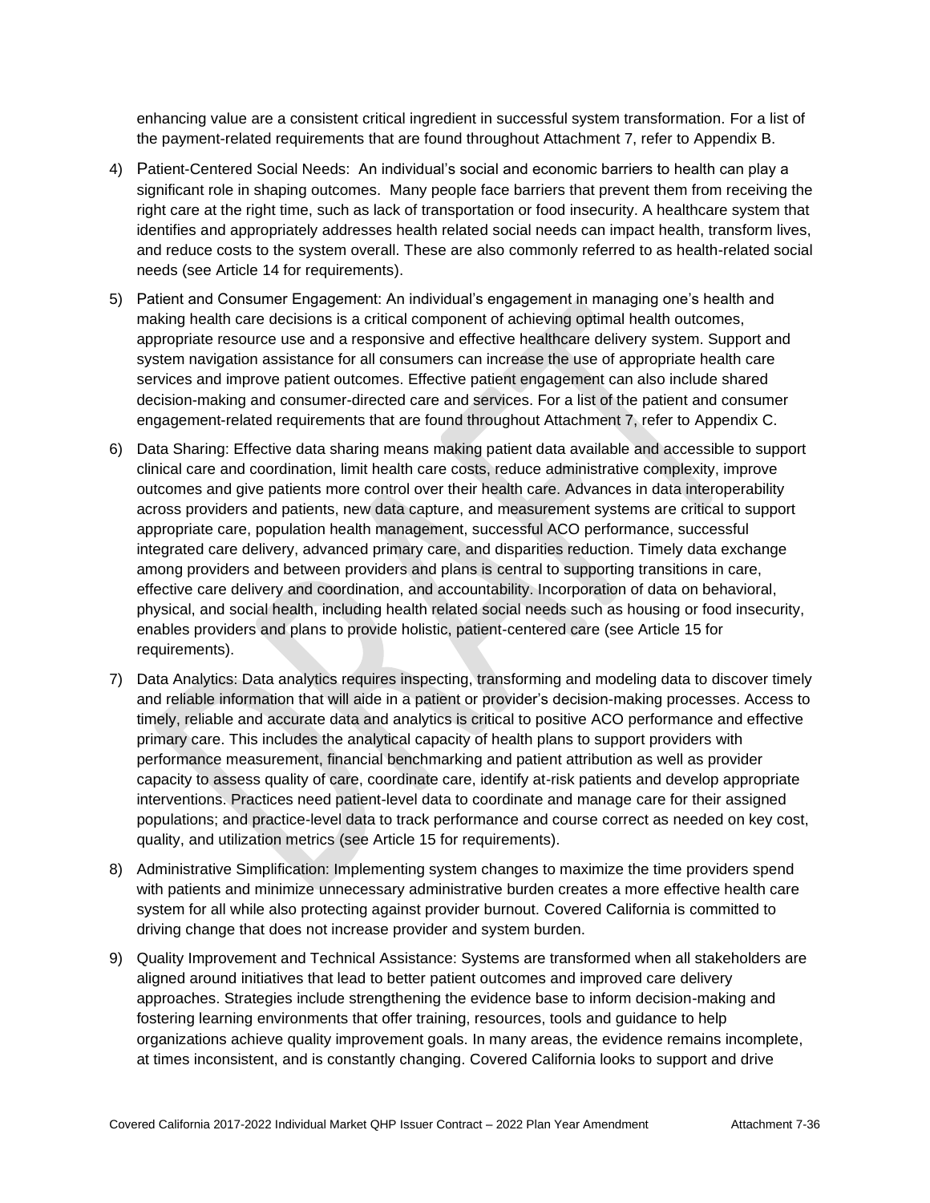enhancing value are a consistent critical ingredient in successful system transformation. For a list of the payment-related requirements that are found throughout Attachment 7, refer to Appendix B.

4) Patient-Centered Social Needs: An individual's social and economic barriers to health can play a significant role in shaping outcomes. Many people face barriers that prevent them from receiving the right care at the right time, such as lack of transportation or food insecurity. A healthcare system that identifies and appropriately addresses health related social needs can impact health, transform lives, and reduce costs to the system overall. These are also commonly referred to as health-related social needs (see Article 14 for requirements).

5) Patient and Consumer Engagement: An individual's engagement in managing one's health and making health care decisions is a critical component of achieving optimal health outcomes, appropriate resource use and a responsive and effective healthcare delivery system. Support and system navigation assistance for all consumers can increase the use of appropriate health care services and improve patient outcomes. Effective patient engagement can also include shared decision-making and consumer-directed care and services. For a list of the patient and consumer engagement-related requirements that are found throughout Attachment 7, refer to Appendix C.

6) Data Sharing: Effective data sharing means making patient data available and accessible to support clinical care and coordination, limit health care costs, reduce administrative complexity, improve outcomes and give patients more control over their health care. Advances in data interoperability across providers and patients, new data capture, and measurement systems are critical to support appropriate care, population health management, successful ACO performance, successful integrated care delivery, advanced primary care, and disparities reduction. Timely data exchange among providers and between providers and plans is central to supporting transitions in care, effective care delivery and coordination, and accountability. Incorporation of data on behavioral, physical, and social health, including health related social needs such as housing or food insecurity, enables providers and plans to provide holistic, patient-centered care (see Article 15 for requirements).

7) Data Analytics: Data analytics requires inspecting, transforming and modeling data to discover timely and reliable information that will aide in a patient or provider's decision-making processes. Access to timely, reliable and accurate data and analytics is critical to positive ACO performance and effective primary care. This includes the analytical capacity of health plans to support providers with performance measurement, financial benchmarking and patient attribution as well as provider capacity to assess quality of care, coordinate care, identify at-risk patients and develop appropriate interventions. Practices need patient-level data to coordinate and manage care for their assigned populations; and practice-level data to track performance and course correct as needed on key cost, quality, and utilization metrics (see Article 15 for requirements).

8) Administrative Simplification: Implementing system changes to maximize the time providers spend with patients and minimize unnecessary administrative burden creates a more effective health care system for all while also protecting against provider burnout. Covered California is committed to driving change that does not increase provider and system burden.

9) Quality Improvement and Technical Assistance: Systems are transformed when all stakeholders are aligned around initiatives that lead to better patient outcomes and improved care delivery approaches. Strategies include strengthening the evidence base to inform decision-making and fostering learning environments that offer training, resources, tools and guidance to help organizations achieve quality improvement goals. In many areas, the evidence remains incomplete, at times inconsistent, and is constantly changing. Covered California looks to support and drive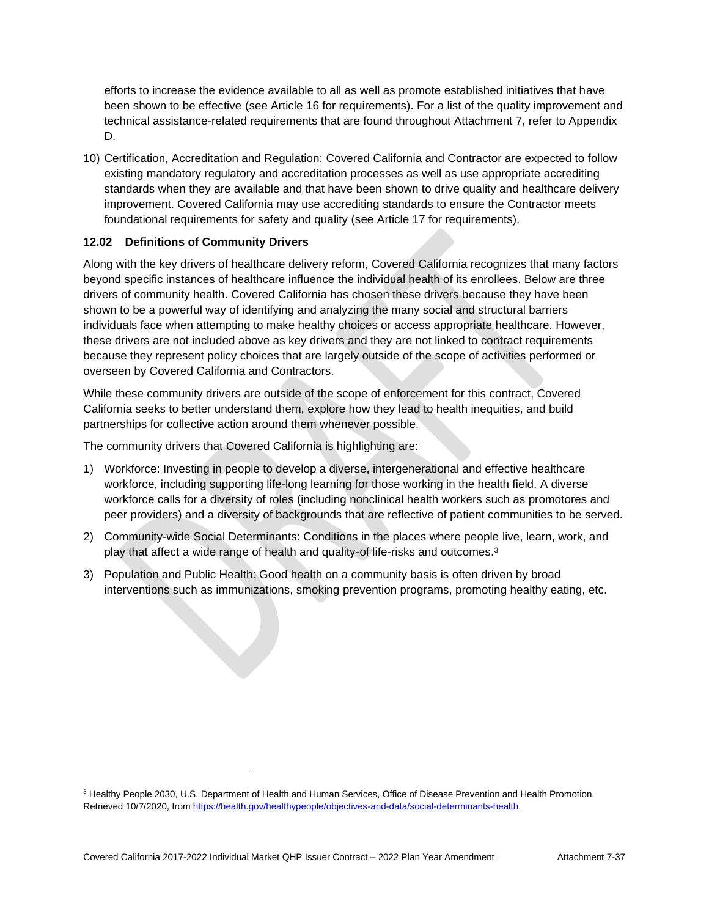efforts to increase the evidence available to all as well as promote established initiatives that have been shown to be effective (see Article 16 for requirements). For a list of the quality improvement and technical assistance-related requirements that are found throughout Attachment 7, refer to Appendix D.

10) Certification, Accreditation and Regulation: Covered California and Contractor are expected to follow existing mandatory regulatory and accreditation processes as well as use appropriate accrediting standards when they are available and that have been shown to drive quality and healthcare delivery improvement. Covered California may use accrediting standards to ensure the Contractor meets foundational requirements for safety and quality (see Article 17 for requirements).

**12.02 Definitions of Community Drivers**

Along with the key drivers of healthcare delivery reform, Covered California recognizes that many factors beyond specific instances of healthcare influence the individual health of its enrollees. Below are three drivers of community health. Covered California has chosen these drivers because they have been shown to be a powerful way of identifying and analyzing the many social and structural barriers individuals face when attempting to make healthy choices or access appropriate healthcare. However, these drivers are not included above as key drivers and they are not linked to contract requirements because they represent policy choices that are largely outside of the scope of activities performed or overseen by Covered California and Contractors.

While these community drivers are outside of the scope of enforcement for this contract, Covered California seeks to better understand them, explore how they lead to health inequities, and build partnerships for collective action around them whenever possible.

The community drivers that Covered California is highlighting are:

1) Workforce: Investing in people to develop a diverse, intergenerational and effective healthcare workforce, including supporting life-long learning for those working in the health field. A diverse workforce calls for a diversity of roles (including nonclinical health workers such as promotores and peer providers) and a diversity of backgrounds that are reflective of patient communities to be served.
2) Community-wide Social Determinants: Conditions in the places where people live, learn, work, and play that affect a wide range of health and quality-of life-risks and outcomes.[3]
3) Population and Public Health: Good health on a community basis is often driven by broad interventions such as immunizations, smoking prevention programs, promoting healthy eating, etc.

---

[3] Healthy People 2030, U.S. Department of Health and Human Services, Office of Disease Prevention and Health Promotion. Retrieved 10/7/2020, from https://health.gov/healthypeople/objectives-and-data/social-determinants-health.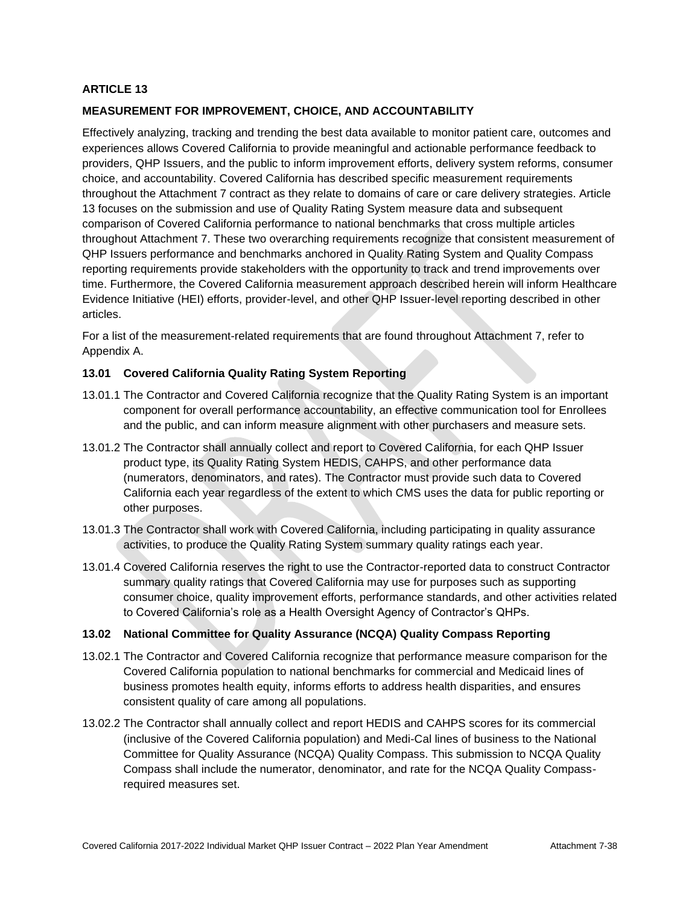## ARTICLE 13

## MEASUREMENT FOR IMPROVEMENT, CHOICE, AND ACCOUNTABILITY

Effectively analyzing, tracking and trending the best data available to monitor patient care, outcomes and experiences allows Covered California to provide meaningful and actionable performance feedback to providers, QHP Issuers, and the public to inform improvement efforts, delivery system reforms, consumer choice, and accountability. Covered California has described specific measurement requirements throughout the Attachment 7 contract as they relate to domains of care or care delivery strategies. Article 13 focuses on the submission and use of Quality Rating System measure data and subsequent comparison of Covered California performance to national benchmarks that cross multiple articles throughout Attachment 7. These two overarching requirements recognize that consistent measurement of QHP Issuers performance and benchmarks anchored in Quality Rating System and Quality Compass reporting requirements provide stakeholders with the opportunity to track and trend improvements over time. Furthermore, the Covered California measurement approach described herein will inform Healthcare Evidence Initiative (HEI) efforts, provider-level, and other QHP Issuer-level reporting described in other articles.

For a list of the measurement-related requirements that are found throughout Attachment 7, refer to Appendix A.

### 13.01 Covered California Quality Rating System Reporting

13.01.1 The Contractor and Covered California recognize that the Quality Rating System is an important component for overall performance accountability, an effective communication tool for Enrollees and the public, and can inform measure alignment with other purchasers and measure sets.

13.01.2 The Contractor shall annually collect and report to Covered California, for each QHP Issuer product type, its Quality Rating System HEDIS, CAHPS, and other performance data (numerators, denominators, and rates). The Contractor must provide such data to Covered California each year regardless of the extent to which CMS uses the data for public reporting or other purposes.

13.01.3 The Contractor shall work with Covered California, including participating in quality assurance activities, to produce the Quality Rating System summary quality ratings each year.

13.01.4 Covered California reserves the right to use the Contractor-reported data to construct Contractor summary quality ratings that Covered California may use for purposes such as supporting consumer choice, quality improvement efforts, performance standards, and other activities related to Covered California's role as a Health Oversight Agency of Contractor's QHPs.

### 13.02 National Committee for Quality Assurance (NCQA) Quality Compass Reporting

13.02.1 The Contractor and Covered California recognize that performance measure comparison for the Covered California population to national benchmarks for commercial and Medicaid lines of business promotes health equity, informs efforts to address health disparities, and ensures consistent quality of care among all populations.

13.02.2 The Contractor shall annually collect and report HEDIS and CAHPS scores for its commercial (inclusive of the Covered California population) and Medi-Cal lines of business to the National Committee for Quality Assurance (NCQA) Quality Compass. This submission to NCQA Quality Compass shall include the numerator, denominator, and rate for the NCQA Quality Compass-required measures set.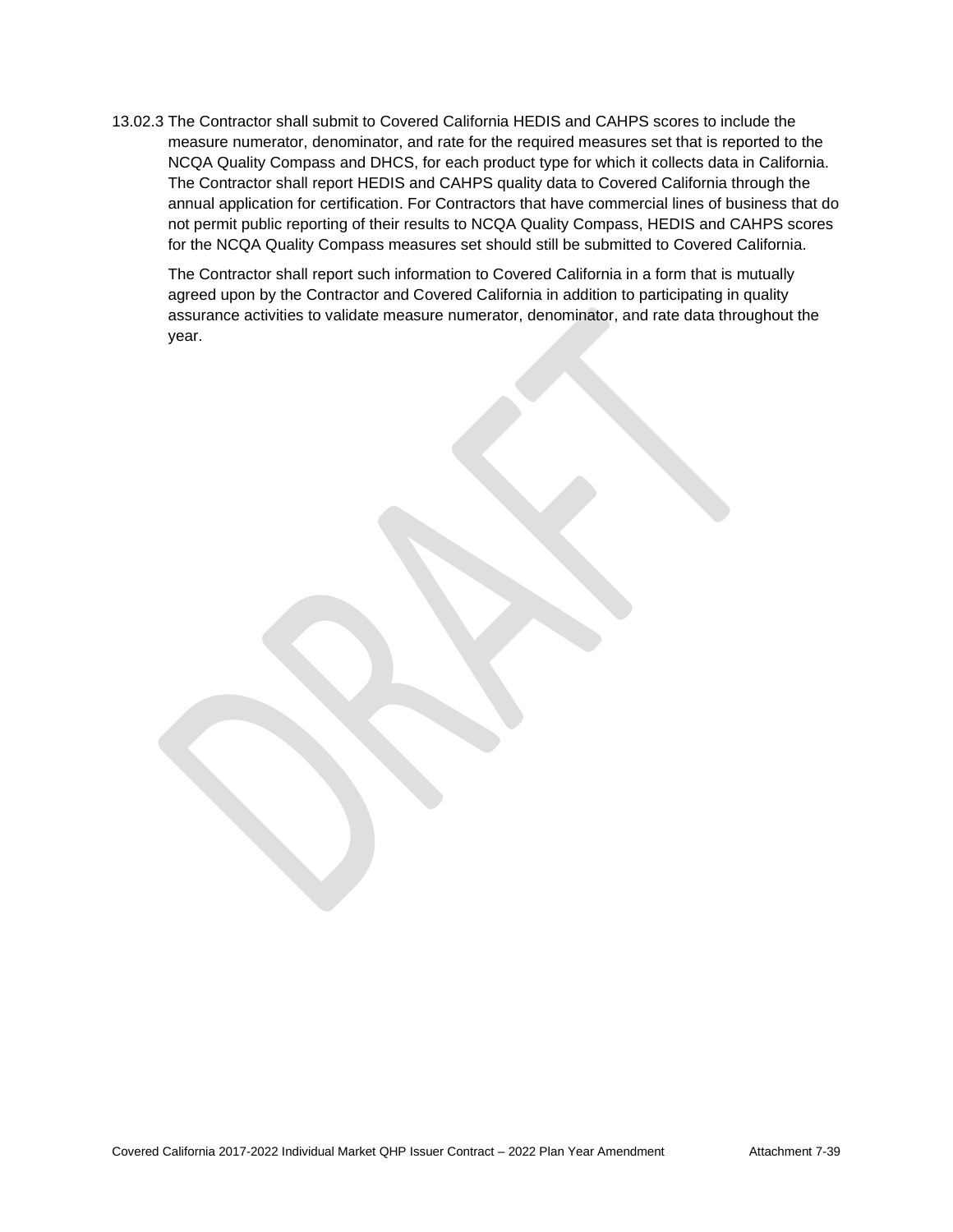13.02.3 The Contractor shall submit to Covered California HEDIS and CAHPS scores to include the measure numerator, denominator, and rate for the required measures set that is reported to the NCQA Quality Compass and DHCS, for each product type for which it collects data in California. The Contractor shall report HEDIS and CAHPS quality data to Covered California through the annual application for certification. For Contractors that have commercial lines of business that do not permit public reporting of their results to NCQA Quality Compass, HEDIS and CAHPS scores for the NCQA Quality Compass measures set should still be submitted to Covered California.

The Contractor shall report such information to Covered California in a form that is mutually agreed upon by the Contractor and Covered California in addition to participating in quality assurance activities to validate measure numerator, denominator, and rate data throughout the year.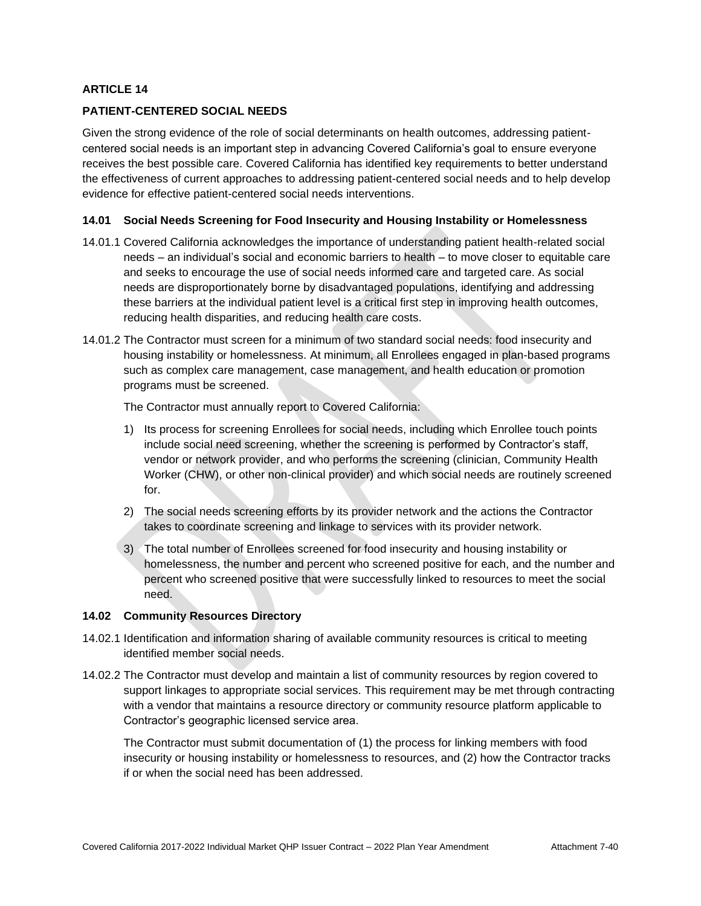## ARTICLE 14

## PATIENT-CENTERED SOCIAL NEEDS

Given the strong evidence of the role of social determinants on health outcomes, addressing patient-centered social needs is an important step in advancing Covered California's goal to ensure everyone receives the best possible care. Covered California has identified key requirements to better understand the effectiveness of current approaches to addressing patient-centered social needs and to help develop evidence for effective patient-centered social needs interventions.

### 14.01 Social Needs Screening for Food Insecurity and Housing Instability or Homelessness

14.01.1 Covered California acknowledges the importance of understanding patient health-related social needs – an individual's social and economic barriers to health – to move closer to equitable care and seeks to encourage the use of social needs informed care and targeted care. As social needs are disproportionately borne by disadvantaged populations, identifying and addressing these barriers at the individual patient level is a critical first step in improving health outcomes, reducing health disparities, and reducing health care costs.

14.01.2 The Contractor must screen for a minimum of two standard social needs: food insecurity and housing instability or homelessness. At minimum, all Enrollees engaged in plan-based programs such as complex care management, case management, and health education or promotion programs must be screened.

The Contractor must annually report to Covered California:

1) Its process for screening Enrollees for social needs, including which Enrollee touch points include social need screening, whether the screening is performed by Contractor's staff, vendor or network provider, and who performs the screening (clinician, Community Health Worker (CHW), or other non-clinical provider) and which social needs are routinely screened for.
2) The social needs screening efforts by its provider network and the actions the Contractor takes to coordinate screening and linkage to services with its provider network.
3) The total number of Enrollees screened for food insecurity and housing instability or homelessness, the number and percent who screened positive for each, and the number and percent who screened positive that were successfully linked to resources to meet the social need.

### 14.02 Community Resources Directory

14.02.1 Identification and information sharing of available community resources is critical to meeting identified member social needs.

14.02.2 The Contractor must develop and maintain a list of community resources by region covered to support linkages to appropriate social services. This requirement may be met through contracting with a vendor that maintains a resource directory or community resource platform applicable to Contractor's geographic licensed service area.

The Contractor must submit documentation of (1) the process for linking members with food insecurity or housing instability or homelessness to resources, and (2) how the Contractor tracks if or when the social need has been addressed.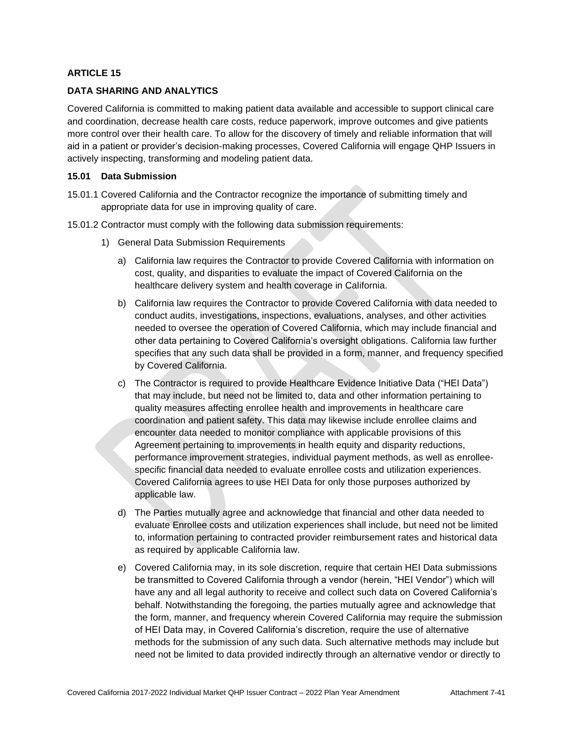**ARTICLE 15**

**DATA SHARING AND ANALYTICS**

Covered California is committed to making patient data available and accessible to support clinical care and coordination, decrease health care costs, reduce paperwork, improve outcomes and give patients more control over their health care. To allow for the discovery of timely and reliable information that will aid in a patient or provider's decision-making processes, Covered California will engage QHP Issuers in actively inspecting, transforming and modeling patient data.

**15.01 Data Submission**

15.01.1 Covered California and the Contractor recognize the importance of submitting timely and appropriate data for use in improving quality of care.

15.01.2 Contractor must comply with the following data submission requirements:

1) General Data Submission Requirements

   a) California law requires the Contractor to provide Covered California with information on cost, quality, and disparities to evaluate the impact of Covered California on the healthcare delivery system and health coverage in California.

   b) California law requires the Contractor to provide Covered California with data needed to conduct audits, investigations, inspections, evaluations, analyses, and other activities needed to oversee the operation of Covered California, which may include financial and other data pertaining to Covered California's oversight obligations. California law further specifies that any such data shall be provided in a form, manner, and frequency specified by Covered California.

   c) The Contractor is required to provide Healthcare Evidence Initiative Data ("HEI Data") that may include, but need not be limited to, data and other information pertaining to quality measures affecting enrollee health and improvements in healthcare care coordination and patient safety. This data may likewise include enrollee claims and encounter data needed to monitor compliance with applicable provisions of this Agreement pertaining to improvements in health equity and disparity reductions, performance improvement strategies, individual payment methods, as well as enrollee-specific financial data needed to evaluate enrollee costs and utilization experiences. Covered California agrees to use HEI Data for only those purposes authorized by applicable law.

   d) The Parties mutually agree and acknowledge that financial and other data needed to evaluate Enrollee costs and utilization experiences shall include, but need not be limited to, information pertaining to contracted provider reimbursement rates and historical data as required by applicable California law.

   e) Covered California may, in its sole discretion, require that certain HEI Data submissions be transmitted to Covered California through a vendor (herein, "HEI Vendor") which will have any and all legal authority to receive and collect such data on Covered California's behalf. Notwithstanding the foregoing, the parties mutually agree and acknowledge that the form, manner, and frequency wherein Covered California may require the submission of HEI Data may, in Covered California's discretion, require the use of alternative methods for the submission of any such data. Such alternative methods may include but need not be limited to data provided indirectly through an alternative vendor or directly to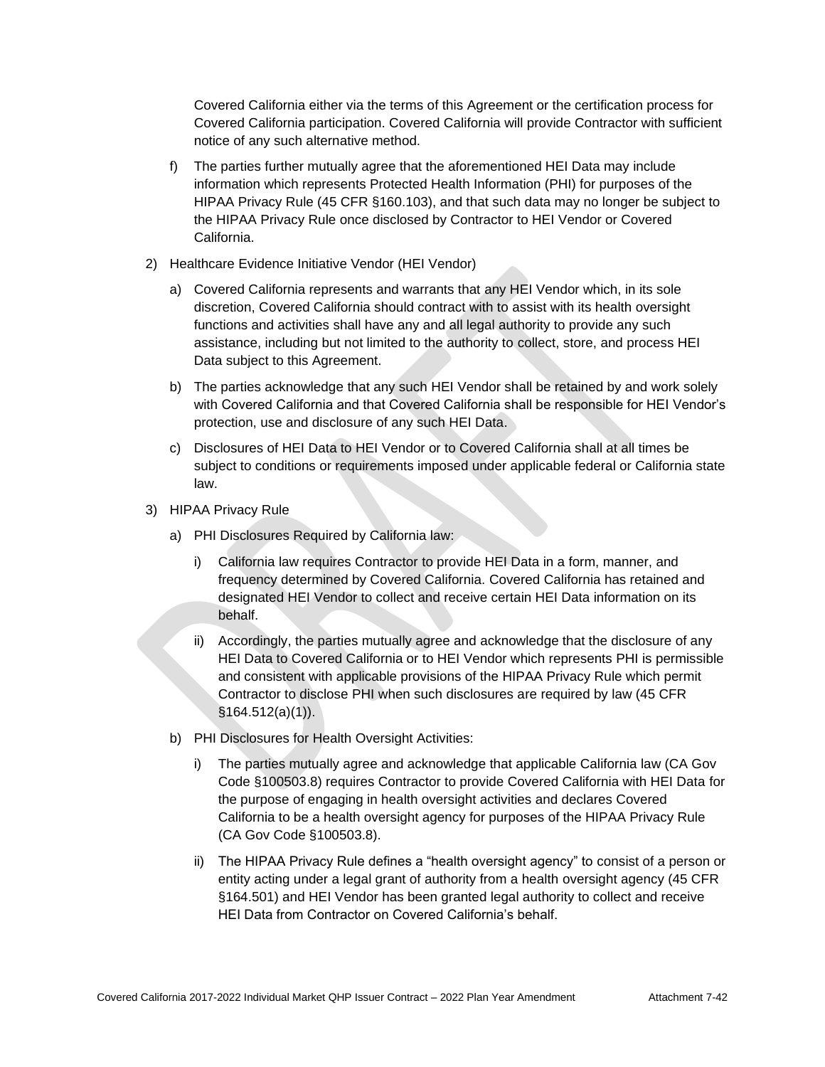Covered California either via the terms of this Agreement or the certification process for Covered California participation. Covered California will provide Contractor with sufficient notice of any such alternative method.

f) The parties further mutually agree that the aforementioned HEI Data may include information which represents Protected Health Information (PHI) for purposes of the HIPAA Privacy Rule (45 CFR §160.103), and that such data may no longer be subject to the HIPAA Privacy Rule once disclosed by Contractor to HEI Vendor or Covered California.

2) Healthcare Evidence Initiative Vendor (HEI Vendor)

a) Covered California represents and warrants that any HEI Vendor which, in its sole discretion, Covered California should contract with to assist with its health oversight functions and activities shall have any and all legal authority to provide any such assistance, including but not limited to the authority to collect, store, and process HEI Data subject to this Agreement.

b) The parties acknowledge that any such HEI Vendor shall be retained by and work solely with Covered California and that Covered California shall be responsible for HEI Vendor's protection, use and disclosure of any such HEI Data.

c) Disclosures of HEI Data to HEI Vendor or to Covered California shall at all times be subject to conditions or requirements imposed under applicable federal or California state law.

3) HIPAA Privacy Rule

a) PHI Disclosures Required by California law:

i) California law requires Contractor to provide HEI Data in a form, manner, and frequency determined by Covered California. Covered California has retained and designated HEI Vendor to collect and receive certain HEI Data information on its behalf.

ii) Accordingly, the parties mutually agree and acknowledge that the disclosure of any HEI Data to Covered California or to HEI Vendor which represents PHI is permissible and consistent with applicable provisions of the HIPAA Privacy Rule which permit Contractor to disclose PHI when such disclosures are required by law (45 CFR §164.512(a)(1)).

b) PHI Disclosures for Health Oversight Activities:

i) The parties mutually agree and acknowledge that applicable California law (CA Gov Code §100503.8) requires Contractor to provide Covered California with HEI Data for the purpose of engaging in health oversight activities and declares Covered California to be a health oversight agency for purposes of the HIPAA Privacy Rule (CA Gov Code §100503.8).

ii) The HIPAA Privacy Rule defines a "health oversight agency" to consist of a person or entity acting under a legal grant of authority from a health oversight agency (45 CFR §164.501) and HEI Vendor has been granted legal authority to collect and receive HEI Data from Contractor on Covered California's behalf.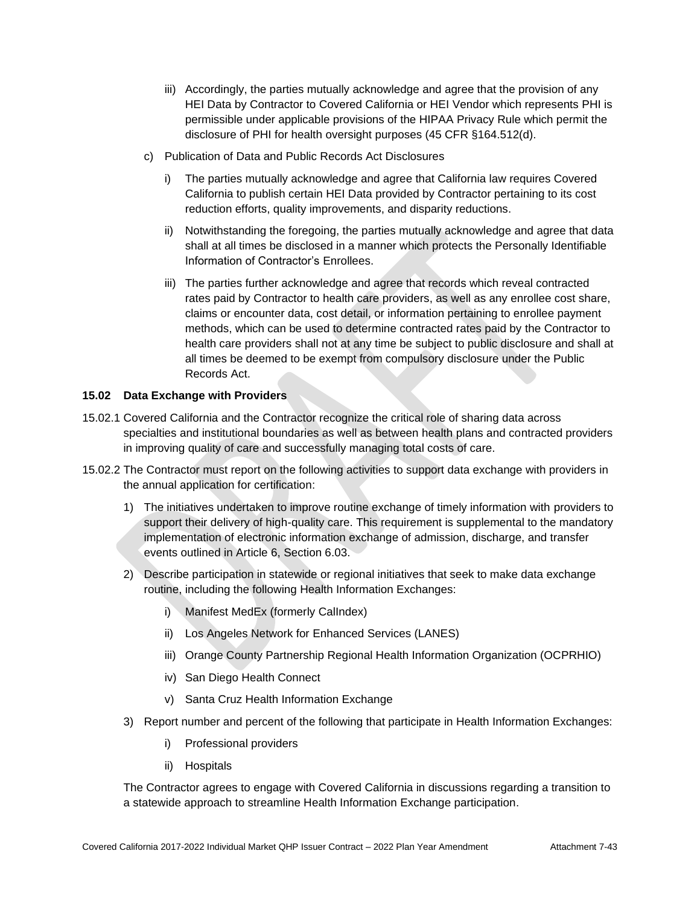iii) Accordingly, the parties mutually acknowledge and agree that the provision of any HEI Data by Contractor to Covered California or HEI Vendor which represents PHI is permissible under applicable provisions of the HIPAA Privacy Rule which permit the disclosure of PHI for health oversight purposes (45 CFR §164.512(d).

c) Publication of Data and Public Records Act Disclosures

i) The parties mutually acknowledge and agree that California law requires Covered California to publish certain HEI Data provided by Contractor pertaining to its cost reduction efforts, quality improvements, and disparity reductions.

ii) Notwithstanding the foregoing, the parties mutually acknowledge and agree that data shall at all times be disclosed in a manner which protects the Personally Identifiable Information of Contractor's Enrollees.

iii) The parties further acknowledge and agree that records which reveal contracted rates paid by Contractor to health care providers, as well as any enrollee cost share, claims or encounter data, cost detail, or information pertaining to enrollee payment methods, which can be used to determine contracted rates paid by the Contractor to health care providers shall not at any time be subject to public disclosure and shall at all times be deemed to be exempt from compulsory disclosure under the Public Records Act.

**15.02 Data Exchange with Providers**

15.02.1 Covered California and the Contractor recognize the critical role of sharing data across specialties and institutional boundaries as well as between health plans and contracted providers in improving quality of care and successfully managing total costs of care.

15.02.2 The Contractor must report on the following activities to support data exchange with providers in the annual application for certification:

1) The initiatives undertaken to improve routine exchange of timely information with providers to support their delivery of high-quality care. This requirement is supplemental to the mandatory implementation of electronic information exchange of admission, discharge, and transfer events outlined in Article 6, Section 6.03.

2) Describe participation in statewide or regional initiatives that seek to make data exchange routine, including the following Health Information Exchanges:

   i) Manifest MedEx (formerly CalIndex)

   ii) Los Angeles Network for Enhanced Services (LANES)

   iii) Orange County Partnership Regional Health Information Organization (OCPRHIO)

   iv) San Diego Health Connect

   v) Santa Cruz Health Information Exchange

3) Report number and percent of the following that participate in Health Information Exchanges:

   i) Professional providers

   ii) Hospitals

The Contractor agrees to engage with Covered California in discussions regarding a transition to a statewide approach to streamline Health Information Exchange participation.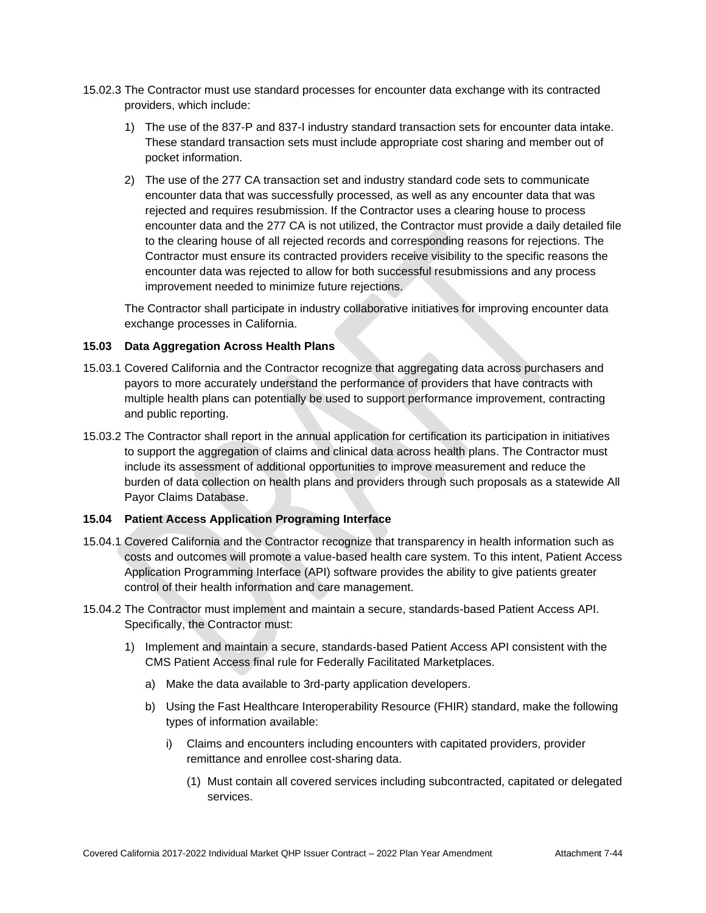15.02.3 The Contractor must use standard processes for encounter data exchange with its contracted providers, which include:

1) The use of the 837-P and 837-I industry standard transaction sets for encounter data intake. These standard transaction sets must include appropriate cost sharing and member out of pocket information.

2) The use of the 277 CA transaction set and industry standard code sets to communicate encounter data that was successfully processed, as well as any encounter data that was rejected and requires resubmission. If the Contractor uses a clearing house to process encounter data and the 277 CA is not utilized, the Contractor must provide a daily detailed file to the clearing house of all rejected records and corresponding reasons for rejections. The Contractor must ensure its contracted providers receive visibility to the specific reasons the encounter data was rejected to allow for both successful resubmissions and any process improvement needed to minimize future rejections.

The Contractor shall participate in industry collaborative initiatives for improving encounter data exchange processes in California.

### 15.03 Data Aggregation Across Health Plans

15.03.1 Covered California and the Contractor recognize that aggregating data across purchasers and payors to more accurately understand the performance of providers that have contracts with multiple health plans can potentially be used to support performance improvement, contracting and public reporting.

15.03.2 The Contractor shall report in the annual application for certification its participation in initiatives to support the aggregation of claims and clinical data across health plans. The Contractor must include its assessment of additional opportunities to improve measurement and reduce the burden of data collection on health plans and providers through such proposals as a statewide All Payor Claims Database.

### 15.04 Patient Access Application Programing Interface

15.04.1 Covered California and the Contractor recognize that transparency in health information such as costs and outcomes will promote a value-based health care system. To this intent, Patient Access Application Programming Interface (API) software provides the ability to give patients greater control of their health information and care management.

15.04.2 The Contractor must implement and maintain a secure, standards-based Patient Access API. Specifically, the Contractor must:

1) Implement and maintain a secure, standards-based Patient Access API consistent with the CMS Patient Access final rule for Federally Facilitated Marketplaces.

   a) Make the data available to 3rd-party application developers.

   b) Using the Fast Healthcare Interoperability Resource (FHIR) standard, make the following types of information available:

      i) Claims and encounters including encounters with capitated providers, provider remittance and enrollee cost-sharing data.

         (1) Must contain all covered services including subcontracted, capitated or delegated services.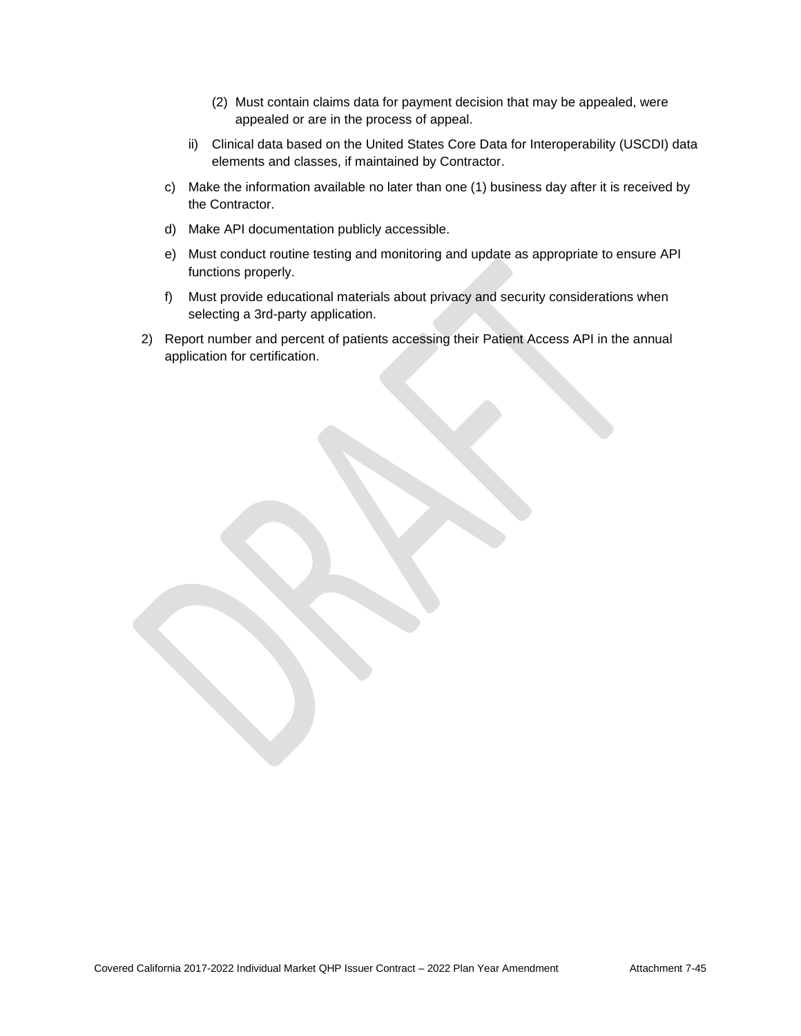(2) Must contain claims data for payment decision that may be appealed, were appealed or are in the process of appeal.

ii) Clinical data based on the United States Core Data for Interoperability (USCDI) data elements and classes, if maintained by Contractor.

c) Make the information available no later than one (1) business day after it is received by the Contractor.

d) Make API documentation publicly accessible.

e) Must conduct routine testing and monitoring and update as appropriate to ensure API functions properly.

f) Must provide educational materials about privacy and security considerations when selecting a 3rd-party application.

2) Report number and percent of patients accessing their Patient Access API in the annual application for certification.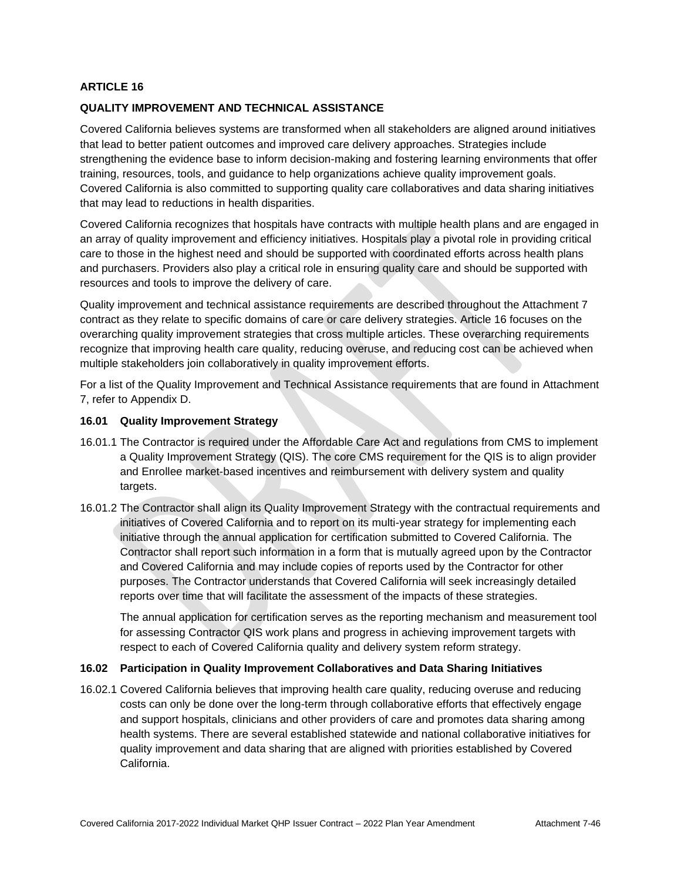## ARTICLE 16

## QUALITY IMPROVEMENT AND TECHNICAL ASSISTANCE

Covered California believes systems are transformed when all stakeholders are aligned around initiatives that lead to better patient outcomes and improved care delivery approaches. Strategies include strengthening the evidence base to inform decision-making and fostering learning environments that offer training, resources, tools, and guidance to help organizations achieve quality improvement goals. Covered California is also committed to supporting quality care collaboratives and data sharing initiatives that may lead to reductions in health disparities.

Covered California recognizes that hospitals have contracts with multiple health plans and are engaged in an array of quality improvement and efficiency initiatives. Hospitals play a pivotal role in providing critical care to those in the highest need and should be supported with coordinated efforts across health plans and purchasers. Providers also play a critical role in ensuring quality care and should be supported with resources and tools to improve the delivery of care.

Quality improvement and technical assistance requirements are described throughout the Attachment 7 contract as they relate to specific domains of care or care delivery strategies. Article 16 focuses on the overarching quality improvement strategies that cross multiple articles. These overarching requirements recognize that improving health care quality, reducing overuse, and reducing cost can be achieved when multiple stakeholders join collaboratively in quality improvement efforts.

For a list of the Quality Improvement and Technical Assistance requirements that are found in Attachment 7, refer to Appendix D.

### 16.01 Quality Improvement Strategy

16.01.1 The Contractor is required under the Affordable Care Act and regulations from CMS to implement a Quality Improvement Strategy (QIS). The core CMS requirement for the QIS is to align provider and Enrollee market-based incentives and reimbursement with delivery system and quality targets.

16.01.2 The Contractor shall align its Quality Improvement Strategy with the contractual requirements and initiatives of Covered California and to report on its multi-year strategy for implementing each initiative through the annual application for certification submitted to Covered California. The Contractor shall report such information in a form that is mutually agreed upon by the Contractor and Covered California and may include copies of reports used by the Contractor for other purposes. The Contractor understands that Covered California will seek increasingly detailed reports over time that will facilitate the assessment of the impacts of these strategies.

The annual application for certification serves as the reporting mechanism and measurement tool for assessing Contractor QIS work plans and progress in achieving improvement targets with respect to each of Covered California quality and delivery system reform strategy.

### 16.02 Participation in Quality Improvement Collaboratives and Data Sharing Initiatives

16.02.1 Covered California believes that improving health care quality, reducing overuse and reducing costs can only be done over the long-term through collaborative efforts that effectively engage and support hospitals, clinicians and other providers of care and promotes data sharing among health systems. There are several established statewide and national collaborative initiatives for quality improvement and data sharing that are aligned with priorities established by Covered California.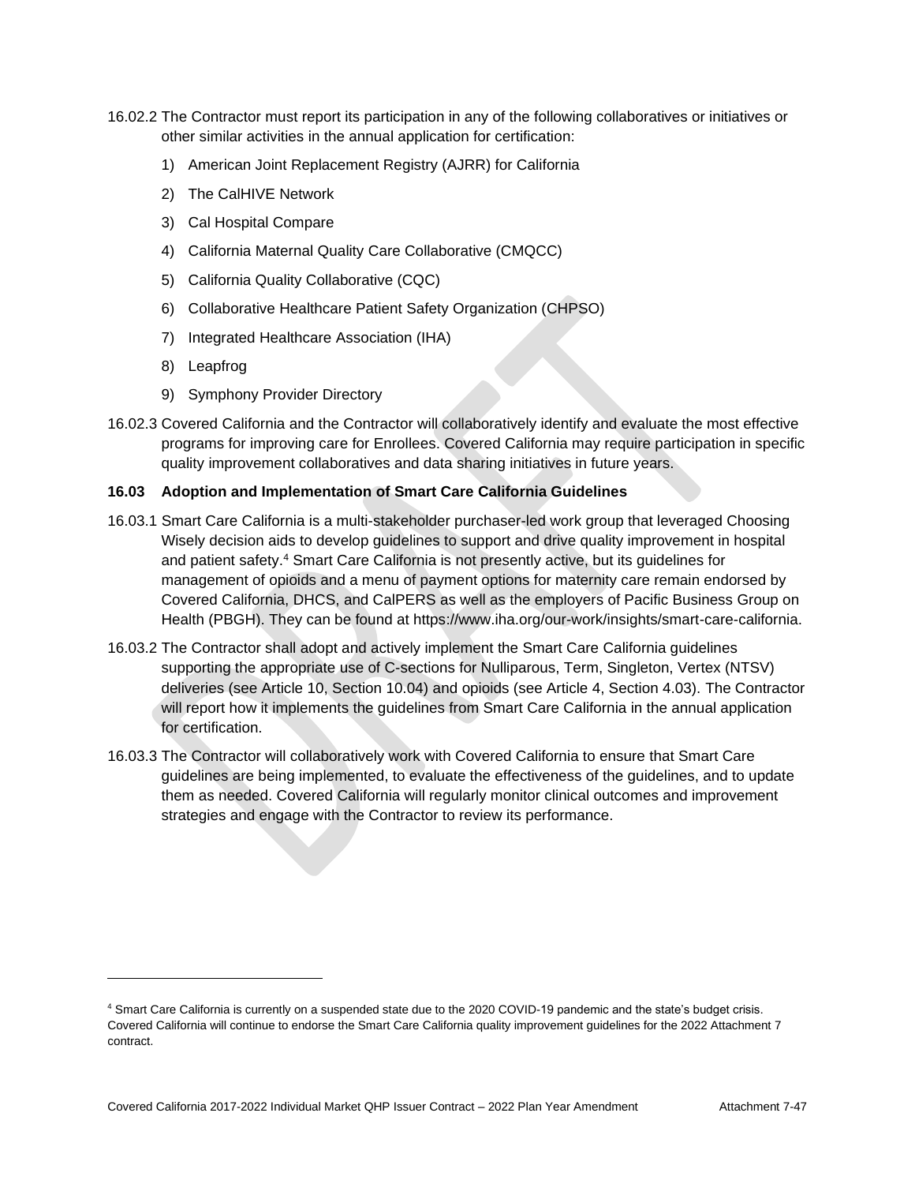16.02.2 The Contractor must report its participation in any of the following collaboratives or initiatives or other similar activities in the annual application for certification:

1) American Joint Replacement Registry (AJRR) for California
2) The CalHIVE Network
3) Cal Hospital Compare
4) California Maternal Quality Care Collaborative (CMQCC)
5) California Quality Collaborative (CQC)
6) Collaborative Healthcare Patient Safety Organization (CHPSO)
7) Integrated Healthcare Association (IHA)
8) Leapfrog
9) Symphony Provider Directory

16.02.3 Covered California and the Contractor will collaboratively identify and evaluate the most effective programs for improving care for Enrollees. Covered California may require participation in specific quality improvement collaboratives and data sharing initiatives in future years.

**16.03 Adoption and Implementation of Smart Care California Guidelines**

16.03.1 Smart Care California is a multi-stakeholder purchaser-led work group that leveraged Choosing Wisely decision aids to develop guidelines to support and drive quality improvement in hospital and patient safety.[4] Smart Care California is not presently active, but its guidelines for management of opioids and a menu of payment options for maternity care remain endorsed by Covered California, DHCS, and CalPERS as well as the employers of Pacific Business Group on Health (PBGH). They can be found at https://www.iha.org/our-work/insights/smart-care-california.

16.03.2 The Contractor shall adopt and actively implement the Smart Care California guidelines supporting the appropriate use of C-sections for Nulliparous, Term, Singleton, Vertex (NTSV) deliveries (see Article 10, Section 10.04) and opioids (see Article 4, Section 4.03). The Contractor will report how it implements the guidelines from Smart Care California in the annual application for certification.

16.03.3 The Contractor will collaboratively work with Covered California to ensure that Smart Care guidelines are being implemented, to evaluate the effectiveness of the guidelines, and to update them as needed. Covered California will regularly monitor clinical outcomes and improvement strategies and engage with the Contractor to review its performance.

---

[4] Smart Care California is currently on a suspended state due to the 2020 COVID-19 pandemic and the state's budget crisis. Covered California will continue to endorse the Smart Care California quality improvement guidelines for the 2022 Attachment 7 contract.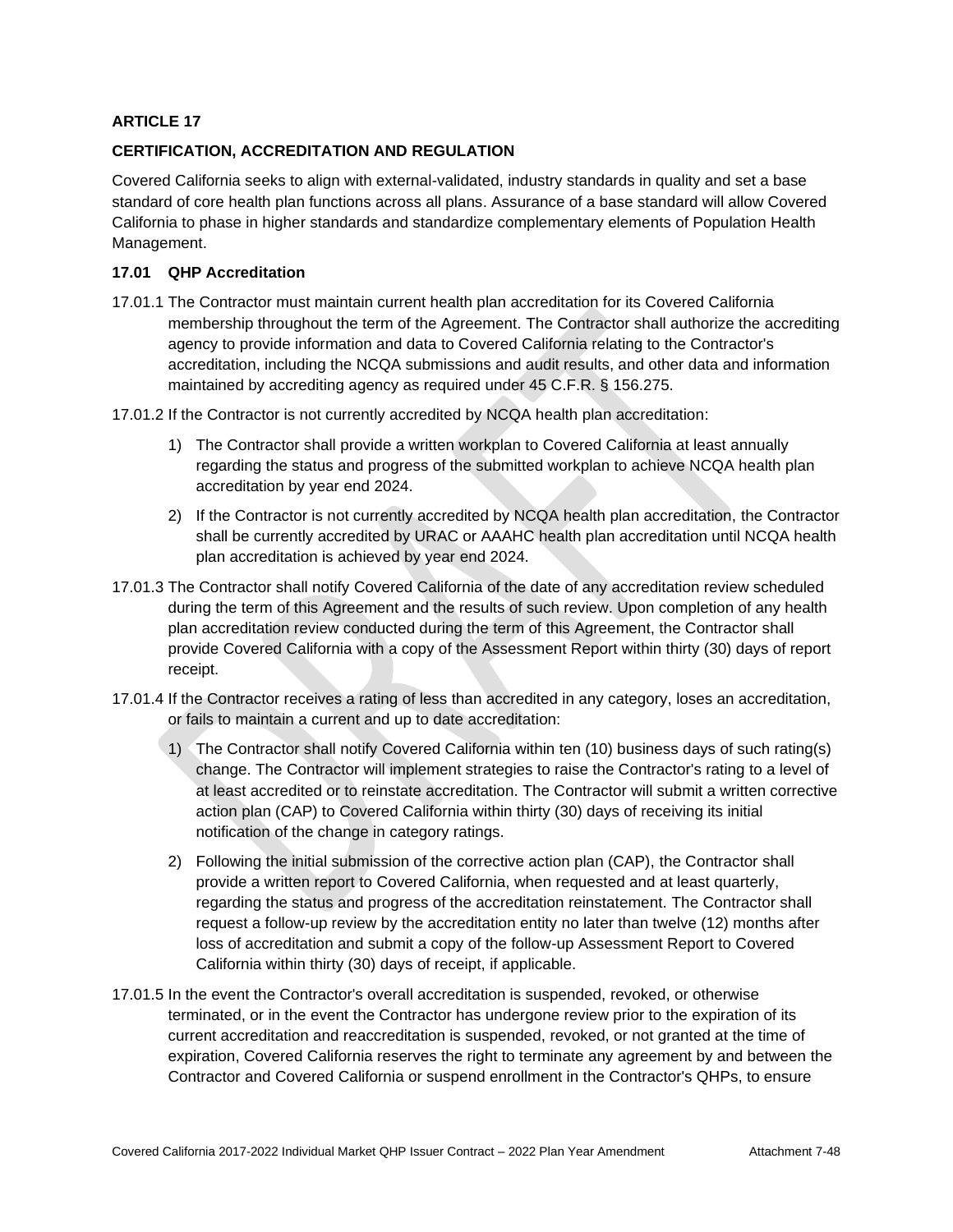## ARTICLE 17

## CERTIFICATION, ACCREDITATION AND REGULATION

Covered California seeks to align with external-validated, industry standards in quality and set a base standard of core health plan functions across all plans. Assurance of a base standard will allow Covered California to phase in higher standards and standardize complementary elements of Population Health Management.

### 17.01 QHP Accreditation

17.01.1 The Contractor must maintain current health plan accreditation for its Covered California membership throughout the term of the Agreement. The Contractor shall authorize the accrediting agency to provide information and data to Covered California relating to the Contractor's accreditation, including the NCQA submissions and audit results, and other data and information maintained by accrediting agency as required under 45 C.F.R. § 156.275.

17.01.2 If the Contractor is not currently accredited by NCQA health plan accreditation:

1) The Contractor shall provide a written workplan to Covered California at least annually regarding the status and progress of the submitted workplan to achieve NCQA health plan accreditation by year end 2024.
2) If the Contractor is not currently accredited by NCQA health plan accreditation, the Contractor shall be currently accredited by URAC or AAAHC health plan accreditation until NCQA health plan accreditation is achieved by year end 2024.

17.01.3 The Contractor shall notify Covered California of the date of any accreditation review scheduled during the term of this Agreement and the results of such review. Upon completion of any health plan accreditation review conducted during the term of this Agreement, the Contractor shall provide Covered California with a copy of the Assessment Report within thirty (30) days of report receipt.

17.01.4 If the Contractor receives a rating of less than accredited in any category, loses an accreditation, or fails to maintain a current and up to date accreditation:

1) The Contractor shall notify Covered California within ten (10) business days of such rating(s) change. The Contractor will implement strategies to raise the Contractor's rating to a level of at least accredited or to reinstate accreditation. The Contractor will submit a written corrective action plan (CAP) to Covered California within thirty (30) days of receiving its initial notification of the change in category ratings.
2) Following the initial submission of the corrective action plan (CAP), the Contractor shall provide a written report to Covered California, when requested and at least quarterly, regarding the status and progress of the accreditation reinstatement. The Contractor shall request a follow-up review by the accreditation entity no later than twelve (12) months after loss of accreditation and submit a copy of the follow-up Assessment Report to Covered California within thirty (30) days of receipt, if applicable.

17.01.5 In the event the Contractor's overall accreditation is suspended, revoked, or otherwise terminated, or in the event the Contractor has undergone review prior to the expiration of its current accreditation and reaccreditation is suspended, revoked, or not granted at the time of expiration, Covered California reserves the right to terminate any agreement by and between the Contractor and Covered California or suspend enrollment in the Contractor's QHPs, to ensure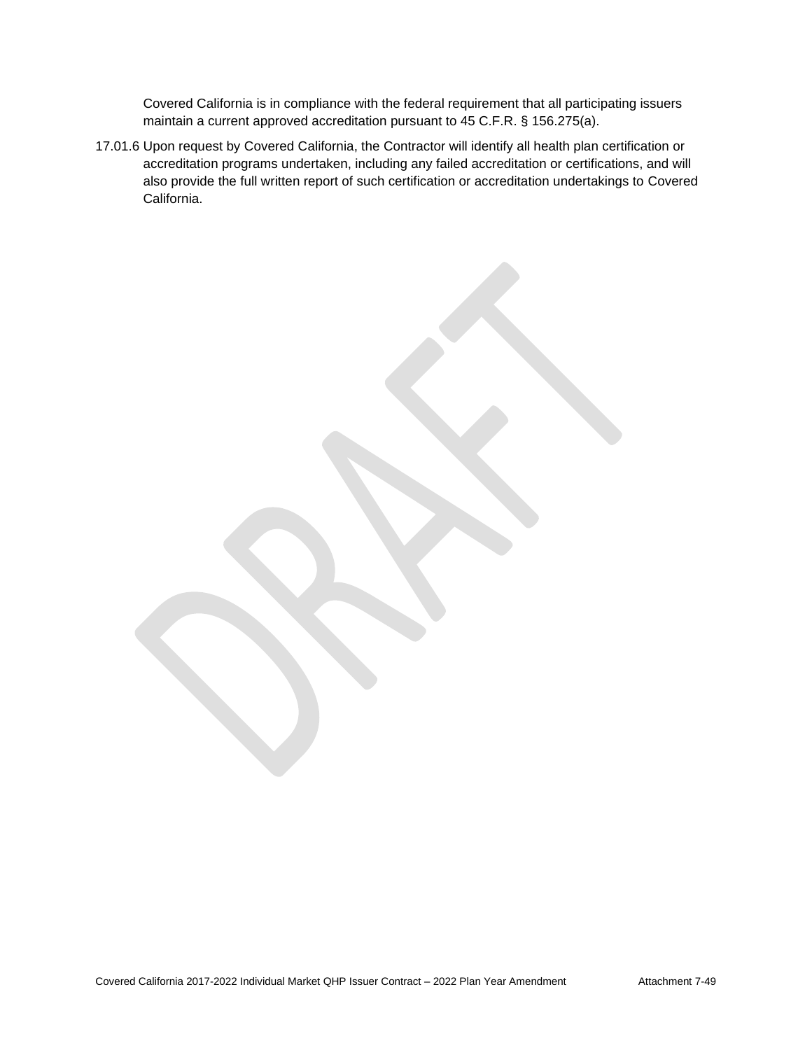Covered California is in compliance with the federal requirement that all participating issuers maintain a current approved accreditation pursuant to 45 C.F.R. § 156.275(a).

17.01.6 Upon request by Covered California, the Contractor will identify all health plan certification or accreditation programs undertaken, including any failed accreditation or certifications, and will also provide the full written report of such certification or accreditation undertakings to Covered California.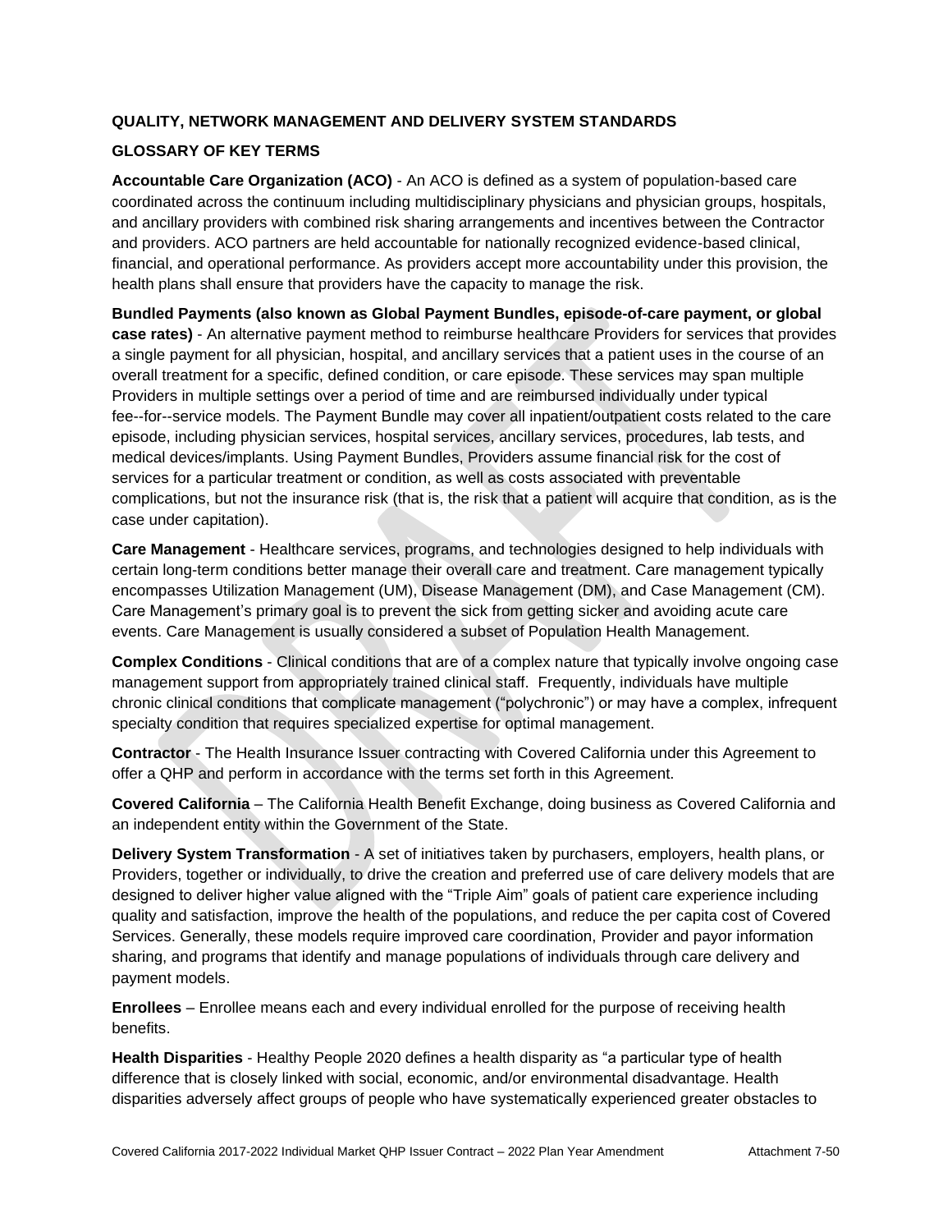**QUALITY, NETWORK MANAGEMENT AND DELIVERY SYSTEM STANDARDS**

**GLOSSARY OF KEY TERMS**

**Accountable Care Organization (ACO)** - An ACO is defined as a system of population-based care coordinated across the continuum including multidisciplinary physicians and physician groups, hospitals, and ancillary providers with combined risk sharing arrangements and incentives between the Contractor and providers. ACO partners are held accountable for nationally recognized evidence-based clinical, financial, and operational performance. As providers accept more accountability under this provision, the health plans shall ensure that providers have the capacity to manage the risk.

**Bundled Payments (also known as Global Payment Bundles, episode-of-care payment, or global case rates)** - An alternative payment method to reimburse healthcare Providers for services that provides a single payment for all physician, hospital, and ancillary services that a patient uses in the course of an overall treatment for a specific, defined condition, or care episode. These services may span multiple Providers in multiple settings over a period of time and are reimbursed individually under typical fee--for--service models. The Payment Bundle may cover all inpatient/outpatient costs related to the care episode, including physician services, hospital services, ancillary services, procedures, lab tests, and medical devices/implants. Using Payment Bundles, Providers assume financial risk for the cost of services for a particular treatment or condition, as well as costs associated with preventable complications, but not the insurance risk (that is, the risk that a patient will acquire that condition, as is the case under capitation).

**Care Management** - Healthcare services, programs, and technologies designed to help individuals with certain long-term conditions better manage their overall care and treatment. Care management typically encompasses Utilization Management (UM), Disease Management (DM), and Case Management (CM). Care Management's primary goal is to prevent the sick from getting sicker and avoiding acute care events. Care Management is usually considered a subset of Population Health Management.

**Complex Conditions** - Clinical conditions that are of a complex nature that typically involve ongoing case management support from appropriately trained clinical staff. Frequently, individuals have multiple chronic clinical conditions that complicate management ("polychronic") or may have a complex, infrequent specialty condition that requires specialized expertise for optimal management.

**Contractor** - The Health Insurance Issuer contracting with Covered California under this Agreement to offer a QHP and perform in accordance with the terms set forth in this Agreement.

**Covered California** – The California Health Benefit Exchange, doing business as Covered California and an independent entity within the Government of the State.

**Delivery System Transformation** - A set of initiatives taken by purchasers, employers, health plans, or Providers, together or individually, to drive the creation and preferred use of care delivery models that are designed to deliver higher value aligned with the "Triple Aim" goals of patient care experience including quality and satisfaction, improve the health of the populations, and reduce the per capita cost of Covered Services. Generally, these models require improved care coordination, Provider and payor information sharing, and programs that identify and manage populations of individuals through care delivery and payment models.

**Enrollees** – Enrollee means each and every individual enrolled for the purpose of receiving health benefits.

**Health Disparities** - Healthy People 2020 defines a health disparity as "a particular type of health difference that is closely linked with social, economic, and/or environmental disadvantage. Health disparities adversely affect groups of people who have systematically experienced greater obstacles to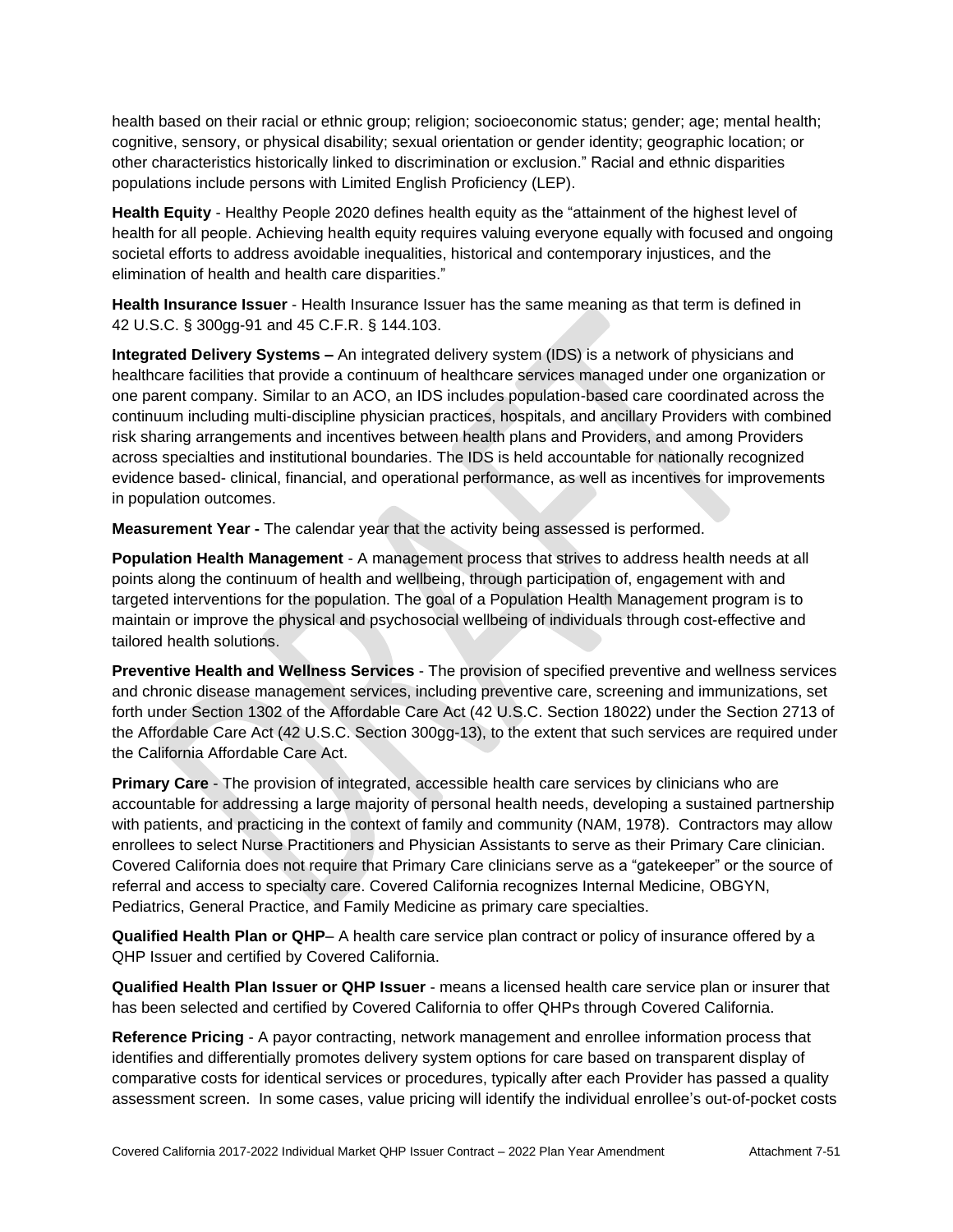health based on their racial or ethnic group; religion; socioeconomic status; gender; age; mental health; cognitive, sensory, or physical disability; sexual orientation or gender identity; geographic location; or other characteristics historically linked to discrimination or exclusion." Racial and ethnic disparities populations include persons with Limited English Proficiency (LEP).

**Health Equity** - Healthy People 2020 defines health equity as the "attainment of the highest level of health for all people. Achieving health equity requires valuing everyone equally with focused and ongoing societal efforts to address avoidable inequalities, historical and contemporary injustices, and the elimination of health and health care disparities."

**Health Insurance Issuer** - Health Insurance Issuer has the same meaning as that term is defined in 42 U.S.C. § 300gg-91 and 45 C.F.R. § 144.103.

**Integrated Delivery Systems –** An integrated delivery system (IDS) is a network of physicians and healthcare facilities that provide a continuum of healthcare services managed under one organization or one parent company. Similar to an ACO, an IDS includes population-based care coordinated across the continuum including multi-discipline physician practices, hospitals, and ancillary Providers with combined risk sharing arrangements and incentives between health plans and Providers, and among Providers across specialties and institutional boundaries. The IDS is held accountable for nationally recognized evidence based- clinical, financial, and operational performance, as well as incentives for improvements in population outcomes.

**Measurement Year -** The calendar year that the activity being assessed is performed.

**Population Health Management** - A management process that strives to address health needs at all points along the continuum of health and wellbeing, through participation of, engagement with and targeted interventions for the population. The goal of a Population Health Management program is to maintain or improve the physical and psychosocial wellbeing of individuals through cost-effective and tailored health solutions.

**Preventive Health and Wellness Services** - The provision of specified preventive and wellness services and chronic disease management services, including preventive care, screening and immunizations, set forth under Section 1302 of the Affordable Care Act (42 U.S.C. Section 18022) under the Section 2713 of the Affordable Care Act (42 U.S.C. Section 300gg-13), to the extent that such services are required under the California Affordable Care Act.

**Primary Care** - The provision of integrated, accessible health care services by clinicians who are accountable for addressing a large majority of personal health needs, developing a sustained partnership with patients, and practicing in the context of family and community (NAM, 1978). Contractors may allow enrollees to select Nurse Practitioners and Physician Assistants to serve as their Primary Care clinician. Covered California does not require that Primary Care clinicians serve as a "gatekeeper" or the source of referral and access to specialty care. Covered California recognizes Internal Medicine, OBGYN, Pediatrics, General Practice, and Family Medicine as primary care specialties.

**Qualified Health Plan or QHP**– A health care service plan contract or policy of insurance offered by a QHP Issuer and certified by Covered California.

**Qualified Health Plan Issuer or QHP Issuer** - means a licensed health care service plan or insurer that has been selected and certified by Covered California to offer QHPs through Covered California.

**Reference Pricing** - A payor contracting, network management and enrollee information process that identifies and differentially promotes delivery system options for care based on transparent display of comparative costs for identical services or procedures, typically after each Provider has passed a quality assessment screen. In some cases, value pricing will identify the individual enrollee's out-of-pocket costs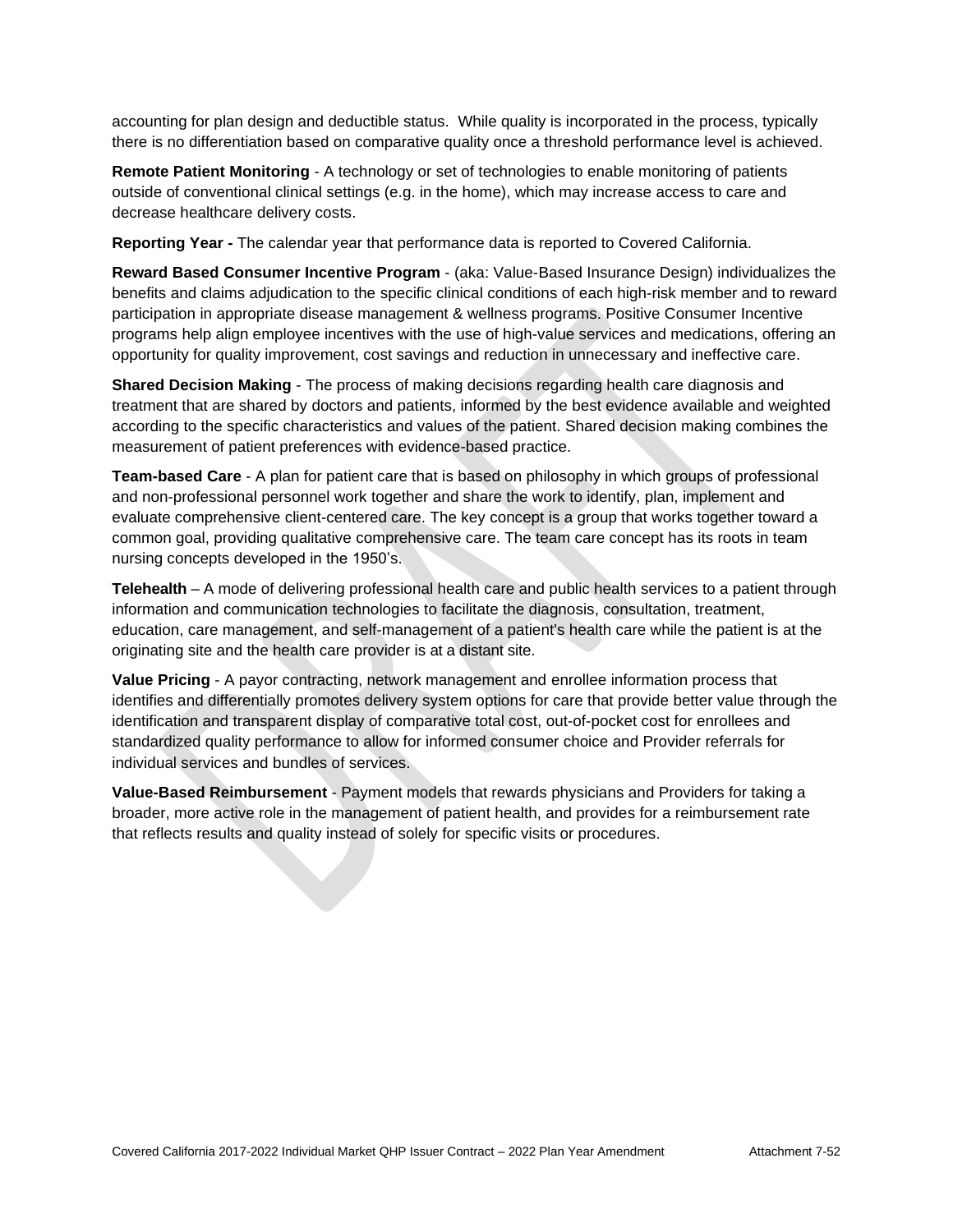accounting for plan design and deductible status.  While quality is incorporated in the process, typically there is no differentiation based on comparative quality once a threshold performance level is achieved.

**Remote Patient Monitoring** - A technology or set of technologies to enable monitoring of patients outside of conventional clinical settings (e.g. in the home), which may increase access to care and decrease healthcare delivery costs.

**Reporting Year -** The calendar year that performance data is reported to Covered California.

**Reward Based Consumer Incentive Program** - (aka: Value-Based Insurance Design) individualizes the benefits and claims adjudication to the specific clinical conditions of each high-risk member and to reward participation in appropriate disease management & wellness programs. Positive Consumer Incentive programs help align employee incentives with the use of high-value services and medications, offering an opportunity for quality improvement, cost savings and reduction in unnecessary and ineffective care.

**Shared Decision Making** - The process of making decisions regarding health care diagnosis and treatment that are shared by doctors and patients, informed by the best evidence available and weighted according to the specific characteristics and values of the patient. Shared decision making combines the measurement of patient preferences with evidence-based practice.

**Team-based Care** - A plan for patient care that is based on philosophy in which groups of professional and non-professional personnel work together and share the work to identify, plan, implement and evaluate comprehensive client-centered care. The key concept is a group that works together toward a common goal, providing qualitative comprehensive care. The team care concept has its roots in team nursing concepts developed in the 1950's.

**Telehealth** – A mode of delivering professional health care and public health services to a patient through information and communication technologies to facilitate the diagnosis, consultation, treatment, education, care management, and self-management of a patient's health care while the patient is at the originating site and the health care provider is at a distant site.

**Value Pricing** - A payor contracting, network management and enrollee information process that identifies and differentially promotes delivery system options for care that provide better value through the identification and transparent display of comparative total cost, out-of-pocket cost for enrollees and standardized quality performance to allow for informed consumer choice and Provider referrals for individual services and bundles of services.

**Value-Based Reimbursement** - Payment models that rewards physicians and Providers for taking a broader, more active role in the management of patient health, and provides for a reimbursement rate that reflects results and quality instead of solely for specific visits or procedures.